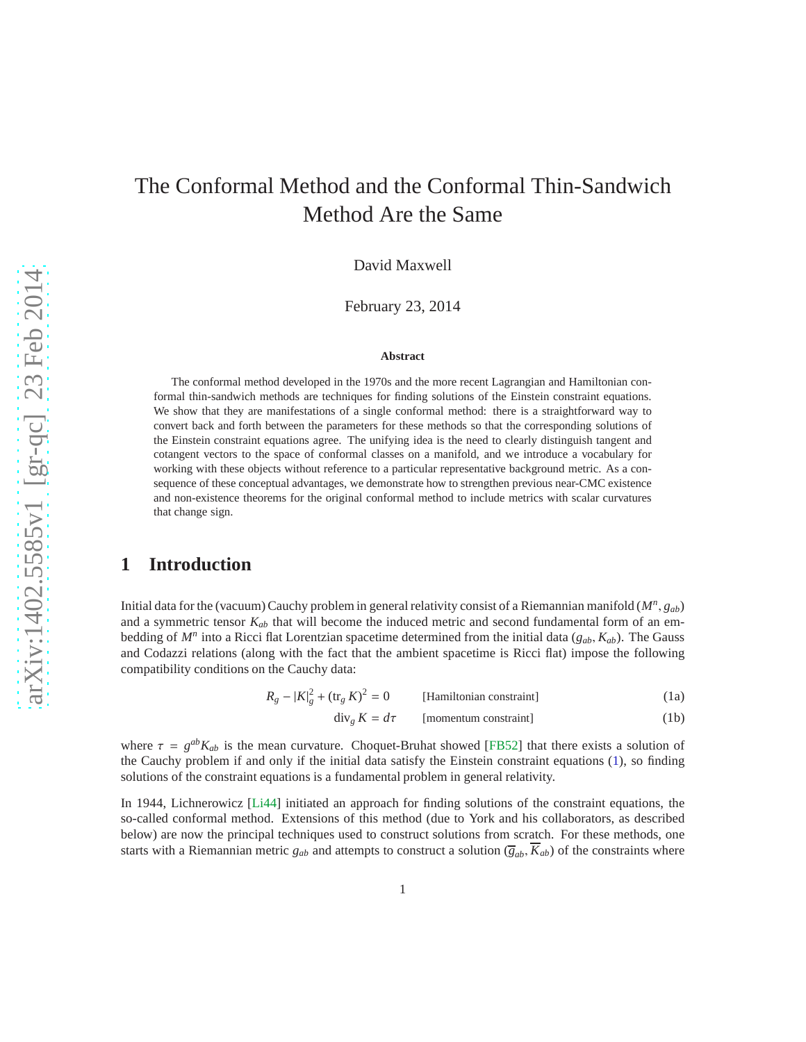# The Conformal Method and the Conformal Thin-Sandwich Method Are the Same

David Maxwell

February 23, 2014

**Abstract**

The conformal method developed in the 1970s and the more recent Lagrangian and Hamiltonian conformal thin-sandwich methods are techniques for finding solutions of the Einstein constraint equations. We show that they are manifestations of a single conformal method: there is a straightforward way to convert back and forth between the parameters for these methods so that the corresponding solutions of the Einstein constraint equations agree. The unifying idea is the need to clearly distinguish tangent and cotangent vectors to the space of conformal classes on a manifold, and we introduce a vocabulary for working with these objects without reference to a particular representative background metric. As a consequence of these conceptual advantages, we demonstrate how to strengthen previous near-CMC existence and non-existence theorems for the original conformal method to include metrics with scalar curvatures that change sign.

## 1 Introduction

Initial data for the (vacuum) Cauchy problem in general relativity consist of a Riemannian manifold $(M^n, g_{ab})$ and a symmetric tensor $K_{ab}$ that will become the induced metric and second fundamental form of an embedding of $M^n$ into a Ricci flat Lorentzian spacetime determined from the initial data $(g_{ab}, K_{ab})$. The Gauss and Codazzi relations (along with the fact that the ambient spacetime is Ricci flat) impose the following compatibility conditions on the Cauchy data:

$$R_g - |K|_g^2 + (\operatorname{tr}_g K)^2 = 0 \qquad \text{[Hamiltonian constraint]} \tag{1a}$$

$$\operatorname{div}_g K = d\tau \qquad \text{[momentum constraint]} \tag{1b}$$

where $\tau = g^{ab}K_{ab}$ is the mean curvature. Choquet-Bruhat showed [FB52] that there exists a solution of the Cauchy problem if and only if the initial data satisfy the Einstein constraint equations (1), so finding solutions of the constraint equations is a fundamental problem in general relativity.

In 1944, Lichnerowicz [Li44] initiated an approach for finding solutions of the constraint equations, the so-called conformal method. Extensions of this method (due to York and his collaborators, as described below) are now the principal techniques used to construct solutions from scratch. For these methods, one starts with a Riemannian metric $g_{ab}$ and attempts to construct a solution $(\overline{g}_{ab}, \overline{K}_{ab})$ of the constraints where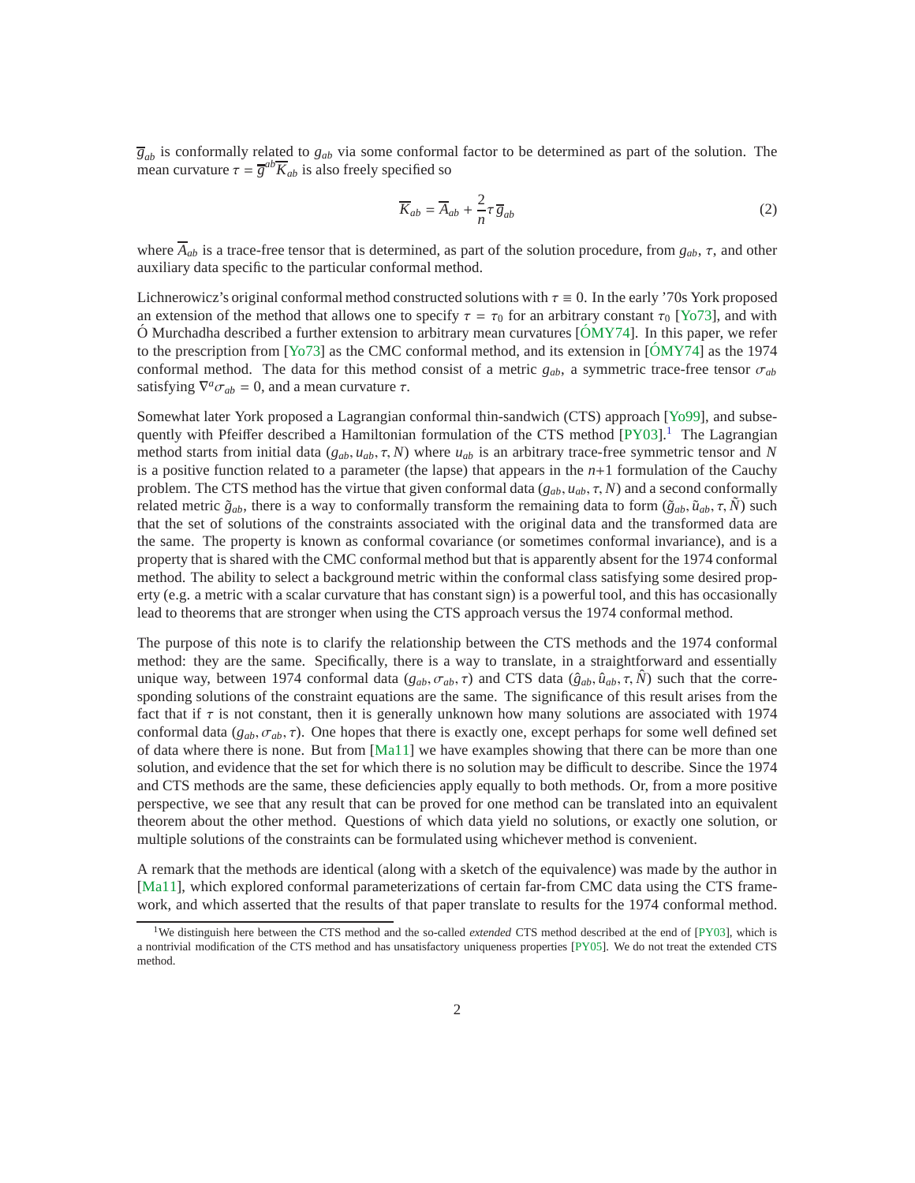$\overline{g}_{ab}$ is conformally related to $g_{ab}$ via some conformal factor to be determined as part of the solution. The mean curvature $\tau = \overline{g}^{ab}\overline{K}_{ab}$ is also freely specified so

$$\overline{K}_{ab} = \overline{A}_{ab} + \frac{2}{n}\tau\,\overline{g}_{ab} \tag{2}$$

where $\overline{A}_{ab}$ is a trace-free tensor that is determined, as part of the solution procedure, from $g_{ab}$, $\tau$, and other auxiliary data specific to the particular conformal method.

Lichnerowicz's original conformal method constructed solutions with $\tau \equiv 0$. In the early '70s York proposed an extension of the method that allows one to specify $\tau = \tau_0$ for an arbitrary constant $\tau_0$ [Yo73], and with Ó Murchadha described a further extension to arbitrary mean curvatures [ÓMY74]. In this paper, we refer to the prescription from [Yo73] as the CMC conformal method, and its extension in [ÓMY74] as the 1974 conformal method. The data for this method consist of a metric $g_{ab}$, a symmetric trace-free tensor $\sigma_{ab}$ satisfying $\nabla^a\sigma_{ab} = 0$, and a mean curvature $\tau$.

Somewhat later York proposed a Lagrangian conformal thin-sandwich (CTS) approach [Yo99], and subsequently with Pfeiffer described a Hamiltonian formulation of the CTS method [PY03].[1] The Lagrangian method starts from initial data $(g_{ab}, u_{ab}, \tau, N)$ where $u_{ab}$ is an arbitrary trace-free symmetric tensor and $N$ is a positive function related to a parameter (the lapse) that appears in the $n$+1 formulation of the Cauchy problem. The CTS method has the virtue that given conformal data $(g_{ab}, u_{ab}, \tau, N)$ and a second conformally related metric $\tilde{g}_{ab}$, there is a way to conformally transform the remaining data to form $(\tilde{g}_{ab}, \tilde{u}_{ab}, \tau, \tilde{N})$ such that the set of solutions of the constraints associated with the original data and the transformed data are the same. The property is known as conformal covariance (or sometimes conformal invariance), and is a property that is shared with the CMC conformal method but that is apparently absent for the 1974 conformal method. The ability to select a background metric within the conformal class satisfying some desired property (e.g. a metric with a scalar curvature that has constant sign) is a powerful tool, and this has occasionally lead to theorems that are stronger when using the CTS approach versus the 1974 conformal method.

The purpose of this note is to clarify the relationship between the CTS methods and the 1974 conformal method: they are the same. Specifically, there is a way to translate, in a straightforward and essentially unique way, between 1974 conformal data $(g_{ab}, \sigma_{ab}, \tau)$ and CTS data $(\hat{g}_{ab}, \hat{u}_{ab}, \tau, \hat{N})$ such that the corresponding solutions of the constraint equations are the same. The significance of this result arises from the fact that if $\tau$ is not constant, then it is generally unknown how many solutions are associated with 1974 conformal data $(g_{ab}, \sigma_{ab}, \tau)$. One hopes that there is exactly one, except perhaps for some well defined set of data where there is none. But from [Ma11] we have examples showing that there can be more than one solution, and evidence that the set for which there is no solution may be difficult to describe. Since the 1974 and CTS methods are the same, these deficiencies apply equally to both methods. Or, from a more positive perspective, we see that any result that can be proved for one method can be translated into an equivalent theorem about the other method. Questions of which data yield no solutions, or exactly one solution, or multiple solutions of the constraints can be formulated using whichever method is convenient.

A remark that the methods are identical (along with a sketch of the equivalence) was made by the author in [Ma11], which explored conformal parameterizations of certain far-from CMC data using the CTS framework, and which asserted that the results of that paper translate to results for the 1974 conformal method.

[1] We distinguish here between the CTS method and the so-called *extended* CTS method described at the end of [PY03], which is a nontrivial modification of the CTS method and has unsatisfactory uniqueness properties [PY05]. We do not treat the extended CTS method.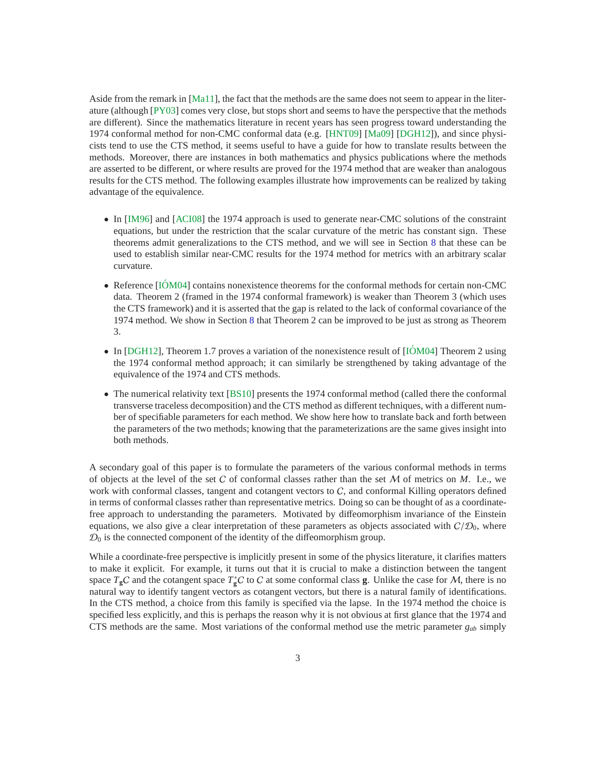Aside from the remark in [Ma11], the fact that the methods are the same does not seem to appear in the literature (although [PY03] comes very close, but stops short and seems to have the perspective that the methods are different). Since the mathematics literature in recent years has seen progress toward understanding the 1974 conformal method for non-CMC conformal data (e.g. [HNT09] [Ma09] [DGH12]), and since physicists tend to use the CTS method, it seems useful to have a guide for how to translate results between the methods. Moreover, there are instances in both mathematics and physics publications where the methods are asserted to be different, or where results are proved for the 1974 method that are weaker than analogous results for the CTS method. The following examples illustrate how improvements can be realized by taking advantage of the equivalence.

- In [IM96] and [ACI08] the 1974 approach is used to generate near-CMC solutions of the constraint equations, but under the restriction that the scalar curvature of the metric has constant sign. These theorems admit generalizations to the CTS method, and we will see in Section 8 that these can be used to establish similar near-CMC results for the 1974 method for metrics with an arbitrary scalar curvature.
- Reference [IÓM04] contains nonexistence theorems for the conformal methods for certain non-CMC data. Theorem 2 (framed in the 1974 conformal framework) is weaker than Theorem 3 (which uses the CTS framework) and it is asserted that the gap is related to the lack of conformal covariance of the 1974 method. We show in Section 8 that Theorem 2 can be improved to be just as strong as Theorem 3.
- In [DGH12], Theorem 1.7 proves a variation of the nonexistence result of [IÓM04] Theorem 2 using the 1974 conformal method approach; it can similarly be strengthened by taking advantage of the equivalence of the 1974 and CTS methods.
- The numerical relativity text [BS10] presents the 1974 conformal method (called there the conformal transverse traceless decomposition) and the CTS method as different techniques, with a different number of specifiable parameters for each method. We show here how to translate back and forth between the parameters of the two methods; knowing that the parameterizations are the same gives insight into both methods.

A secondary goal of this paper is to formulate the parameters of the various conformal methods in terms of objects at the level of the set $\mathcal{C}$ of conformal classes rather than the set $\mathcal{M}$ of metrics on $M$. I.e., we work with conformal classes, tangent and cotangent vectors to $\mathcal{C}$, and conformal Killing operators defined in terms of conformal classes rather than representative metrics. Doing so can be thought of as a coordinate-free approach to understanding the parameters. Motivated by diffeomorphism invariance of the Einstein equations, we also give a clear interpretation of these parameters as objects associated with $\mathcal{C}/\mathcal{D}_0$, where $\mathcal{D}_0$ is the connected component of the identity of the diffeomorphism group.

While a coordinate-free perspective is implicitly present in some of the physics literature, it clarifies matters to make it explicit. For example, it turns out that it is crucial to make a distinction between the tangent space $T_{\mathbf{g}}\mathcal{C}$ and the cotangent space $T^*_{\mathbf{g}}\mathcal{C}$ to $\mathcal{C}$ at some conformal class $\mathbf{g}$. Unlike the case for $\mathcal{M}$, there is no natural way to identify tangent vectors as cotangent vectors, but there is a natural family of identifications. In the CTS method, a choice from this family is specified via the lapse. In the 1974 method the choice is specified less explicitly, and this is perhaps the reason why it is not obvious at first glance that the 1974 and CTS methods are the same. Most variations of the conformal method use the metric parameter $g_{ab}$ simply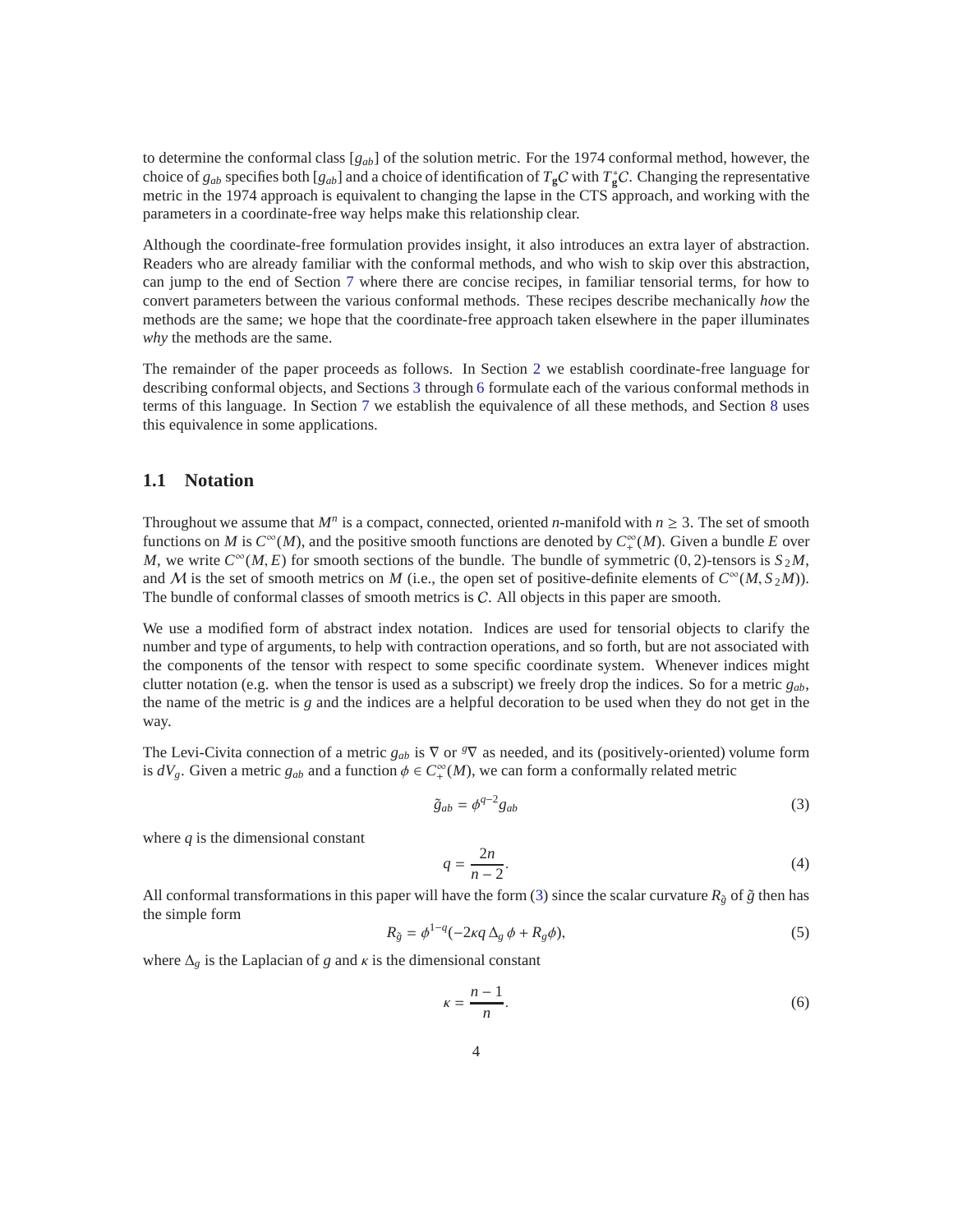to determine the conformal class $[g_{ab}]$ of the solution metric. For the 1974 conformal method, however, the choice of $g_{ab}$ specifies both $[g_{ab}]$ and a choice of identification of $T_{\mathbf{g}}\mathcal{C}$ with $T^*_{\mathbf{g}}\mathcal{C}$. Changing the representative metric in the 1974 approach is equivalent to changing the lapse in the CTS approach, and working with the parameters in a coordinate-free way helps make this relationship clear.

Although the coordinate-free formulation provides insight, it also introduces an extra layer of abstraction. Readers who are already familiar with the conformal methods, and who wish to skip over this abstraction, can jump to the end of Section 7 where there are concise recipes, in familiar tensorial terms, for how to convert parameters between the various conformal methods. These recipes describe mechanically *how* the methods are the same; we hope that the coordinate-free approach taken elsewhere in the paper illuminates *why* the methods are the same.

The remainder of the paper proceeds as follows. In Section 2 we establish coordinate-free language for describing conformal objects, and Sections 3 through 6 formulate each of the various conformal methods in terms of this language. In Section 7 we establish the equivalence of all these methods, and Section 8 uses this equivalence in some applications.

## 1.1 Notation

Throughout we assume that $M^n$ is a compact, connected, oriented $n$-manifold with $n \geq 3$. The set of smooth functions on $M$ is $C^\infty(M)$, and the positive smooth functions are denoted by $C^\infty_+(M)$. Given a bundle $E$ over $M$, we write $C^\infty(M, E)$ for smooth sections of the bundle. The bundle of symmetric $(0, 2)$-tensors is $S_2M$, and $\mathcal{M}$ is the set of smooth metrics on $M$ (i.e., the open set of positive-definite elements of $C^\infty(M, S_2M)$). The bundle of conformal classes of smooth metrics is $\mathcal{C}$. All objects in this paper are smooth.

We use a modified form of abstract index notation. Indices are used for tensorial objects to clarify the number and type of arguments, to help with contraction operations, and so forth, but are not associated with the components of the tensor with respect to some specific coordinate system. Whenever indices might clutter notation (e.g. when the tensor is used as a subscript) we freely drop the indices. So for a metric $g_{ab}$, the name of the metric is $g$ and the indices are a helpful decoration to be used when they do not get in the way.

The Levi-Civita connection of a metric $g_{ab}$ is $\nabla$ or ${}^g\nabla$ as needed, and its (positively-oriented) volume form is $dV_g$. Given a metric $g_{ab}$ and a function $\phi \in C^\infty_+(M)$, we can form a conformally related metric

$$\tilde{g}_{ab} = \phi^{q-2} g_{ab} \tag{3}$$

where $q$ is the dimensional constant

$$q = \frac{2n}{n-2}. \tag{4}$$

All conformal transformations in this paper will have the form (3) since the scalar curvature $R_{\tilde{g}}$ of $\tilde{g}$ then has the simple form

$$R_{\tilde{g}} = \phi^{1-q}(-2\kappa q\, \Delta_g\, \phi + R_g \phi), \tag{5}$$

where $\Delta_g$ is the Laplacian of $g$ and $\kappa$ is the dimensional constant

$$\kappa = \frac{n-1}{n}. \tag{6}$$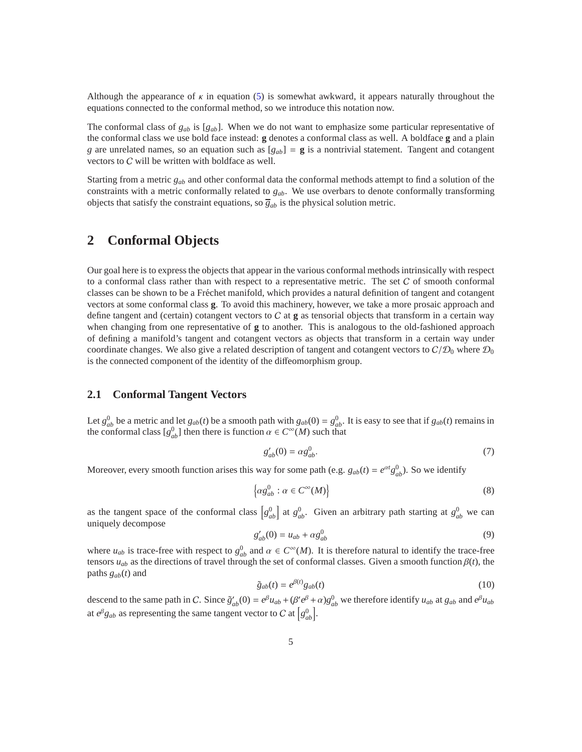Although the appearance of $\kappa$ in equation (5) is somewhat awkward, it appears naturally throughout the equations connected to the conformal method, so we introduce this notation now.

The conformal class of $g_{ab}$ is $[g_{ab}]$. When we do not want to emphasize some particular representative of the conformal class we use bold face instead: $\mathbf{g}$ denotes a conformal class as well. A boldface $\mathbf{g}$ and a plain $g$ are unrelated names, so an equation such as $[g_{ab}] = \mathbf{g}$ is a nontrivial statement. Tangent and cotangent vectors to $\mathcal{C}$ will be written with boldface as well.

Starting from a metric $g_{ab}$ and other conformal data the conformal methods attempt to find a solution of the constraints with a metric conformally related to $g_{ab}$. We use overbars to denote conformally transforming objects that satisfy the constraint equations, so $\overline{g}_{ab}$ is the physical solution metric.

# 2 Conformal Objects

Our goal here is to express the objects that appear in the various conformal methods intrinsically with respect to a conformal class rather than with respect to a representative metric. The set $\mathcal{C}$ of smooth conformal classes can be shown to be a Fréchet manifold, which provides a natural definition of tangent and cotangent vectors at some conformal class $\mathbf{g}$. To avoid this machinery, however, we take a more prosaic approach and define tangent and (certain) cotangent vectors to $\mathcal{C}$ at $\mathbf{g}$ as tensorial objects that transform in a certain way when changing from one representative of $\mathbf{g}$ to another. This is analogous to the old-fashioned approach of defining a manifold's tangent and cotangent vectors as objects that transform in a certain way under coordinate changes. We also give a related description of tangent and cotangent vectors to $\mathcal{C}/\mathcal{D}_0$ where $\mathcal{D}_0$ is the connected component of the identity of the diffeomorphism group.

## 2.1 Conformal Tangent Vectors

Let $g^0_{ab}$ be a metric and let $g_{ab}(t)$ be a smooth path with $g_{ab}(0) = g^0_{ab}$. It is easy to see that if $g_{ab}(t)$ remains in the conformal class $[g^0_{ab}]$ then there is function $\alpha \in C^\infty(M)$ such that

$$g'_{ab}(0) = \alpha g^0_{ab}. \tag{7}$$

Moreover, every smooth function arises this way for some path (e.g. $g_{ab}(t) = e^{\alpha t} g^0_{ab}$). So we identify

$$\left\{\alpha g^0_{ab} : \alpha \in C^\infty(M)\right\} \tag{8}$$

as the tangent space of the conformal class $\left[g^0_{ab}\right]$ at $g^0_{ab}$. Given an arbitrary path starting at $g^0_{ab}$ we can uniquely decompose

$$g'_{ab}(0) = u_{ab} + \alpha g^0_{ab} \tag{9}$$

where $u_{ab}$ is trace-free with respect to $g^0_{ab}$ and $\alpha \in C^\infty(M)$. It is therefore natural to identify the trace-free tensors $u_{ab}$ as the directions of travel through the set of conformal classes. Given a smooth function $\beta(t)$, the paths $g_{ab}(t)$ and

$$\tilde{g}_{ab}(t) = e^{\beta(t)} g_{ab}(t) \tag{10}$$

descend to the same path in $\mathcal{C}$. Since $\tilde{g}'_{ab}(0) = e^\beta u_{ab} + (\beta' e^\beta + \alpha) g^0_{ab}$ we therefore identify $u_{ab}$ at $g_{ab}$ and $e^\beta u_{ab}$ at $e^\beta g_{ab}$ as representing the same tangent vector to $\mathcal{C}$ at $\left[g^0_{ab}\right]$.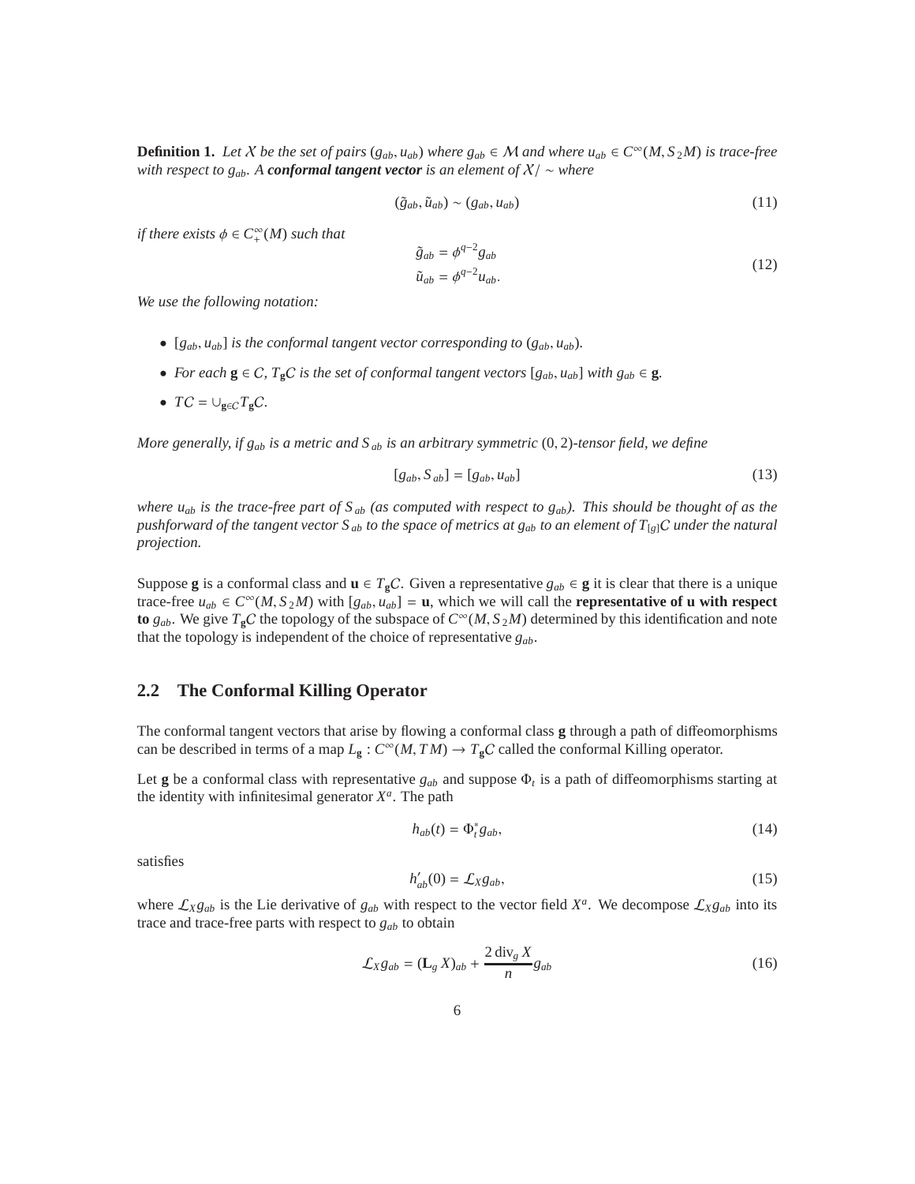**Definition 1.** *Let $\mathcal{X}$ be the set of pairs $(g_{ab}, u_{ab})$ where $g_{ab} \in \mathcal{M}$ and where $u_{ab} \in C^\infty(M, S_2M)$ is trace-free with respect to $g_{ab}$. A* ***conformal tangent vector*** *is an element of $\mathcal{X}/\sim$ where*

$$(\tilde{g}_{ab}, \tilde{u}_{ab}) \sim (g_{ab}, u_{ab}) \tag{11}$$

*if there exists $\phi \in C^\infty_+(M)$ such that*

$$\begin{aligned} \tilde{g}_{ab} &= \phi^{q-2} g_{ab} \\ \tilde{u}_{ab} &= \phi^{q-2} u_{ab}. \end{aligned} \tag{12}$$

*We use the following notation:*

- *$[g_{ab}, u_{ab}]$ is the conformal tangent vector corresponding to $(g_{ab}, u_{ab})$.*
- *For each $\mathbf{g} \in \mathcal{C}$, $T_\mathbf{g}\mathcal{C}$ is the set of conformal tangent vectors $[g_{ab}, u_{ab}]$ with $g_{ab} \in \mathbf{g}$.*
- *$T\mathcal{C} = \cup_{\mathbf{g}\in\mathcal{C}} T_\mathbf{g}\mathcal{C}$.*

*More generally, if $g_{ab}$ is a metric and $S_{ab}$ is an arbitrary symmetric $(0, 2)$-tensor field, we define*

$$[g_{ab}, S_{ab}] = [g_{ab}, u_{ab}] \tag{13}$$

*where $u_{ab}$ is the trace-free part of $S_{ab}$ (as computed with respect to $g_{ab}$). This should be thought of as the pushforward of the tangent vector $S_{ab}$ to the space of metrics at $g_{ab}$ to an element of $T_{[g]}\mathcal{C}$ under the natural projection.*

Suppose $\mathbf{g}$ is a conformal class and $\mathbf{u} \in T_\mathbf{g}\mathcal{C}$. Given a representative $g_{ab} \in \mathbf{g}$ it is clear that there is a unique trace-free $u_{ab} \in C^\infty(M, S_2M)$ with $[g_{ab}, u_{ab}] = \mathbf{u}$, which we will call the **representative of u with respect to** $g_{ab}$. We give $T_\mathbf{g}\mathcal{C}$ the topology of the subspace of $C^\infty(M, S_2M)$ determined by this identification and note that the topology is independent of the choice of representative $g_{ab}$.

## 2.2 The Conformal Killing Operator

The conformal tangent vectors that arise by flowing a conformal class $\mathbf{g}$ through a path of diffeomorphisms can be described in terms of a map $L_\mathbf{g} : C^\infty(M, TM) \to T_\mathbf{g}\mathcal{C}$ called the conformal Killing operator.

Let $\mathbf{g}$ be a conformal class with representative $g_{ab}$ and suppose $\Phi_t$ is a path of diffeomorphisms starting at the identity with infinitesimal generator $X^a$. The path

$$h_{ab}(t) = \Phi_t^* g_{ab}, \tag{14}$$

satisfies

$$h'_{ab}(0) = \mathcal{L}_X g_{ab}, \tag{15}$$

where $\mathcal{L}_X g_{ab}$ is the Lie derivative of $g_{ab}$ with respect to the vector field $X^a$. We decompose $\mathcal{L}_X g_{ab}$ into its trace and trace-free parts with respect to $g_{ab}$ to obtain

$$\mathcal{L}_X g_{ab} = (\mathbf{L}_g X)_{ab} + \frac{2\,\mathrm{div}_g X}{n} g_{ab} \tag{16}$$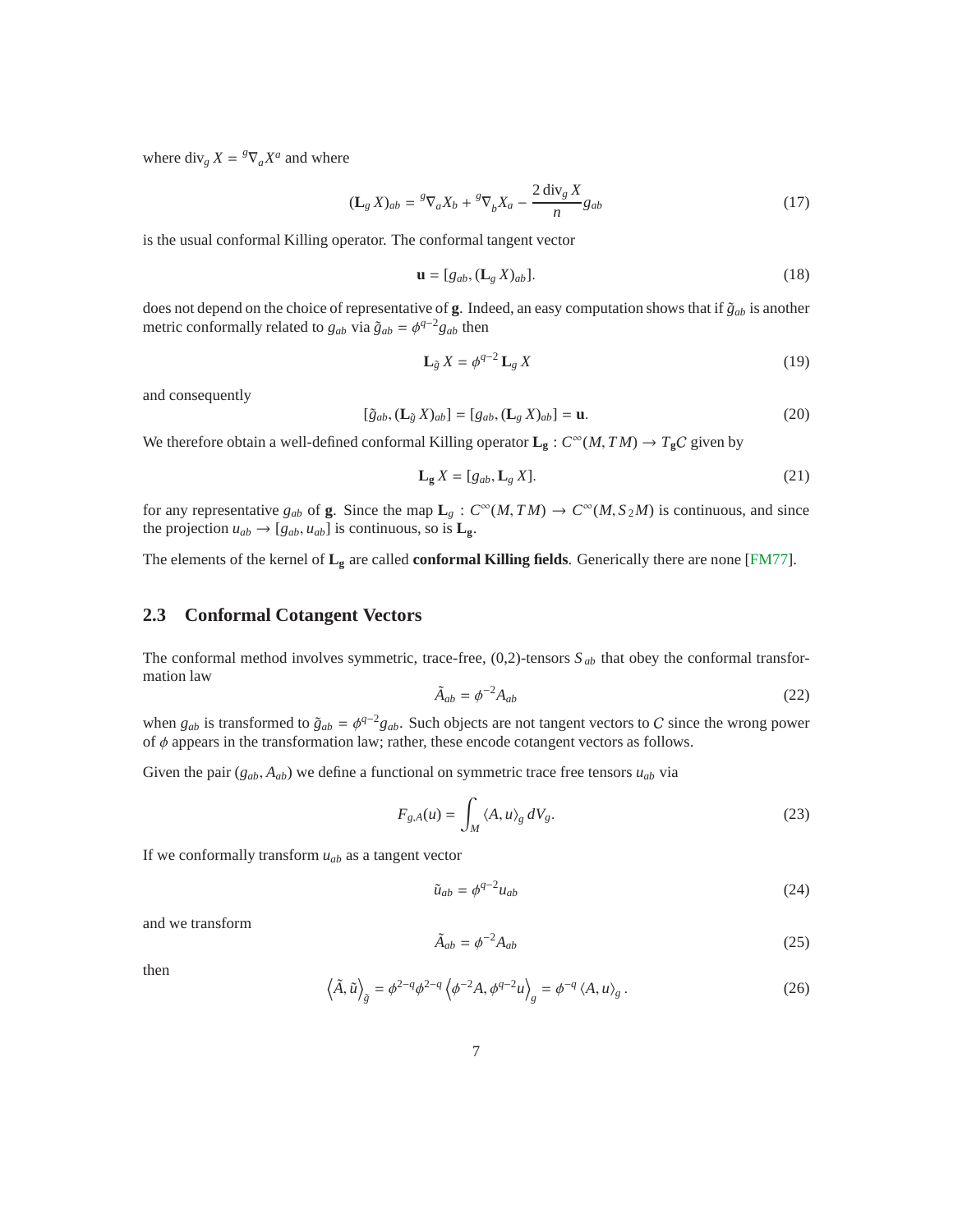where $\operatorname{div}_g X = {}^g\nabla_a X^a$ and where

$$(\mathbf{L}_g\, X)_{ab} = {}^g\nabla_a X_b + {}^g\nabla_b X_a - \frac{2 \operatorname{div}_g X}{n} g_{ab} \tag{17}$$

is the usual conformal Killing operator. The conformal tangent vector

$$\mathbf{u} = [g_{ab}, (\mathbf{L}_g\, X)_{ab}]. \tag{18}$$

does not depend on the choice of representative of $\mathbf{g}$. Indeed, an easy computation shows that if $\tilde{g}_{ab}$ is another metric conformally related to $g_{ab}$ via $\tilde{g}_{ab} = \phi^{q-2} g_{ab}$ then

$$\mathbf{L}_{\tilde{g}}\, X = \phi^{q-2}\, \mathbf{L}_g\, X \tag{19}$$

and consequently

$$[\tilde{g}_{ab}, (\mathbf{L}_{\tilde{g}}\, X)_{ab}] = [g_{ab}, (\mathbf{L}_g\, X)_{ab}] = \mathbf{u}. \tag{20}$$

We therefore obtain a well-defined conformal Killing operator $\mathbf{L}_{\mathbf{g}} : C^\infty(M, TM) \to T_{\mathbf{g}}C$ given by

$$\mathbf{L}_{\mathbf{g}}\, X = [g_{ab}, \mathbf{L}_g\, X]. \tag{21}$$

for any representative $g_{ab}$ of $\mathbf{g}$. Since the map $\mathbf{L}_g : C^\infty(M, TM) \to C^\infty(M, S_2 M)$ is continuous, and since the projection $u_{ab} \to [g_{ab}, u_{ab}]$ is continuous, so is $\mathbf{L}_{\mathbf{g}}$.

The elements of the kernel of $\mathbf{L}_{\mathbf{g}}$ are called **conformal Killing fields**. Generically there are none [FM77].

## 2.3 Conformal Cotangent Vectors

The conformal method involves symmetric, trace-free, (0,2)-tensors $S_{ab}$ that obey the conformal transformation law

$$\tilde{A}_{ab} = \phi^{-2} A_{ab} \tag{22}$$

when $g_{ab}$ is transformed to $\tilde{g}_{ab} = \phi^{q-2} g_{ab}$. Such objects are not tangent vectors to $C$ since the wrong power of $\phi$ appears in the transformation law; rather, these encode cotangent vectors as follows.

Given the pair $(g_{ab}, A_{ab})$ we define a functional on symmetric trace free tensors $u_{ab}$ via

$$F_{g,A}(u) = \int_M \langle A, u \rangle_g \, dV_g. \tag{23}$$

If we conformally transform $u_{ab}$ as a tangent vector

$$\tilde{u}_{ab} = \phi^{q-2} u_{ab} \tag{24}$$

and we transform

$$\tilde{A}_{ab} = \phi^{-2} A_{ab} \tag{25}$$

then

$$\left\langle \tilde{A}, \tilde{u} \right\rangle_{\tilde{g}} = \phi^{2-q} \phi^{2-q} \left\langle \phi^{-2} A, \phi^{q-2} u \right\rangle_g = \phi^{-q} \left\langle A, u \right\rangle_g . \tag{26}$$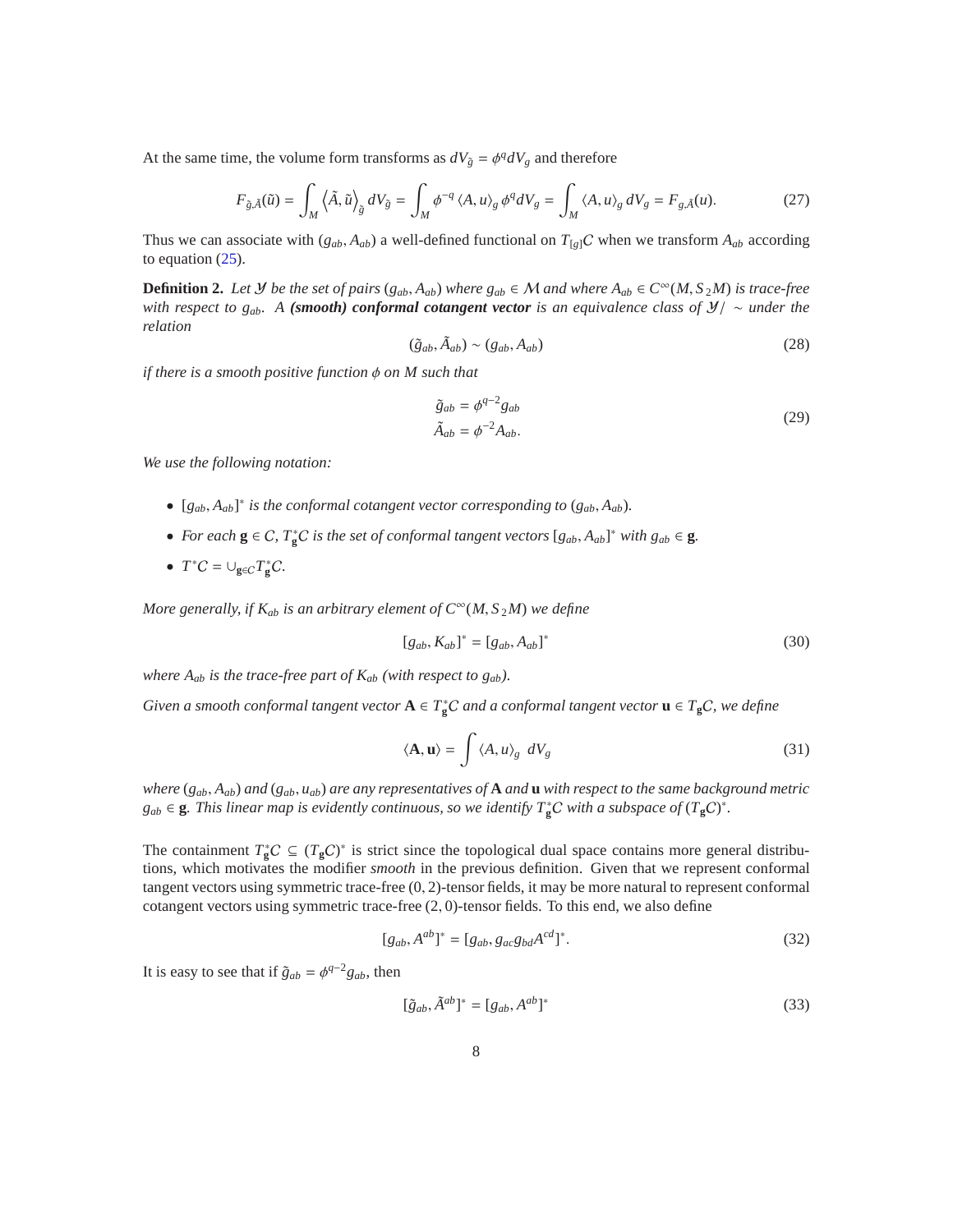At the same time, the volume form transforms as $dV_{\tilde{g}} = \phi^q dV_g$ and therefore

$$F_{\tilde{g},\tilde{A}}(\tilde{u}) = \int_M \left\langle \tilde{A}, \tilde{u} \right\rangle_{\tilde{g}} dV_{\tilde{g}} = \int_M \phi^{-q} \left\langle A, u \right\rangle_g \phi^q dV_g = \int_M \left\langle A, u \right\rangle_g dV_g = F_{g,\tilde{A}}(u). \tag{27}$$

Thus we can associate with $(g_{ab}, A_{ab})$ a well-defined functional on $T_{[g]}\mathcal{C}$ when we transform $A_{ab}$ according to equation (25).

**Definition 2.** *Let $\mathcal{Y}$ be the set of pairs $(g_{ab}, A_{ab})$ where $g_{ab} \in \mathcal{M}$ and where $A_{ab} \in C^\infty(M, S_2M)$ is trace-free with respect to $g_{ab}$. A **(smooth) conformal cotangent vector** is an equivalence class of $\mathcal{Y}/\sim$ under the relation*

$$(\tilde{g}_{ab}, \tilde{A}_{ab}) \sim (g_{ab}, A_{ab}) \tag{28}$$

*if there is a smooth positive function $\phi$ on $M$ such that*

$$\begin{aligned} \tilde{g}_{ab} &= \phi^{q-2} g_{ab} \\ \tilde{A}_{ab} &= \phi^{-2} A_{ab}. \end{aligned} \tag{29}$$

*We use the following notation:*

- *$[g_{ab}, A_{ab}]^*$ is the conformal cotangent vector corresponding to $(g_{ab}, A_{ab})$.*
- *For each $\mathbf{g} \in \mathcal{C}$, $T^*_{\mathbf{g}}\mathcal{C}$ is the set of conformal tangent vectors $[g_{ab}, A_{ab}]^*$ with $g_{ab} \in \mathbf{g}$.*
- *$T^*\mathcal{C} = \cup_{\mathbf{g} \in \mathcal{C}} T^*_{\mathbf{g}}\mathcal{C}$.*

*More generally, if $K_{ab}$ is an arbitrary element of $C^\infty(M, S_2M)$ we define*

$$[g_{ab}, K_{ab}]^* = [g_{ab}, A_{ab}]^* \tag{30}$$

*where $A_{ab}$ is the trace-free part of $K_{ab}$ (with respect to $g_{ab}$).*

*Given a smooth conformal tangent vector $\mathbf{A} \in T^*_{\mathbf{g}}\mathcal{C}$ and a conformal tangent vector $\mathbf{u} \in T_{\mathbf{g}}\mathcal{C}$, we define*

$$\langle \mathbf{A}, \mathbf{u} \rangle = \int \langle A, u \rangle_g \; dV_g \tag{31}$$

*where $(g_{ab}, A_{ab})$ and $(g_{ab}, u_{ab})$ are any representatives of $\mathbf{A}$ and $\mathbf{u}$ with respect to the same background metric $g_{ab} \in \mathbf{g}$. This linear map is evidently continuous, so we identify $T^*_{\mathbf{g}}\mathcal{C}$ with a subspace of $(T_{\mathbf{g}}\mathcal{C})^*$.*

The containment $T^*_{\mathbf{g}}\mathcal{C} \subseteq (T_{\mathbf{g}}\mathcal{C})^*$ is strict since the topological dual space contains more general distributions, which motivates the modifier *smooth* in the previous definition. Given that we represent conformal tangent vectors using symmetric trace-free $(0, 2)$-tensor fields, it may be more natural to represent conformal cotangent vectors using symmetric trace-free $(2, 0)$-tensor fields. To this end, we also define

$$[g_{ab}, A^{ab}]^* = [g_{ab}, g_{ac} g_{bd} A^{cd}]^*. \tag{32}$$

It is easy to see that if $\tilde{g}_{ab} = \phi^{q-2} g_{ab}$, then

$$[\tilde{g}_{ab}, \tilde{A}^{ab}]^* = [g_{ab}, A^{ab}]^* \tag{33}$$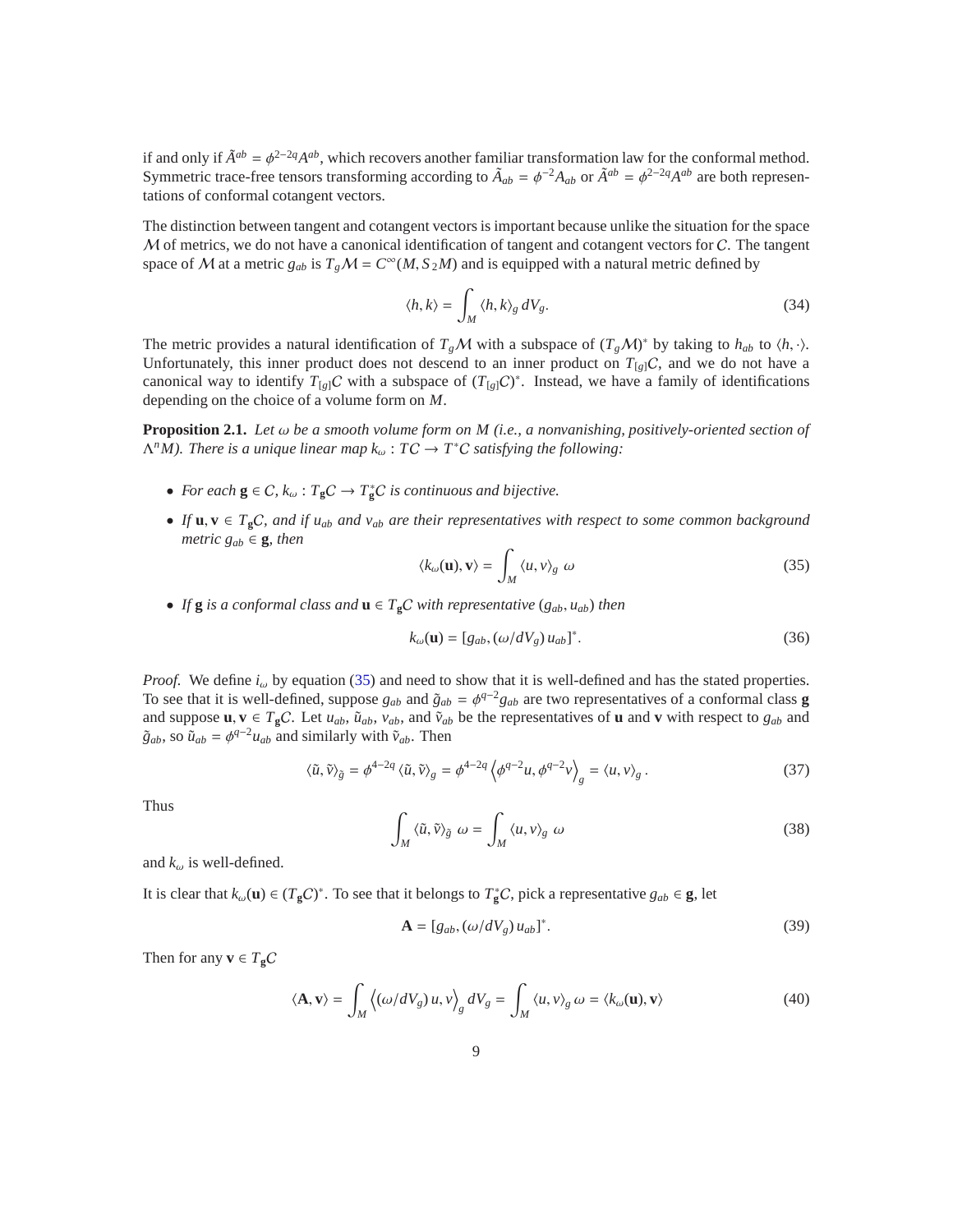if and only if $\tilde{A}^{ab} = \phi^{2-2q} A^{ab}$, which recovers another familiar transformation law for the conformal method. Symmetric trace-free tensors transforming according to $\tilde{A}_{ab} = \phi^{-2} A_{ab}$ or $\tilde{A}^{ab} = \phi^{2-2q} A^{ab}$ are both representations of conformal cotangent vectors.

The distinction between tangent and cotangent vectors is important because unlike the situation for the space $\mathcal{M}$ of metrics, we do not have a canonical identification of tangent and cotangent vectors for $\mathcal{C}$. The tangent space of $\mathcal{M}$ at a metric $g_{ab}$ is $T_g\mathcal{M} = C^\infty(M, S_2 M)$ and is equipped with a natural metric defined by

$$\langle h, k \rangle = \int_M \langle h, k \rangle_g \, dV_g. \tag{34}$$

The metric provides a natural identification of $T_g\mathcal{M}$ with a subspace of $(T_g\mathcal{M})^*$ by taking to $h_{ab}$ to $\langle h, \cdot \rangle$. Unfortunately, this inner product does not descend to an inner product on $T_{[g]}\mathcal{C}$, and we do not have a canonical way to identify $T_{[g]}\mathcal{C}$ with a subspace of $(T_{[g]}\mathcal{C})^*$. Instead, we have a family of identifications depending on the choice of a volume form on $M$.

**Proposition 2.1.** *Let $\omega$ be a smooth volume form on $M$ (i.e., a nonvanishing, positively-oriented section of $\Lambda^n M$). There is a unique linear map $k_\omega : T\mathcal{C} \to T^*\mathcal{C}$ satisfying the following:*

- *For each $\mathbf{g} \in \mathcal{C}$, $k_\omega : T_\mathbf{g}\mathcal{C} \to T^*_\mathbf{g}\mathcal{C}$ is continuous and bijective.*
- *If $\mathbf{u}, \mathbf{v} \in T_\mathbf{g}\mathcal{C}$, and if $u_{ab}$ and $v_{ab}$ are their representatives with respect to some common background metric $g_{ab} \in \mathbf{g}$, then*

$$\langle k_\omega(\mathbf{u}), \mathbf{v} \rangle = \int_M \langle u, v \rangle_g \; \omega \tag{35}$$

- *If $\mathbf{g}$ is a conformal class and $\mathbf{u} \in T_\mathbf{g}\mathcal{C}$ with representative $(g_{ab}, u_{ab})$ then*

$$k_\omega(\mathbf{u}) = [g_{ab}, (\omega/dV_g)\, u_{ab}]^*. \tag{36}$$

*Proof.* We define $i_\omega$ by equation (35) and need to show that it is well-defined and has the stated properties. To see that it is well-defined, suppose $g_{ab}$ and $\tilde{g}_{ab} = \phi^{q-2} g_{ab}$ are two representatives of a conformal class $\mathbf{g}$ and suppose $\mathbf{u}, \mathbf{v} \in T_\mathbf{g}\mathcal{C}$. Let $u_{ab}$, $\tilde{u}_{ab}$, $v_{ab}$, and $\tilde{v}_{ab}$ be the representatives of $\mathbf{u}$ and $\mathbf{v}$ with respect to $g_{ab}$ and $\tilde{g}_{ab}$, so $\tilde{u}_{ab} = \phi^{q-2} u_{ab}$ and similarly with $\tilde{v}_{ab}$. Then

$$\langle \tilde{u}, \tilde{v} \rangle_{\tilde{g}} = \phi^{4-2q} \langle \tilde{u}, \tilde{v} \rangle_g = \phi^{4-2q} \left\langle \phi^{q-2} u, \phi^{q-2} v \right\rangle_g = \langle u, v \rangle_g \,. \tag{37}$$

Thus

$$\int_M \langle \tilde{u}, \tilde{v} \rangle_{\tilde{g}} \; \omega = \int_M \langle u, v \rangle_g \; \omega \tag{38}$$

and $k_\omega$ is well-defined.

It is clear that $k_\omega(\mathbf{u}) \in (T_\mathbf{g}\mathcal{C})^*$. To see that it belongs to $T^*_\mathbf{g}\mathcal{C}$, pick a representative $g_{ab} \in \mathbf{g}$, let

$$\mathbf{A} = [g_{ab}, (\omega/dV_g)\, u_{ab}]^*. \tag{39}$$

Then for any $\mathbf{v} \in T_\mathbf{g}\mathcal{C}$

$$\langle \mathbf{A}, \mathbf{v} \rangle = \int_M \left\langle (\omega/dV_g)\, u, v \right\rangle_g dV_g = \int_M \langle u, v \rangle_g \, \omega = \langle k_\omega(\mathbf{u}), \mathbf{v} \rangle \tag{40}$$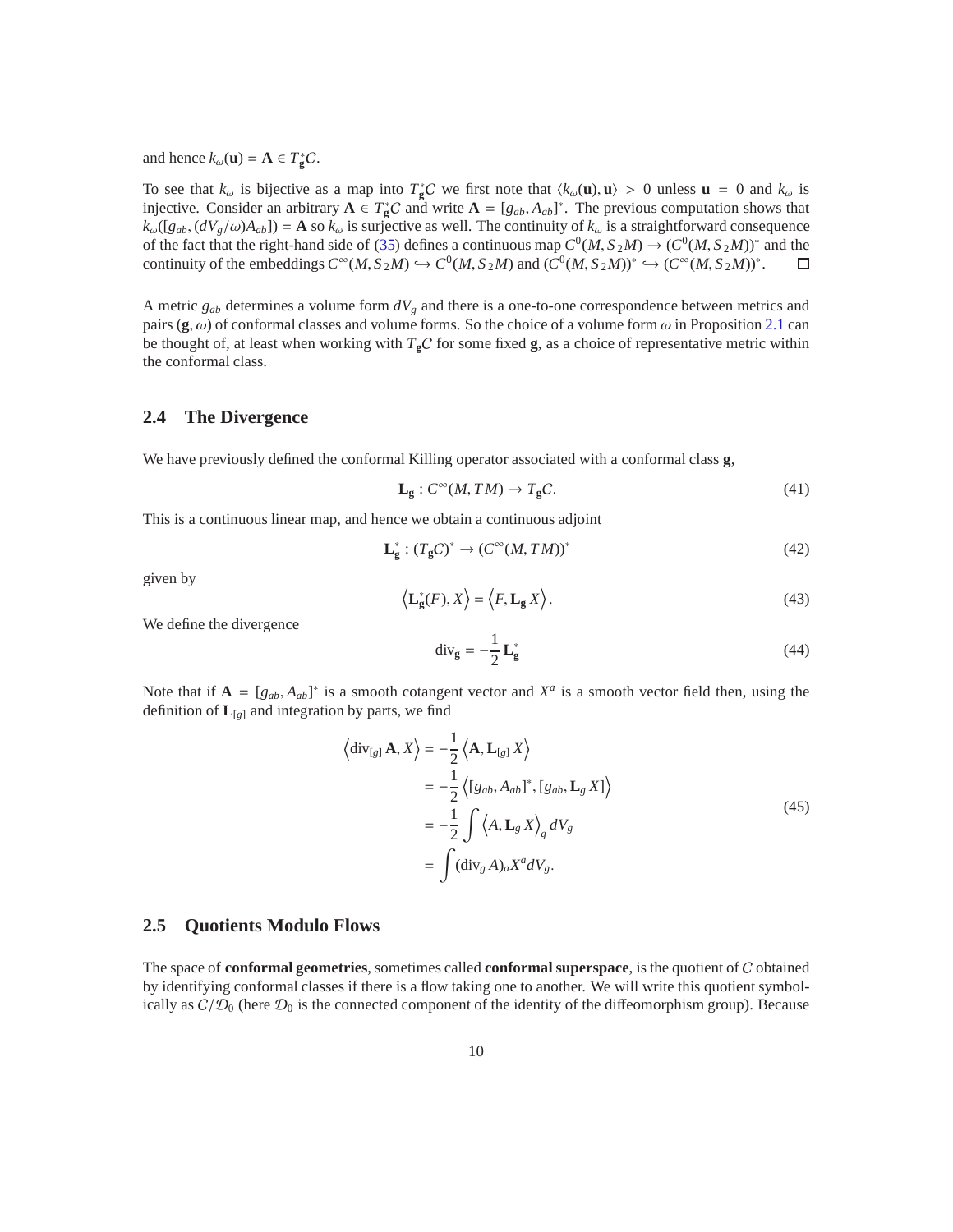and hence $k_\omega(\mathbf{u}) = \mathbf{A} \in T^*_{\mathbf{g}}\mathcal{C}$.

To see that $k_\omega$ is bijective as a map into $T^*_{\mathbf{g}}\mathcal{C}$ we first note that $\langle k_\omega(\mathbf{u}), \mathbf{u}\rangle > 0$ unless $\mathbf{u} = 0$ and $k_\omega$ is injective. Consider an arbitrary $\mathbf{A} \in T^*_{\mathbf{g}}\mathcal{C}$ and write $\mathbf{A} = [g_{ab}, A_{ab}]^*$. The previous computation shows that $k_\omega([g_{ab}, (dV_g/\omega)A_{ab}]) = \mathbf{A}$ so $k_\omega$ is surjective as well. The continuity of $k_\omega$ is a straightforward consequence of the fact that the right-hand side of (35) defines a continuous map $C^0(M, S_2M) \to (C^0(M, S_2M))^*$ and the continuity of the embeddings $C^\infty(M, S_2M) \hookrightarrow C^0(M, S_2M)$ and $(C^0(M, S_2M))^* \hookrightarrow (C^\infty(M, S_2M))^*$. □

A metric $g_{ab}$ determines a volume form $dV_g$ and there is a one-to-one correspondence between metrics and pairs $(\mathbf{g}, \omega)$ of conformal classes and volume forms. So the choice of a volume form $\omega$ in Proposition 2.1 can be thought of, at least when working with $T_{\mathbf{g}}\mathcal{C}$ for some fixed $\mathbf{g}$, as a choice of representative metric within the conformal class.

## 2.4 The Divergence

We have previously defined the conformal Killing operator associated with a conformal class $\mathbf{g}$,

$$\mathbf{L}_{\mathbf{g}} : C^\infty(M, TM) \to T_{\mathbf{g}}\mathcal{C}. \tag{41}$$

This is a continuous linear map, and hence we obtain a continuous adjoint

$$\mathbf{L}^*_{\mathbf{g}} : (T_{\mathbf{g}}\mathcal{C})^* \to (C^\infty(M, TM))^* \tag{42}$$

given by

$$\left\langle \mathbf{L}^*_{\mathbf{g}}(F), X \right\rangle = \left\langle F, \mathbf{L}_{\mathbf{g}}\, X \right\rangle. \tag{43}$$

We define the divergence

$$\mathrm{div}_{\mathbf{g}} = -\frac{1}{2}\,\mathbf{L}^*_{\mathbf{g}} \tag{44}$$

Note that if $\mathbf{A} = [g_{ab}, A_{ab}]^*$ is a smooth cotangent vector and $X^a$ is a smooth vector field then, using the definition of $\mathbf{L}_{[g]}$ and integration by parts, we find

$$\begin{aligned}
\left\langle \mathrm{div}_{[g]}\,\mathbf{A}, X \right\rangle &= -\frac{1}{2}\left\langle \mathbf{A}, \mathbf{L}_{[g]}\, X \right\rangle \\
&= -\frac{1}{2}\left\langle [g_{ab}, A_{ab}]^*, [g_{ab}, \mathbf{L}_g\, X] \right\rangle \\
&= -\frac{1}{2}\int \left\langle A, \mathbf{L}_g\, X \right\rangle_g dV_g \\
&= \int (\mathrm{div}_g\, A)_a X^a dV_g.
\end{aligned} \tag{45}$$

## 2.5 Quotients Modulo Flows

The space of **conformal geometries**, sometimes called **conformal superspace**, is the quotient of $\mathcal{C}$ obtained by identifying conformal classes if there is a flow taking one to another. We will write this quotient symbolically as $\mathcal{C}/\mathcal{D}_0$ (here $\mathcal{D}_0$ is the connected component of the identity of the diffeomorphism group). Because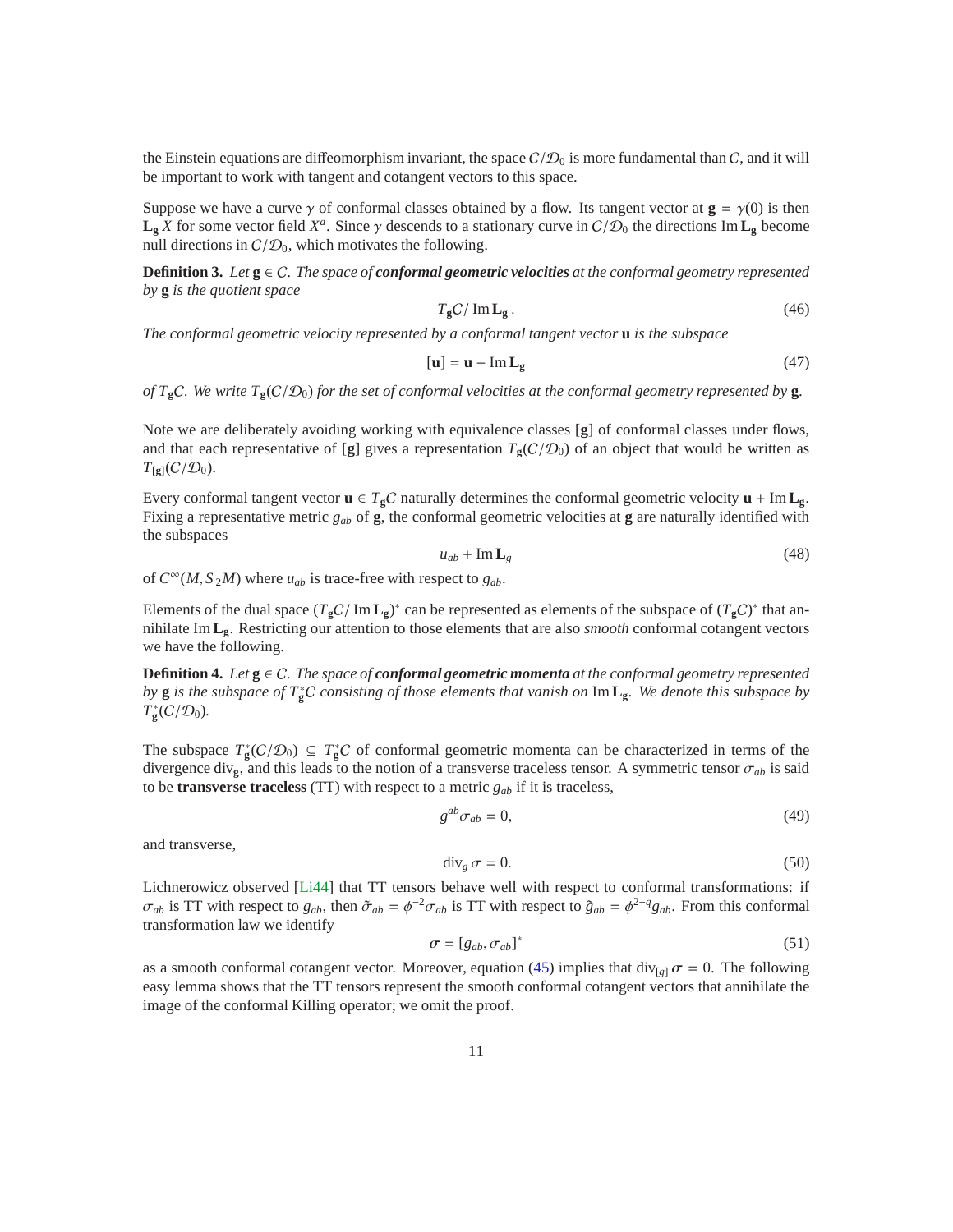the Einstein equations are diffeomorphism invariant, the space $\mathcal{C}/\mathcal{D}_0$ is more fundamental than $\mathcal{C}$, and it will be important to work with tangent and cotangent vectors to this space.

Suppose we have a curve $\gamma$ of conformal classes obtained by a flow. Its tangent vector at $\mathbf{g} = \gamma(0)$ is then $\mathbf{L_g}\, X$ for some vector field $X^a$. Since $\gamma$ descends to a stationary curve in $\mathcal{C}/\mathcal{D}_0$ the directions $\operatorname{Im}\mathbf{L_g}$ become null directions in $\mathcal{C}/\mathcal{D}_0$, which motivates the following.

**Definition 3.** *Let $\mathbf{g} \in \mathcal{C}$. The space of **conformal geometric velocities** at the conformal geometry represented by $\mathbf{g}$ is the quotient space*

$$T_{\mathbf{g}}\mathcal{C}/\operatorname{Im}\mathbf{L_g}\,. \tag{46}$$

*The conformal geometric velocity represented by a conformal tangent vector $\mathbf{u}$ is the subspace*

$$[\mathbf{u}] = \mathbf{u} + \operatorname{Im}\mathbf{L_g} \tag{47}$$

*of $T_{\mathbf{g}}\mathcal{C}$. We write $T_{\mathbf{g}}(\mathcal{C}/\mathcal{D}_0)$ for the set of conformal velocities at the conformal geometry represented by $\mathbf{g}$.*

Note we are deliberately avoiding working with equivalence classes $[\mathbf{g}]$ of conformal classes under flows, and that each representative of $[\mathbf{g}]$ gives a representation $T_{\mathbf{g}}(\mathcal{C}/\mathcal{D}_0)$ of an object that would be written as $T_{[\mathbf{g}]}(\mathcal{C}/\mathcal{D}_0)$.

Every conformal tangent vector $\mathbf{u} \in T_{\mathbf{g}}\mathcal{C}$ naturally determines the conformal geometric velocity $\mathbf{u} + \operatorname{Im}\mathbf{L_g}$. Fixing a representative metric $g_{ab}$ of $\mathbf{g}$, the conformal geometric velocities at $\mathbf{g}$ are naturally identified with the subspaces

$$u_{ab} + \operatorname{Im}\mathbf{L}_g \tag{48}$$

of $C^\infty(M, S_2M)$ where $u_{ab}$ is trace-free with respect to $g_{ab}$.

Elements of the dual space $(T_{\mathbf{g}}\mathcal{C}/\operatorname{Im}\mathbf{L_g})^*$ can be represented as elements of the subspace of $(T_{\mathbf{g}}\mathcal{C})^*$ that annihilate $\operatorname{Im}\mathbf{L_g}$. Restricting our attention to those elements that are also *smooth* conformal cotangent vectors we have the following.

**Definition 4.** *Let $\mathbf{g} \in \mathcal{C}$. The space of **conformal geometric momenta** at the conformal geometry represented by $\mathbf{g}$ is the subspace of $T^*_{\mathbf{g}}\mathcal{C}$ consisting of those elements that vanish on $\operatorname{Im}\mathbf{L_g}$. We denote this subspace by $T^*_{\mathbf{g}}(\mathcal{C}/\mathcal{D}_0)$.*

The subspace $T^*_{\mathbf{g}}(\mathcal{C}/\mathcal{D}_0) \subseteq T^*_{\mathbf{g}}\mathcal{C}$ of conformal geometric momenta can be characterized in terms of the divergence $\operatorname{div}_{\mathbf{g}}$, and this leads to the notion of a transverse traceless tensor. A symmetric tensor $\sigma_{ab}$ is said to be **transverse traceless** (TT) with respect to a metric $g_{ab}$ if it is traceless,

$$g^{ab}\sigma_{ab} = 0, \tag{49}$$

and transverse,

$$\operatorname{div}_g \sigma = 0. \tag{50}$$

Lichnerowicz observed [Li44] that TT tensors behave well with respect to conformal transformations: if $\sigma_{ab}$ is TT with respect to $g_{ab}$, then $\tilde{\sigma}_{ab} = \phi^{-2}\sigma_{ab}$ is TT with respect to $\tilde{g}_{ab} = \phi^{2-q}g_{ab}$. From this conformal transformation law we identify

$$\boldsymbol{\sigma} = [g_{ab}, \sigma_{ab}]^* \tag{51}$$

as a smooth conformal cotangent vector. Moreover, equation (45) implies that $\operatorname{div}_{[g]}\boldsymbol{\sigma} = 0$. The following easy lemma shows that the TT tensors represent the smooth conformal cotangent vectors that annihilate the image of the conformal Killing operator; we omit the proof.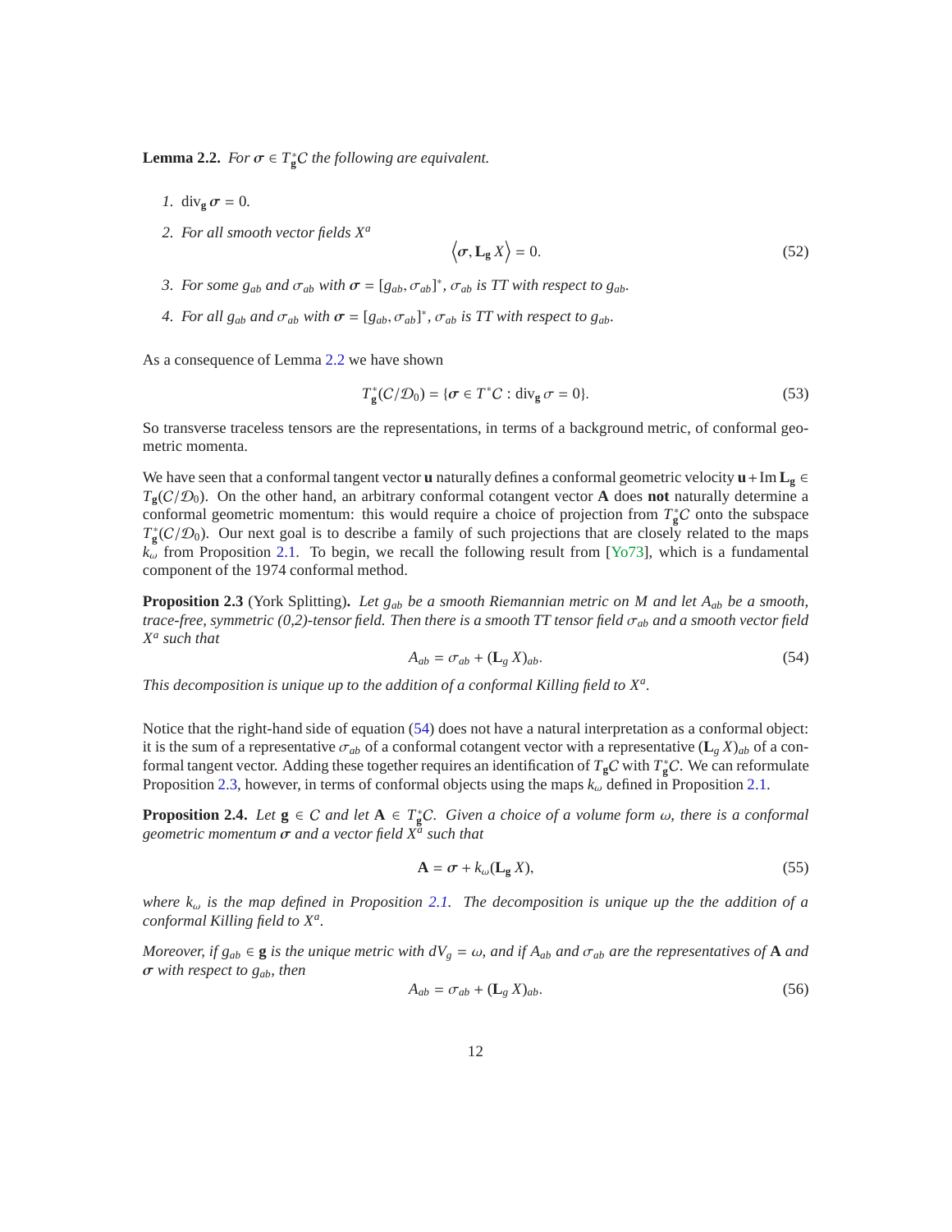**Lemma 2.2.** *For $\boldsymbol{\sigma} \in T^*_{\mathbf{g}}\mathcal{C}$ the following are equivalent.*

1. $\operatorname{div}_{\mathbf{g}} \boldsymbol{\sigma} = 0$.
2. *For all smooth vector fields $X^a$*
$$\left\langle \boldsymbol{\sigma}, \mathbf{L}_{\mathbf{g}}\, X \right\rangle = 0. \tag{52}$$
3. *For some $g_{ab}$ and $\sigma_{ab}$ with $\boldsymbol{\sigma} = [g_{ab}, \sigma_{ab}]^*$, $\sigma_{ab}$ is TT with respect to $g_{ab}$.*
4. *For all $g_{ab}$ and $\sigma_{ab}$ with $\boldsymbol{\sigma} = [g_{ab}, \sigma_{ab}]^*$, $\sigma_{ab}$ is TT with respect to $g_{ab}$.*

As a consequence of Lemma 2.2 we have shown

$$T^*_{\mathbf{g}}(\mathcal{C}/\mathcal{D}_0) = \{\boldsymbol{\sigma} \in T^*\mathcal{C} : \operatorname{div}_{\mathbf{g}} \boldsymbol{\sigma} = 0\}. \tag{53}$$

So transverse traceless tensors are the representations, in terms of a background metric, of conformal geometric momenta.

We have seen that a conformal tangent vector $\mathbf{u}$ naturally defines a conformal geometric velocity $\mathbf{u} + \operatorname{Im} \mathbf{L}_{\mathbf{g}} \in T_{\mathbf{g}}(\mathcal{C}/\mathcal{D}_0)$. On the other hand, an arbitrary conformal cotangent vector $\mathbf{A}$ does **not** naturally determine a conformal geometric momentum: this would require a choice of projection from $T^*_{\mathbf{g}}\mathcal{C}$ onto the subspace $T^*_{\mathbf{g}}(\mathcal{C}/\mathcal{D}_0)$. Our next goal is to describe a family of such projections that are closely related to the maps $k_\omega$ from Proposition 2.1. To begin, we recall the following result from [Yo73], which is a fundamental component of the 1974 conformal method.

**Proposition 2.3** (York Splitting)**.** *Let $g_{ab}$ be a smooth Riemannian metric on $M$ and let $A_{ab}$ be a smooth, trace-free, symmetric (0,2)-tensor field. Then there is a smooth TT tensor field $\sigma_{ab}$ and a smooth vector field $X^a$ such that*

$$A_{ab} = \sigma_{ab} + (\mathbf{L}_g\, X)_{ab}. \tag{54}$$

*This decomposition is unique up to the addition of a conformal Killing field to $X^a$.*

Notice that the right-hand side of equation (54) does not have a natural interpretation as a conformal object: it is the sum of a representative $\sigma_{ab}$ of a conformal cotangent vector with a representative $(\mathbf{L}_g\, X)_{ab}$ of a conformal tangent vector. Adding these together requires an identification of $T_{\mathbf{g}}\mathcal{C}$ with $T^*_{\mathbf{g}}\mathcal{C}$. We can reformulate Proposition 2.3, however, in terms of conformal objects using the maps $k_\omega$ defined in Proposition 2.1.

**Proposition 2.4.** *Let $\mathbf{g} \in \mathcal{C}$ and let $\mathbf{A} \in T^*_{\mathbf{g}}\mathcal{C}$. Given a choice of a volume form $\omega$, there is a conformal geometric momentum $\boldsymbol{\sigma}$ and a vector field $X^a$ such that*

$$\mathbf{A} = \boldsymbol{\sigma} + k_\omega(\mathbf{L}_{\mathbf{g}}\, X), \tag{55}$$

*where $k_\omega$ is the map defined in Proposition 2.1. The decomposition is unique up the the addition of a conformal Killing field to $X^a$.*

*Moreover, if $g_{ab} \in \mathbf{g}$ is the unique metric with $dV_g = \omega$, and if $A_{ab}$ and $\sigma_{ab}$ are the representatives of $\mathbf{A}$ and $\boldsymbol{\sigma}$ with respect to $g_{ab}$, then*

$$A_{ab} = \sigma_{ab} + (\mathbf{L}_g\, X)_{ab}. \tag{56}$$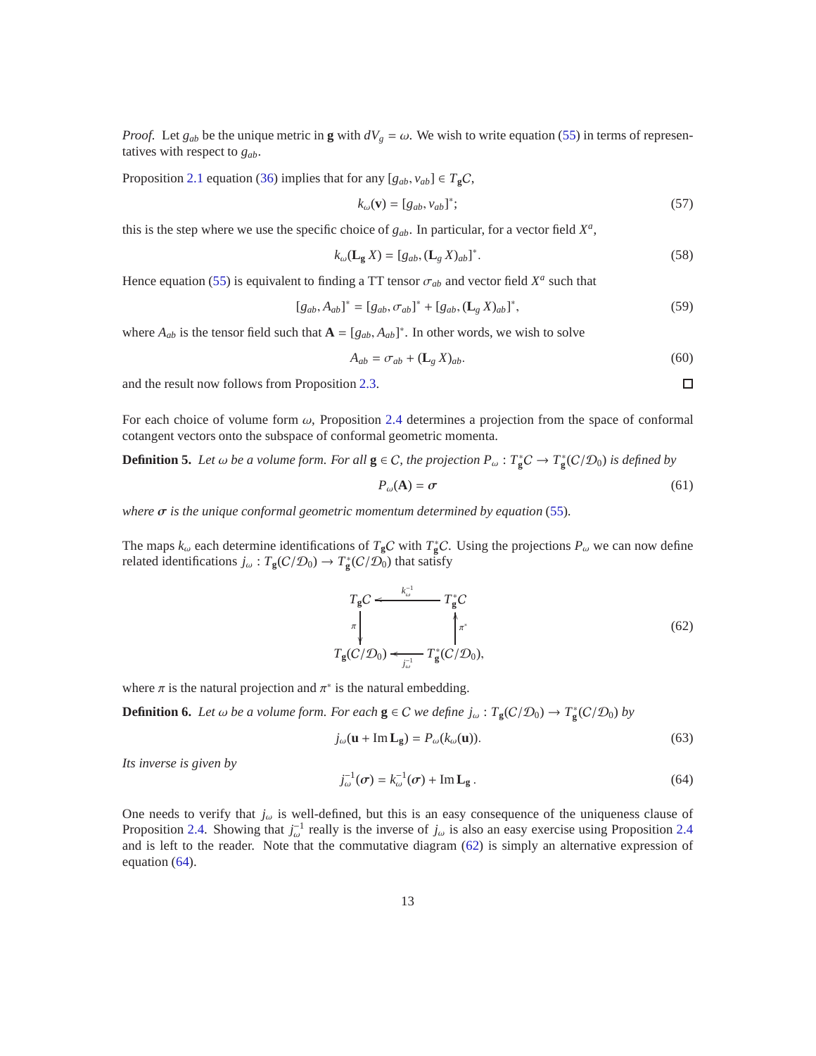*Proof.* Let $g_{ab}$ be the unique metric in $\mathbf{g}$ with $dV_g = \omega$. We wish to write equation (55) in terms of representatives with respect to $g_{ab}$.

Proposition 2.1 equation (36) implies that for any $[g_{ab}, v_{ab}] \in T_{\mathbf{g}}C$,

$$k_\omega(\mathbf{v}) = [g_{ab}, v_{ab}]^*; \tag{57}$$

this is the step where we use the specific choice of $g_{ab}$. In particular, for a vector field $X^a$,

$$k_\omega(\mathbf{L_g}\, X) = [g_{ab}, (\mathbf{L}_g\, X)_{ab}]^*. \tag{58}$$

Hence equation (55) is equivalent to finding a TT tensor $\sigma_{ab}$ and vector field $X^a$ such that

$$[g_{ab}, A_{ab}]^* = [g_{ab}, \sigma_{ab}]^* + [g_{ab}, (\mathbf{L}_g\, X)_{ab}]^*, \tag{59}$$

where $A_{ab}$ is the tensor field such that $\mathbf{A} = [g_{ab}, A_{ab}]^*$. In other words, we wish to solve

$$A_{ab} = \sigma_{ab} + (\mathbf{L}_g\, X)_{ab}. \tag{60}$$

and the result now follows from Proposition 2.3. $\square$

For each choice of volume form $\omega$, Proposition 2.4 determines a projection from the space of conformal cotangent vectors onto the subspace of conformal geometric momenta.

**Definition 5.** *Let $\omega$ be a volume form. For all $\mathbf{g} \in C$, the projection $P_\omega : T^*_{\mathbf{g}}C \to T^*_{\mathbf{g}}(C/\mathcal{D}_0)$ is defined by*

$$P_\omega(\mathbf{A}) = \boldsymbol{\sigma} \tag{61}$$

*where $\boldsymbol{\sigma}$ is the unique conformal geometric momentum determined by equation (55).*

The maps $k_\omega$ each determine identifications of $T_{\mathbf{g}}C$ with $T^*_{\mathbf{g}}C$. Using the projections $P_\omega$ we can now define related identifications $j_\omega : T_{\mathbf{g}}(C/\mathcal{D}_0) \to T^*_{\mathbf{g}}(C/\mathcal{D}_0)$ that satisfy

$$\begin{array}{ccc}
T_{\mathbf{g}}C & \xleftarrow{\;k_\omega^{-1}\;} & T^*_{\mathbf{g}}C \\
\big\downarrow \pi & & \big\uparrow \pi^* \\
T_{\mathbf{g}}(C/\mathcal{D}_0) & \xleftarrow[\;j_\omega^{-1}\;]{} & T^*_{\mathbf{g}}(C/\mathcal{D}_0),
\end{array} \tag{62}$$

where $\pi$ is the natural projection and $\pi^*$ is the natural embedding.

**Definition 6.** *Let $\omega$ be a volume form. For each $\mathbf{g} \in C$ we define $j_\omega : T_{\mathbf{g}}(C/\mathcal{D}_0) \to T^*_{\mathbf{g}}(C/\mathcal{D}_0)$ by*

$$j_\omega(\mathbf{u} + \operatorname{Im} \mathbf{L_g}) = P_\omega(k_\omega(\mathbf{u})). \tag{63}$$

*Its inverse is given by*

$$j_\omega^{-1}(\boldsymbol{\sigma}) = k_\omega^{-1}(\boldsymbol{\sigma}) + \operatorname{Im} \mathbf{L_g}\,. \tag{64}$$

One needs to verify that $j_\omega$ is well-defined, but this is an easy consequence of the uniqueness clause of Proposition 2.4. Showing that $j_\omega^{-1}$ really is the inverse of $j_\omega$ is also an easy exercise using Proposition 2.4 and is left to the reader. Note that the commutative diagram (62) is simply an alternative expression of equation (64).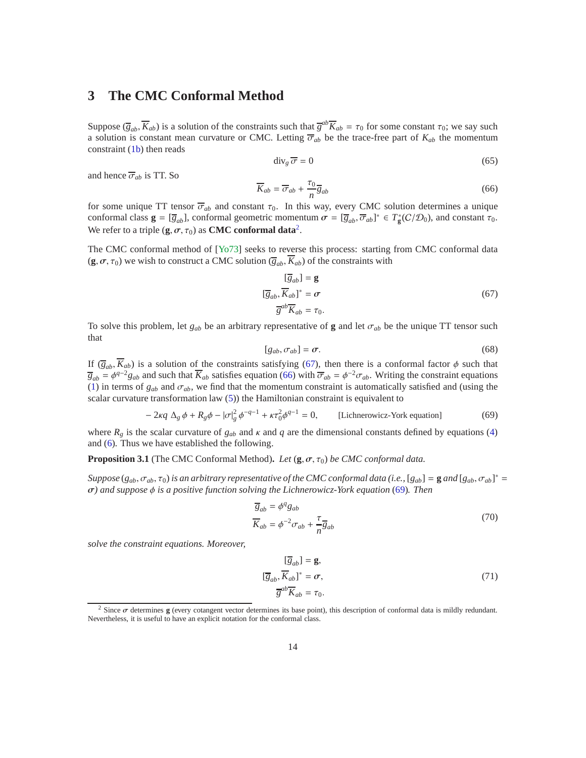## 3 The CMC Conformal Method

Suppose $(\overline{g}_{ab}, \overline{K}_{ab})$ is a solution of the constraints such that $\overline{g}^{ab}\overline{K}_{ab} = \tau_0$ for some constant $\tau_0$; we say such a solution is constant mean curvature or CMC. Letting $\overline{\sigma}_{ab}$ be the trace-free part of $K_{ab}$ the momentum constraint (1b) then reads

$$\operatorname{div}_g \overline{\sigma} = 0 \tag{65}$$

and hence $\overline{\sigma}_{ab}$ is TT. So

$$\overline{K}_{ab} = \overline{\sigma}_{ab} + \frac{\tau_0}{n}\overline{g}_{ab} \tag{66}$$

for some unique TT tensor $\overline{\sigma}_{ab}$ and constant $\tau_0$. In this way, every CMC solution determines a unique conformal class $\mathbf{g} = [\overline{g}_{ab}]$, conformal geometric momentum $\boldsymbol{\sigma} = [\overline{g}_{ab}, \overline{\sigma}_{ab}]^* \in T^*_{\mathbf{g}}(C/\mathcal{D}_0)$, and constant $\tau_0$. We refer to a triple $(\mathbf{g}, \boldsymbol{\sigma}, \tau_0)$ as **CMC conformal data**[2].

The CMC conformal method of [Yo73] seeks to reverse this process: starting from CMC conformal data $(\mathbf{g}, \boldsymbol{\sigma}, \tau_0)$ we wish to construct a CMC solution $(\overline{g}_{ab}, \overline{K}_{ab})$ of the constraints with

$$\begin{aligned} [\overline{g}_{ab}] &= \mathbf{g} \\ [\overline{g}_{ab}, \overline{K}_{ab}]^* &= \boldsymbol{\sigma} \\ \overline{g}^{ab}\overline{K}_{ab} &= \tau_0. \end{aligned} \tag{67}$$

To solve this problem, let $g_{ab}$ be an arbitrary representative of $\mathbf{g}$ and let $\sigma_{ab}$ be the unique TT tensor such that

$$[g_{ab}, \sigma_{ab}] = \boldsymbol{\sigma}. \tag{68}$$

If $(\overline{g}_{ab}, \overline{K}_{ab})$ is a solution of the constraints satisfying (67), then there is a conformal factor $\phi$ such that $\overline{g}_{ab} = \phi^{q-2} g_{ab}$ and such that $\overline{K}_{ab}$ satisfies equation (66) with $\overline{\sigma}_{ab} = \phi^{-2}\sigma_{ab}$. Writing the constraint equations (1) in terms of $g_{ab}$ and $\sigma_{ab}$, we find that the momentum constraint is automatically satisfied and (using the scalar curvature transformation law (5)) the Hamiltonian constraint is equivalent to

$$-2\kappa q\, \Delta_g \phi + R_g \phi - |\sigma|_g^2\, \phi^{-q-1} + \kappa\tau_0^2 \phi^{q-1} = 0, \qquad \text{[Lichnerowicz-York equation]} \tag{69}$$

where $R_g$ is the scalar curvature of $g_{ab}$ and $\kappa$ and $q$ are the dimensional constants defined by equations (4) and (6). Thus we have established the following.

**Proposition 3.1** (The CMC Conformal Method)**.** *Let $(\mathbf{g}, \boldsymbol{\sigma}, \tau_0)$ be CMC conformal data.*

*Suppose $(g_{ab}, \sigma_{ab}, \tau_0)$ is an arbitrary representative of the CMC conformal data (i.e., $[g_{ab}] = \mathbf{g}$ and $[g_{ab}, \sigma_{ab}]^* = \boldsymbol{\sigma}$) and suppose $\phi$ is a positive function solving the Lichnerowicz-York equation (69). Then*

$$\begin{aligned} \overline{g}_{ab} &= \phi^q g_{ab} \\ \overline{K}_{ab} &= \phi^{-2}\sigma_{ab} + \frac{\tau}{n}\overline{g}_{ab} \end{aligned} \tag{70}$$

*solve the constraint equations. Moreover,*

$$\begin{aligned} [\overline{g}_{ab}] &= \mathbf{g}, \\ [\overline{g}_{ab}, \overline{K}_{ab}]^* &= \boldsymbol{\sigma}, \\ \overline{g}^{ab}\overline{K}_{ab} &= \tau_0. \end{aligned} \tag{71}$$

[2] Since $\boldsymbol{\sigma}$ determines $\mathbf{g}$ (every cotangent vector determines its base point), this description of conformal data is mildly redundant. Nevertheless, it is useful to have an explicit notation for the conformal class.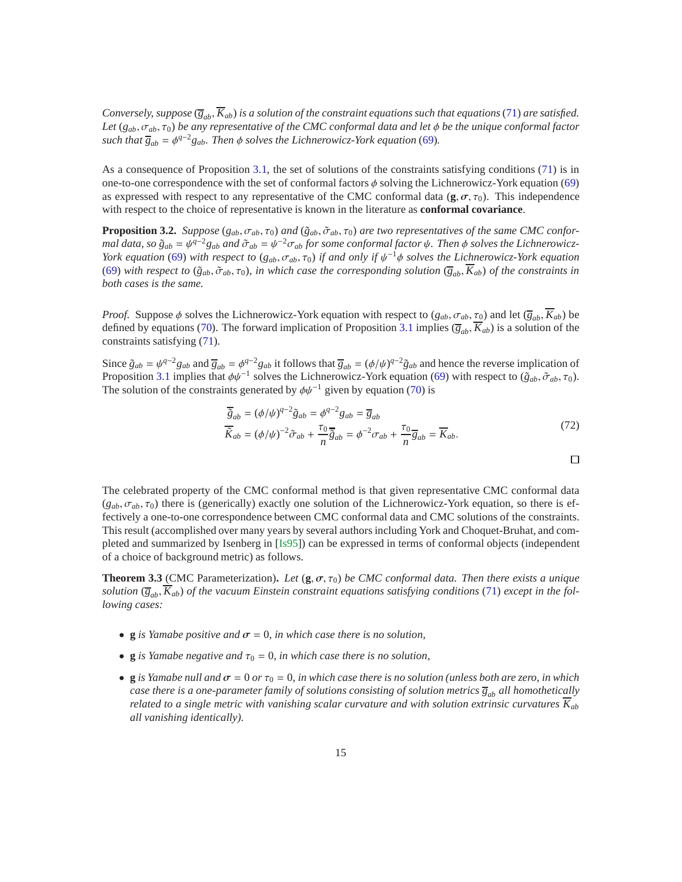*Conversely, suppose $(\overline{g}_{ab}, \overline{K}_{ab})$ is a solution of the constraint equations such that equations (71) are satisfied. Let $(g_{ab}, \sigma_{ab}, \tau_0)$ be any representative of the CMC conformal data and let $\phi$ be the unique conformal factor such that $\overline{g}_{ab} = \phi^{q-2} g_{ab}$. Then $\phi$ solves the Lichnerowicz-York equation (69).*

As a consequence of Proposition 3.1, the set of solutions of the constraints satisfying conditions (71) is in one-to-one correspondence with the set of conformal factors $\phi$ solving the Lichnerowicz-York equation (69) as expressed with respect to any representative of the CMC conformal data $(\mathbf{g}, \boldsymbol{\sigma}, \tau_0)$. This independence with respect to the choice of representative is known in the literature as **conformal covariance**.

**Proposition 3.2.** *Suppose $(g_{ab}, \sigma_{ab}, \tau_0)$ and $(\tilde{g}_{ab}, \tilde{\sigma}_{ab}, \tau_0)$ are two representatives of the same CMC conformal data, so $\tilde{g}_{ab} = \psi^{q-2} g_{ab}$ and $\tilde{\sigma}_{ab} = \psi^{-2}\sigma_{ab}$ for some conformal factor $\psi$. Then $\phi$ solves the Lichnerowicz-York equation (69) with respect to $(g_{ab}, \sigma_{ab}, \tau_0)$ if and only if $\psi^{-1}\phi$ solves the Lichnerowicz-York equation (69) with respect to $(\tilde{g}_{ab}, \tilde{\sigma}_{ab}, \tau_0)$, in which case the corresponding solution $(\overline{g}_{ab}, \overline{K}_{ab})$ of the constraints in both cases is the same.*

*Proof.* Suppose $\phi$ solves the Lichnerowicz-York equation with respect to $(g_{ab}, \sigma_{ab}, \tau_0)$ and let $(\overline{g}_{ab}, \overline{K}_{ab})$ be defined by equations (70). The forward implication of Proposition 3.1 implies $(\overline{g}_{ab}, \overline{K}_{ab})$ is a solution of the constraints satisfying (71).

Since $\tilde{g}_{ab} = \psi^{q-2} g_{ab}$ and $\overline{g}_{ab} = \phi^{q-2} g_{ab}$ it follows that $\overline{g}_{ab} = (\phi/\psi)^{q-2}\tilde{g}_{ab}$ and hence the reverse implication of Proposition 3.1 implies that $\phi\psi^{-1}$ solves the Lichnerowicz-York equation (69) with respect to $(\tilde{g}_{ab}, \tilde{\sigma}_{ab}, \tau_0)$. The solution of the constraints generated by $\phi\psi^{-1}$ given by equation (70) is

$$
\begin{aligned}
\overline{\tilde{g}}_{ab} &= (\phi/\psi)^{q-2}\tilde{g}_{ab} = \phi^{q-2} g_{ab} = \overline{g}_{ab} \\
\overline{\tilde{K}}_{ab} &= (\phi/\psi)^{-2}\tilde{\sigma}_{ab} + \frac{\tau_0}{n}\overline{\tilde{g}}_{ab} = \phi^{-2}\sigma_{ab} + \frac{\tau_0}{n}\overline{g}_{ab} = \overline{K}_{ab}.
\end{aligned}
\tag{72}
$$

□

The celebrated property of the CMC conformal method is that given representative CMC conformal data $(g_{ab}, \sigma_{ab}, \tau_0)$ there is (generically) exactly one solution of the Lichnerowicz-York equation, so there is effectively a one-to-one correspondence between CMC conformal data and CMC solutions of the constraints. This result (accomplished over many years by several authors including York and Choquet-Bruhat, and completed and summarized by Isenberg in [Is95]) can be expressed in terms of conformal objects (independent of a choice of background metric) as follows.

**Theorem 3.3** (CMC Parameterization)**.** *Let $(\mathbf{g}, \boldsymbol{\sigma}, \tau_0)$ be CMC conformal data. Then there exists a unique solution $(\overline{g}_{ab}, \overline{K}_{ab})$ of the vacuum Einstein constraint equations satisfying conditions (71) except in the following cases:*

- $\mathbf{g}$ *is Yamabe positive and $\boldsymbol{\sigma} = 0$, in which case there is no solution,*
- $\mathbf{g}$ *is Yamabe negative and $\tau_0 = 0$, in which case there is no solution,*
- $\mathbf{g}$ *is Yamabe null and $\boldsymbol{\sigma} = 0$ or $\tau_0 = 0$, in which case there is no solution (unless both are zero, in which case there is a one-parameter family of solutions consisting of solution metrics $\overline{g}_{ab}$ all homothetically related to a single metric with vanishing scalar curvature and with solution extrinsic curvatures $\overline{K}_{ab}$ all vanishing identically).*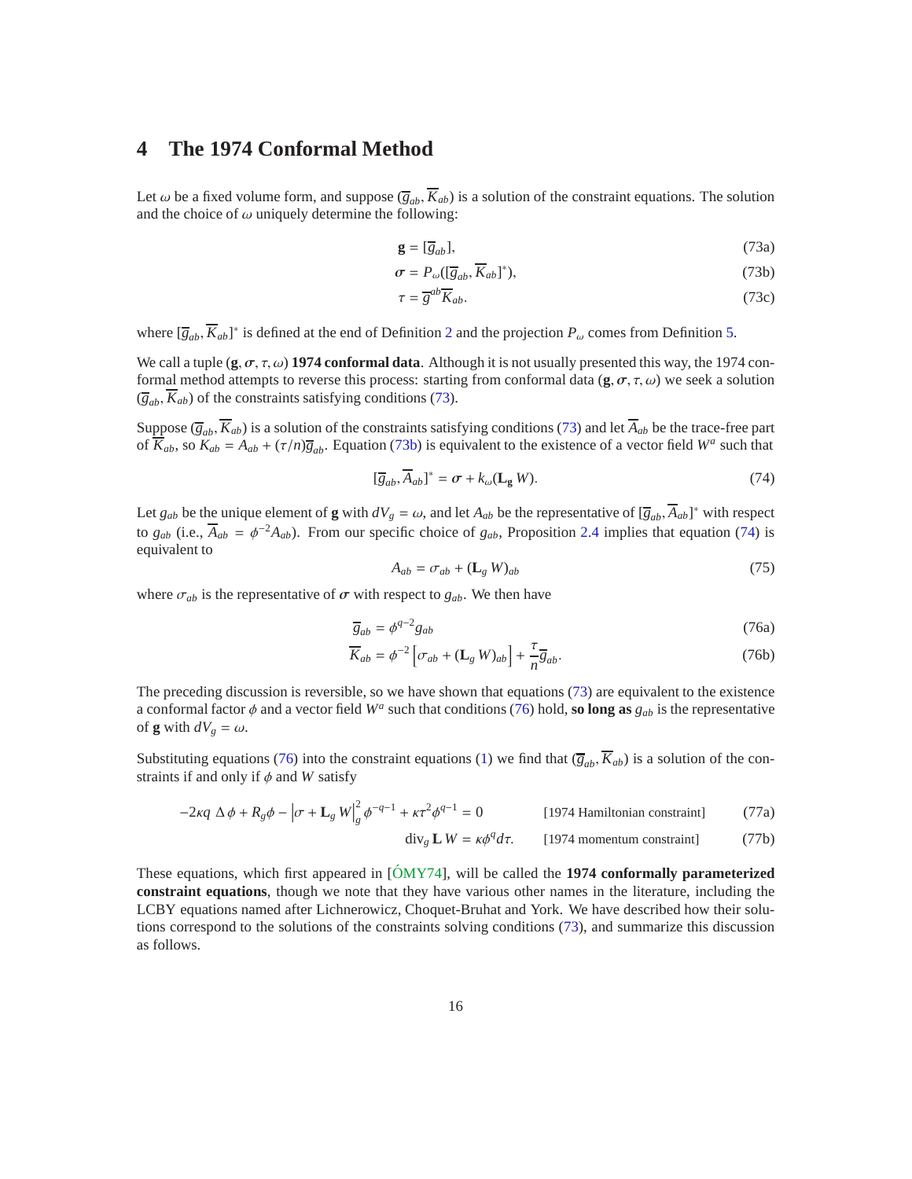## 4 The 1974 Conformal Method

Let $\omega$ be a fixed volume form, and suppose $(\overline{g}_{ab}, \overline{K}_{ab})$ is a solution of the constraint equations. The solution and the choice of $\omega$ uniquely determine the following:

$$\mathbf{g} = [\overline{g}_{ab}], \tag{73a}$$

$$\boldsymbol{\sigma} = P_\omega([\overline{g}_{ab}, \overline{K}_{ab}]^*), \tag{73b}$$

$$\tau = \overline{g}^{ab}\overline{K}_{ab}. \tag{73c}$$

where $[\overline{g}_{ab}, \overline{K}_{ab}]^*$ is defined at the end of Definition 2 and the projection $P_\omega$ comes from Definition 5.

We call a tuple $(\mathbf{g}, \boldsymbol{\sigma}, \tau, \omega)$ **1974 conformal data**. Although it is not usually presented this way, the 1974 conformal method attempts to reverse this process: starting from conformal data $(\mathbf{g}, \boldsymbol{\sigma}, \tau, \omega)$ we seek a solution $(\overline{g}_{ab}, \overline{K}_{ab})$ of the constraints satisfying conditions (73).

Suppose $(\overline{g}_{ab}, \overline{K}_{ab})$ is a solution of the constraints satisfying conditions (73) and let $\overline{A}_{ab}$ be the trace-free part of $\overline{K}_{ab}$, so $K_{ab} = A_{ab} + (\tau/n)\overline{g}_{ab}$. Equation (73b) is equivalent to the existence of a vector field $W^a$ such that

$$[\overline{g}_{ab}, \overline{A}_{ab}]^* = \boldsymbol{\sigma} + k_\omega(\mathbf{L}_{\mathbf{g}}\, W). \tag{74}$$

Let $g_{ab}$ be the unique element of $\mathbf{g}$ with $dV_g = \omega$, and let $A_{ab}$ be the representative of $[\overline{g}_{ab}, \overline{A}_{ab}]^*$ with respect to $g_{ab}$ (i.e., $\overline{A}_{ab} = \phi^{-2}A_{ab}$). From our specific choice of $g_{ab}$, Proposition 2.4 implies that equation (74) is equivalent to

$$A_{ab} = \sigma_{ab} + (\mathbf{L}_g\, W)_{ab} \tag{75}$$

where $\sigma_{ab}$ is the representative of $\boldsymbol{\sigma}$ with respect to $g_{ab}$. We then have

$$\overline{g}_{ab} = \phi^{q-2} g_{ab} \tag{76a}$$

$$\overline{K}_{ab} = \phi^{-2}\left[\sigma_{ab} + (\mathbf{L}_g\, W)_{ab}\right] + \frac{\tau}{n}\overline{g}_{ab}. \tag{76b}$$

The preceding discussion is reversible, so we have shown that equations (73) are equivalent to the existence a conformal factor $\phi$ and a vector field $W^a$ such that conditions (76) hold, **so long as** $g_{ab}$ is the representative of $\mathbf{g}$ with $dV_g = \omega$.

Substituting equations (76) into the constraint equations (1) we find that $(\overline{g}_{ab}, \overline{K}_{ab})$ is a solution of the constraints if and only if $\phi$ and $W$ satisfy

$$-2\kappa q\, \Delta\phi + R_g\phi - \left|\sigma + \mathbf{L}_g\, W\right|_g^2 \phi^{-q-1} + \kappa\tau^2\phi^{q-1} = 0 \qquad \text{[1974 Hamiltonian constraint]} \tag{77a}$$

$$\operatorname{div}_g \mathbf{L}\, W = \kappa\phi^q d\tau. \qquad \text{[1974 momentum constraint]} \tag{77b}$$

These equations, which first appeared in [ÓMY74], will be called the **1974 conformally parameterized constraint equations**, though we note that they have various other names in the literature, including the LCBY equations named after Lichnerowicz, Choquet-Bruhat and York. We have described how their solutions correspond to the solutions of the constraints solving conditions (73), and summarize this discussion as follows.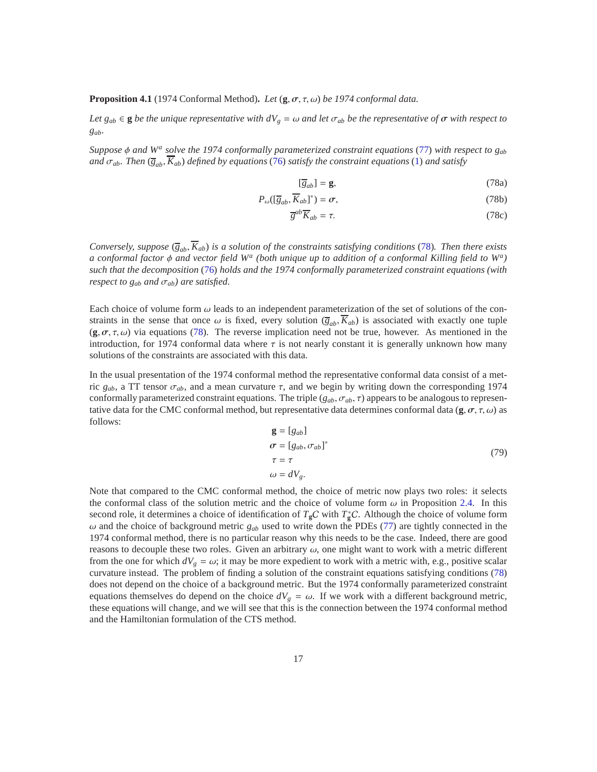**Proposition 4.1** (1974 Conformal Method)**.** *Let $(\mathbf{g}, \boldsymbol{\sigma}, \tau, \omega)$ be 1974 conformal data.*

*Let $g_{ab} \in \mathbf{g}$ be the unique representative with $dV_g = \omega$ and let $\sigma_{ab}$ be the representative of $\boldsymbol{\sigma}$ with respect to $g_{ab}$.*

*Suppose $\phi$ and $W^a$ solve the 1974 conformally parameterized constraint equations (77) with respect to $g_{ab}$ and $\sigma_{ab}$. Then $(\overline{g}_{ab}, \overline{K}_{ab})$ defined by equations (76) satisfy the constraint equations (1) and satisfy*

$$[\overline{g}_{ab}] = \mathbf{g}, \tag{78a}$$

$$P_\omega([\overline{g}_{ab}, \overline{K}_{ab}]^*) = \boldsymbol{\sigma}, \tag{78b}$$

$$\overline{g}^{ab}\overline{K}_{ab} = \tau. \tag{78c}$$

*Conversely, suppose $(\overline{g}_{ab}, \overline{K}_{ab})$ is a solution of the constraints satisfying conditions (78). Then there exists a conformal factor $\phi$ and vector field $W^a$ (both unique up to addition of a conformal Killing field to $W^a$) such that the decomposition (76) holds and the 1974 conformally parameterized constraint equations (with respect to $g_{ab}$ and $\sigma_{ab}$) are satisfied.*

Each choice of volume form $\omega$ leads to an independent parameterization of the set of solutions of the constraints in the sense that once $\omega$ is fixed, every solution $(\overline{g}_{ab}, \overline{K}_{ab})$ is associated with exactly one tuple $(\mathbf{g}, \boldsymbol{\sigma}, \tau, \omega)$ via equations (78). The reverse implication need not be true, however. As mentioned in the introduction, for 1974 conformal data where $\tau$ is not nearly constant it is generally unknown how many solutions of the constraints are associated with this data.

In the usual presentation of the 1974 conformal method the representative conformal data consist of a metric $g_{ab}$, a TT tensor $\sigma_{ab}$, and a mean curvature $\tau$, and we begin by writing down the corresponding 1974 conformally parameterized constraint equations. The triple $(g_{ab}, \sigma_{ab}, \tau)$ appears to be analogous to representative data for the CMC conformal method, but representative data determines conformal data $(\mathbf{g}, \boldsymbol{\sigma}, \tau, \omega)$ as follows:

$$\begin{aligned} \mathbf{g} &= [g_{ab}] \\ \boldsymbol{\sigma} &= [g_{ab}, \sigma_{ab}]^* \\ \tau &= \tau \\ \omega &= dV_g. \end{aligned} \tag{79}$$

Note that compared to the CMC conformal method, the choice of metric now plays two roles: it selects the conformal class of the solution metric and the choice of volume form $\omega$ in Proposition 2.4. In this second role, it determines a choice of identification of $T_\mathbf{g}C$ with $T^*_\mathbf{g}C$. Although the choice of volume form $\omega$ and the choice of background metric $g_{ab}$ used to write down the PDEs (77) are tightly connected in the 1974 conformal method, there is no particular reason why this needs to be the case. Indeed, there are good reasons to decouple these two roles. Given an arbitrary $\omega$, one might want to work with a metric different from the one for which $dV_g = \omega$; it may be more expedient to work with a metric with, e.g., positive scalar curvature instead. The problem of finding a solution of the constraint equations satisfying conditions (78) does not depend on the choice of a background metric. But the 1974 conformally parameterized constraint equations themselves do depend on the choice $dV_g = \omega$. If we work with a different background metric, these equations will change, and we will see that this is the connection between the 1974 conformal method and the Hamiltonian formulation of the CTS method.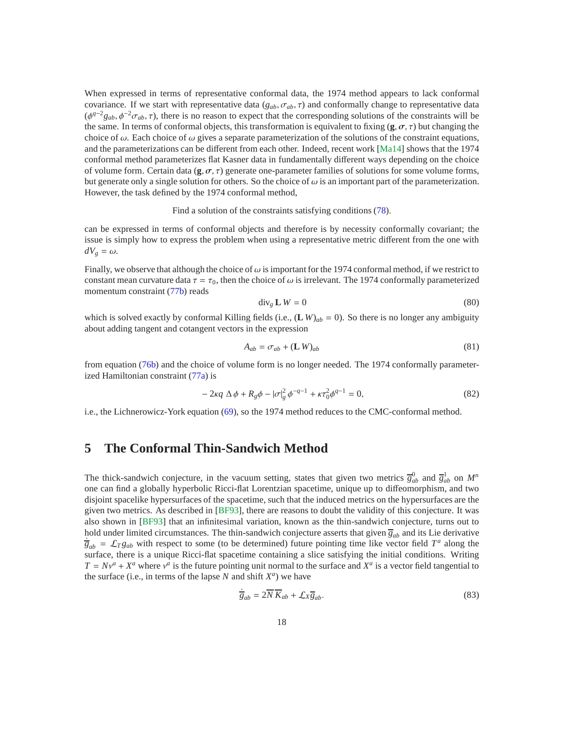When expressed in terms of representative conformal data, the 1974 method appears to lack conformal covariance. If we start with representative data $(g_{ab}, \sigma_{ab}, \tau)$ and conformally change to representative data $(\phi^{q-2} g_{ab}, \phi^{-2}\sigma_{ab}, \tau)$, there is no reason to expect that the corresponding solutions of the constraints will be the same. In terms of conformal objects, this transformation is equivalent to fixing $(\mathbf{g}, \boldsymbol{\sigma}, \tau)$ but changing the choice of $\omega$. Each choice of $\omega$ gives a separate parameterization of the solutions of the constraint equations, and the parameterizations can be different from each other. Indeed, recent work [Ma14] shows that the 1974 conformal method parameterizes flat Kasner data in fundamentally different ways depending on the choice of volume form. Certain data $(\mathbf{g}, \boldsymbol{\sigma}, \tau)$ generate one-parameter families of solutions for some volume forms, but generate only a single solution for others. So the choice of $\omega$ is an important part of the parameterization. However, the task defined by the 1974 conformal method,

Find a solution of the constraints satisfying conditions (78).

can be expressed in terms of conformal objects and therefore is by necessity conformally covariant; the issue is simply how to express the problem when using a representative metric different from the one with $dV_g = \omega$.

Finally, we observe that although the choice of $\omega$ is important for the 1974 conformal method, if we restrict to constant mean curvature data $\tau = \tau_0$, then the choice of $\omega$ is irrelevant. The 1974 conformally parameterized momentum constraint (77b) reads

$$\operatorname{div}_g \mathbf{L}\, W = 0 \tag{80}$$

which is solved exactly by conformal Killing fields (i.e., $(\mathbf{L}\, W)_{ab} = 0$). So there is no longer any ambiguity about adding tangent and cotangent vectors in the expression

$$A_{ab} = \sigma_{ab} + (\mathbf{L}\, W)_{ab} \tag{81}$$

from equation (76b) and the choice of volume form is no longer needed. The 1974 conformally parameterized Hamiltonian constraint (77a) is

$$-2\kappa q\, \Delta\, \phi + R_g \phi - |\sigma|_g^2\, \phi^{-q-1} + \kappa \tau_0^2 \phi^{q-1} = 0, \tag{82}$$

i.e., the Lichnerowicz-York equation (69), so the 1974 method reduces to the CMC-conformal method.

# 5 The Conformal Thin-Sandwich Method

The thick-sandwich conjecture, in the vacuum setting, states that given two metrics $\overline{g}^0_{ab}$ and $\overline{g}^1_{ab}$ on $M^n$ one can find a globally hyperbolic Ricci-flat Lorentzian spacetime, unique up to diffeomorphism, and two disjoint spacelike hypersurfaces of the spacetime, such that the induced metrics on the hypersurfaces are the given two metrics. As described in [BF93], there are reasons to doubt the validity of this conjecture. It was also shown in [BF93] that an infinitesimal variation, known as the thin-sandwich conjecture, turns out to hold under limited circumstances. The thin-sandwich conjecture asserts that given $\overline{g}_{ab}$ and its Lie derivative $\dot{\overline{g}}_{ab} = \mathcal{L}_T g_{ab}$ with respect to some (to be determined) future pointing time like vector field $T^a$ along the surface, there is a unique Ricci-flat spacetime containing a slice satisfying the initial conditions. Writing $T = N\nu^a + X^a$ where $\nu^a$ is the future pointing unit normal to the surface and $X^a$ is a vector field tangential to the surface (i.e., in terms of the lapse $N$ and shift $X^a$) we have

$$\dot{\overline{g}}_{ab} = 2\overline{N}\, \overline{K}_{ab} + \mathcal{L}_X \overline{g}_{ab}. \tag{83}$$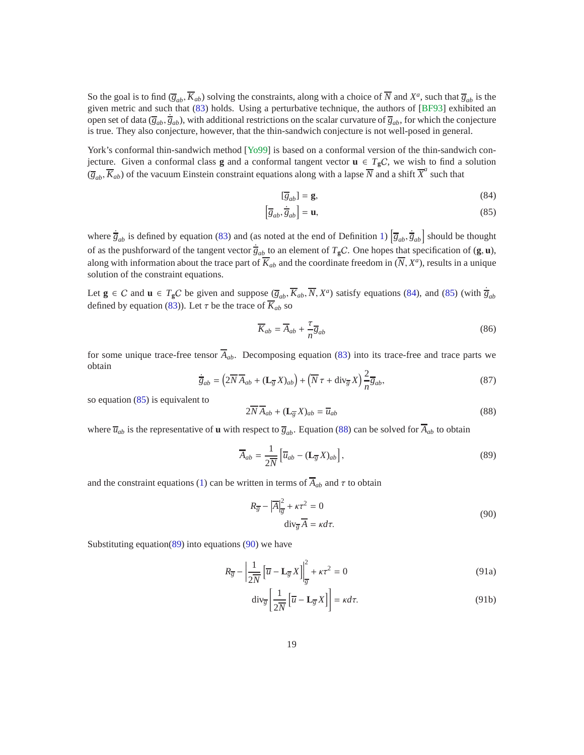So the goal is to find $(\overline{g}_{ab}, \overline{K}_{ab})$ solving the constraints, along with a choice of $\overline{N}$ and $X^a$, such that $\overline{g}_{ab}$ is the given metric and such that (83) holds. Using a perturbative technique, the authors of [BF93] exhibited an open set of data $(\overline{g}_{ab}, \dot{\overline{g}}_{ab})$, with additional restrictions on the scalar curvature of $\overline{g}_{ab}$, for which the conjecture is true. They also conjecture, however, that the thin-sandwich conjecture is not well-posed in general.

York's conformal thin-sandwich method [Yo99] is based on a conformal version of the thin-sandwich conjecture. Given a conformal class $\mathbf{g}$ and a conformal tangent vector $\mathbf{u} \in T_{\mathbf{g}}\mathcal{C}$, we wish to find a solution $(\overline{g}_{ab}, \overline{K}_{ab})$ of the vacuum Einstein constraint equations along with a lapse $\overline{N}$ and a shift $\overline{X}^a$ such that

$$[\overline{g}_{ab}] = \mathbf{g}, \tag{84}$$

$$\left[\overline{g}_{ab}, \dot{\overline{g}}_{ab}\right] = \mathbf{u}, \tag{85}$$

where $\dot{\overline{g}}_{ab}$ is defined by equation (83) and (as noted at the end of Definition 1) $\left[\overline{g}_{ab}, \dot{\overline{g}}_{ab}\right]$ should be thought of as the pushforward of the tangent vector $\dot{\overline{g}}_{ab}$ to an element of $T_{\mathbf{g}}\mathcal{C}$. One hopes that specification of $(\mathbf{g}, \mathbf{u})$, along with information about the trace part of $\overline{K}_{ab}$ and the coordinate freedom in $(\overline{N}, X^a)$, results in a unique solution of the constraint equations.

Let $\mathbf{g} \in \mathcal{C}$ and $\mathbf{u} \in T_{\mathbf{g}}\mathcal{C}$ be given and suppose $(\overline{g}_{ab}, \overline{K}_{ab}, \overline{N}, X^a)$ satisfy equations (84), and (85) (with $\dot{\overline{g}}_{ab}$ defined by equation (83)). Let $\tau$ be the trace of $\overline{K}_{ab}$ so

$$\overline{K}_{ab} = \overline{A}_{ab} + \frac{\tau}{n}\overline{g}_{ab} \tag{86}$$

for some unique trace-free tensor $\overline{A}_{ab}$. Decomposing equation (83) into its trace-free and trace parts we obtain

$$\dot{\overline{g}}_{ab} = \left(2\overline{N}\,\overline{A}_{ab} + (\mathbf{L}_{\overline{g}}\, X)_{ab}\right) + \left(\overline{N}\,\tau + \operatorname{div}_{\overline{g}} X\right)\frac{2}{n}\overline{g}_{ab}, \tag{87}$$

so equation (85) is equivalent to

$$2\overline{N}\,\overline{A}_{ab} + (\mathbf{L}_{\overline{g}}\, X)_{ab} = \overline{u}_{ab} \tag{88}$$

where $\overline{u}_{ab}$ is the representative of $\mathbf{u}$ with respect to $\overline{g}_{ab}$. Equation (88) can be solved for $\overline{A}_{ab}$ to obtain

$$\overline{A}_{ab} = \frac{1}{2\overline{N}}\left[\overline{u}_{ab} - (\mathbf{L}_{\overline{g}}\, X)_{ab}\right], \tag{89}$$

and the constraint equations (1) can be written in terms of $\overline{A}_{ab}$ and $\tau$ to obtain

$$\begin{aligned} R_{\overline{g}} - \left|\overline{A}\right|_{\overline{g}}^2 + \kappa\tau^2 &= 0 \\ \operatorname{div}_{\overline{g}} \overline{A} &= \kappa d\tau. \end{aligned} \tag{90}$$

Substituting equation(89) into equations (90) we have

$$R_{\overline{g}} - \left|\frac{1}{2\overline{N}}\left[\overline{u} - \mathbf{L}_{\overline{g}}\, X\right]\right|_{\overline{g}}^2 + \kappa\tau^2 = 0 \tag{91a}$$

$$\operatorname{div}_{\overline{g}}\left[\frac{1}{2\overline{N}}\left[\overline{u} - \mathbf{L}_{\overline{g}}\, X\right]\right] = \kappa d\tau. \tag{91b}$$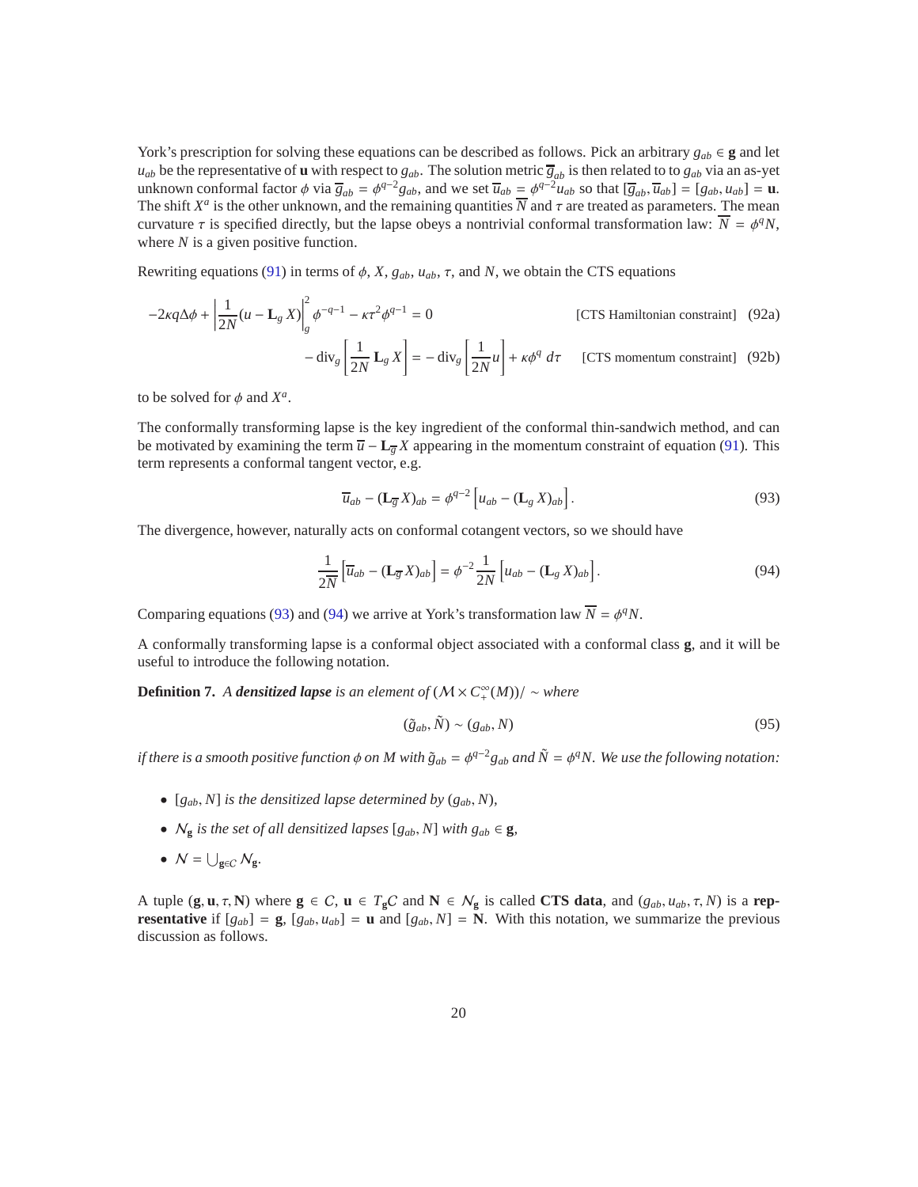York's prescription for solving these equations can be described as follows. Pick an arbitrary $g_{ab} \in \mathbf{g}$ and let $u_{ab}$ be the representative of $\mathbf{u}$ with respect to $g_{ab}$. The solution metric $\overline{g}_{ab}$ is then related to to $g_{ab}$ via an as-yet unknown conformal factor $\phi$ via $\overline{g}_{ab} = \phi^{q-2} g_{ab}$, and we set $\overline{u}_{ab} = \phi^{q-2} u_{ab}$ so that $[\overline{g}_{ab}, \overline{u}_{ab}] = [g_{ab}, u_{ab}] = \mathbf{u}$. The shift $X^a$ is the other unknown, and the remaining quantities $\overline{N}$ and $\tau$ are treated as parameters. The mean curvature $\tau$ is specified directly, but the lapse obeys a nontrivial conformal transformation law: $\overline{N} = \phi^q N$, where $N$ is a given positive function.

Rewriting equations (91) in terms of $\phi$, $X$, $g_{ab}$, $u_{ab}$, $\tau$, and $N$, we obtain the CTS equations

$$
-2\kappa q \Delta\phi + \left| \frac{1}{2N}(u - \mathbf{L}_g X) \right|_g^2 \phi^{-q-1} - \kappa\tau^2 \phi^{q-1} = 0 \qquad \text{[CTS Hamiltonian constraint]} \quad (92a)
$$

$$
-\operatorname{div}_g \left[ \frac{1}{2N} \mathbf{L}_g X \right] = -\operatorname{div}_g \left[ \frac{1}{2N} u \right] + \kappa \phi^q \, d\tau \qquad \text{[CTS momentum constraint]} \quad (92b)
$$

to be solved for $\phi$ and $X^a$.

The conformally transforming lapse is the key ingredient of the conformal thin-sandwich method, and can be motivated by examining the term $\overline{u} - \mathbf{L}_{\overline{g}} X$ appearing in the momentum constraint of equation (91). This term represents a conformal tangent vector, e.g.

$$
\overline{u}_{ab} - (\mathbf{L}_{\overline{g}} X)_{ab} = \phi^{q-2} \left[ u_{ab} - (\mathbf{L}_g X)_{ab} \right]. \tag{93}
$$

The divergence, however, naturally acts on conformal cotangent vectors, so we should have

$$
\frac{1}{2\overline{N}} \left[ \overline{u}_{ab} - (\mathbf{L}_{\overline{g}} X)_{ab} \right] = \phi^{-2} \frac{1}{2N} \left[ u_{ab} - (\mathbf{L}_g X)_{ab} \right]. \tag{94}
$$

Comparing equations (93) and (94) we arrive at York's transformation law $\overline{N} = \phi^q N$.

A conformally transforming lapse is a conformal object associated with a conformal class $\mathbf{g}$, and it will be useful to introduce the following notation.

**Definition 7.** *A* ***densitized lapse*** *is an element of* $(\mathcal{M} \times C^\infty_+(M))/\sim$ *where*

$$
(\tilde{g}_{ab}, \tilde{N}) \sim (g_{ab}, N) \tag{95}
$$

*if there is a smooth positive function $\phi$ on $M$ with $\tilde{g}_{ab} = \phi^{q-2} g_{ab}$ and $\tilde{N} = \phi^q N$. We use the following notation:*

- *$[g_{ab}, N]$ is the densitized lapse determined by $(g_{ab}, N)$,*
- *$\mathcal{N}_{\mathbf{g}}$ is the set of all densitized lapses $[g_{ab}, N]$ with $g_{ab} \in \mathbf{g}$,*
- *$\mathcal{N} = \bigcup_{\mathbf{g} \in C} \mathcal{N}_{\mathbf{g}}$.*

A tuple $(\mathbf{g}, \mathbf{u}, \tau, \mathbf{N})$ where $\mathbf{g} \in C$, $\mathbf{u} \in T_{\mathbf{g}}C$ and $\mathbf{N} \in \mathcal{N}_{\mathbf{g}}$ is called **CTS data**, and $(g_{ab}, u_{ab}, \tau, N)$ is a **representative** if $[g_{ab}] = \mathbf{g}$, $[g_{ab}, u_{ab}] = \mathbf{u}$ and $[g_{ab}, N] = \mathbf{N}$. With this notation, we summarize the previous discussion as follows.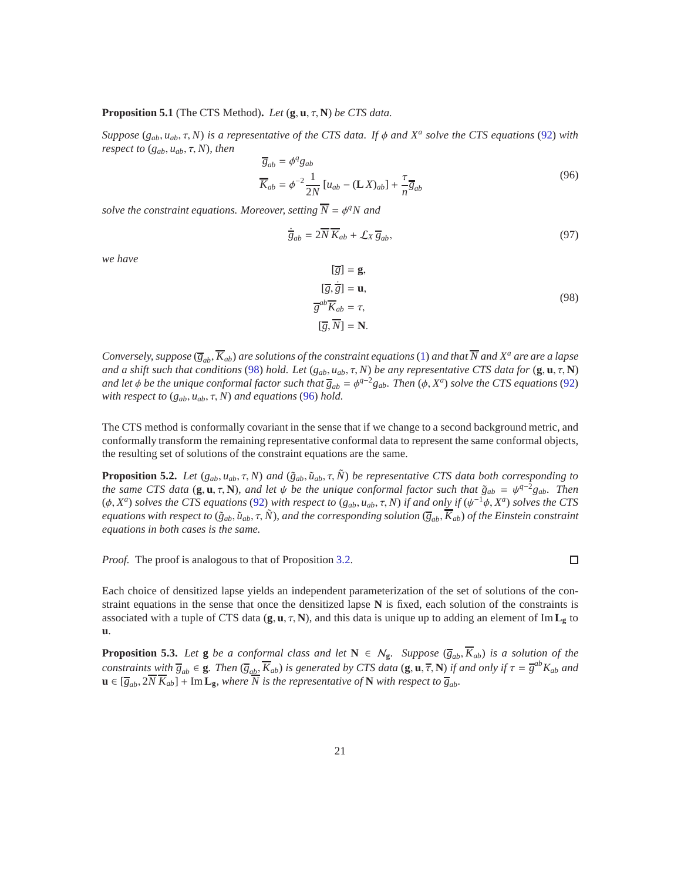**Proposition 5.1** (The CTS Method)**.** *Let* $(\mathbf{g}, \mathbf{u}, \tau, \mathbf{N})$ *be CTS data.*

*Suppose* $(g_{ab}, u_{ab}, \tau, N)$ *is a representative of the CTS data. If* $\phi$ *and* $X^a$ *solve the CTS equations* (92) *with respect to* $(g_{ab}, u_{ab}, \tau, N)$*, then*

$$
\begin{aligned}
\overline{g}_{ab} &= \phi^q g_{ab} \\
\overline{K}_{ab} &= \phi^{-2} \frac{1}{2N} \left[ u_{ab} - (\mathbf{L}\, X)_{ab} \right] + \frac{\tau}{n} \overline{g}_{ab}
\end{aligned}
\tag{96}
$$

*solve the constraint equations. Moreover, setting* $\overline{N} = \phi^q N$ *and*

$$
\dot{\overline{g}}_{ab} = 2\overline{N}\,\overline{K}_{ab} + \mathcal{L}_X\, \overline{g}_{ab}, \tag{97}
$$

*we have*

$$
\begin{aligned}
[\overline{g}] &= \mathbf{g}, \\
[\overline{g}, \dot{\overline{g}}] &= \mathbf{u}, \\
\overline{g}^{ab} \overline{K}_{ab} &= \tau, \\
[\overline{g}, \overline{N}] &= \mathbf{N}.
\end{aligned}
\tag{98}
$$

*Conversely, suppose* $(\overline{g}_{ab}, \overline{K}_{ab})$ *are solutions of the constraint equations* (1) *and that* $\overline{N}$ *and* $X^a$ *are a lapse and a shift such that conditions* (98) *hold. Let* $(g_{ab}, u_{ab}, \tau, N)$ *be any representative CTS data for* $(\mathbf{g}, \mathbf{u}, \tau, \mathbf{N})$ *and let* $\phi$ *be the unique conformal factor such that* $\overline{g}_{ab} = \phi^{q-2} g_{ab}$*. Then* $(\phi, X^a)$ *solve the CTS equations* (92) *with respect to* $(g_{ab}, u_{ab}, \tau, N)$ *and equations* (96) *hold.*

The CTS method is conformally covariant in the sense that if we change to a second background metric, and conformally transform the remaining representative conformal data to represent the same conformal objects, the resulting set of solutions of the constraint equations are the same.

**Proposition 5.2.** *Let* $(g_{ab}, u_{ab}, \tau, N)$ *and* $(\tilde{g}_{ab}, \tilde{u}_{ab}, \tau, \tilde{N})$ *be representative CTS data both corresponding to the same CTS data* $(\mathbf{g}, \mathbf{u}, \tau, \mathbf{N})$*, and let* $\psi$ *be the unique conformal factor such that* $\tilde{g}_{ab} = \psi^{q-2} g_{ab}$*. Then* $(\phi, X^a)$ *solves the CTS equations* (92) *with respect to* $(g_{ab}, u_{ab}, \tau, N)$ *if and only if* $(\psi^{-1}\phi, X^a)$ *solves the CTS equations with respect to* $(\tilde{g}_{ab}, \tilde{u}_{ab}, \tau, \tilde{N})$*, and the corresponding solution* $(\overline{g}_{ab}, \overline{K}_{ab})$ *of the Einstein constraint equations in both cases is the same.*

*Proof.* The proof is analogous to that of Proposition 3.2. □

Each choice of densitized lapse yields an independent parameterization of the set of solutions of the constraint equations in the sense that once the densitized lapse $\mathbf{N}$ is fixed, each solution of the constraints is associated with a tuple of CTS data $(\mathbf{g}, \mathbf{u}, \tau, \mathbf{N})$, and this data is unique up to adding an element of $\operatorname{Im} \mathbf{L}_\mathbf{g}$ to $\mathbf{u}$.

**Proposition 5.3.** *Let* $\mathbf{g}$ *be a conformal class and let* $\mathbf{N} \in \mathcal{N}_\mathbf{g}$*. Suppose* $(\overline{g}_{ab}, \overline{K}_{ab})$ *is a solution of the constraints with* $\overline{g}_{ab} \in \mathbf{g}$*. Then* $(\overline{g}_{ab}, \overline{K}_{ab})$ *is generated by CTS data* $(\mathbf{g}, \mathbf{u}, \overline{\tau}, \mathbf{N})$ *if and only if* $\tau = \overline{g}^{ab} K_{ab}$ *and* $\mathbf{u} \in [\overline{g}_{ab}, 2\overline{N}\,\overline{K}_{ab}] + \operatorname{Im} \mathbf{L}_\mathbf{g}$*, where* $\overline{N}$ *is the representative of* $\mathbf{N}$ *with respect to* $\overline{g}_{ab}$*.*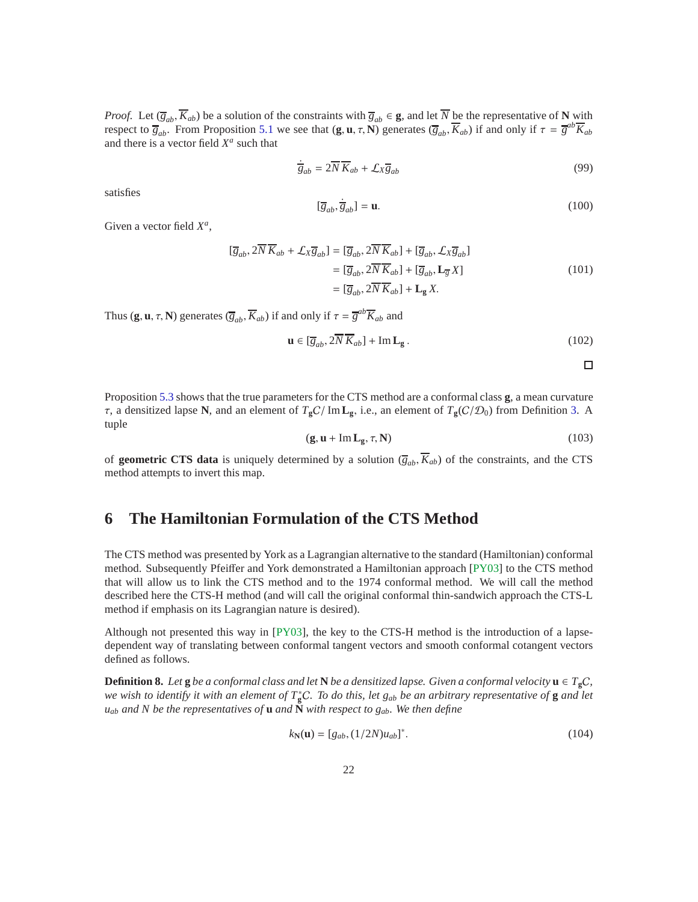*Proof.* Let $(\overline{g}_{ab}, \overline{K}_{ab})$ be a solution of the constraints with $\overline{g}_{ab} \in \mathbf{g}$, and let $\overline{N}$ be the representative of $\mathbf{N}$ with respect to $\overline{g}_{ab}$. From Proposition 5.1 we see that $(\mathbf{g}, \mathbf{u}, \tau, \mathbf{N})$ generates $(\overline{g}_{ab}, \overline{K}_{ab})$ if and only if $\tau = \overline{g}^{ab}\overline{K}_{ab}$ and there is a vector field $X^a$ such that

$$\dot{\overline{g}}_{ab} = 2\overline{N}\,\overline{K}_{ab} + \mathcal{L}_X \overline{g}_{ab} \tag{99}$$

satisfies

$$[\overline{g}_{ab}, \dot{\overline{g}}_{ab}] = \mathbf{u}. \tag{100}$$

Given a vector field $X^a$,

$$\begin{aligned} [\overline{g}_{ab}, 2\overline{N}\,\overline{K}_{ab} + \mathcal{L}_X \overline{g}_{ab}] &= [\overline{g}_{ab}, 2\overline{N}\,\overline{K}_{ab}] + [\overline{g}_{ab}, \mathcal{L}_X \overline{g}_{ab}] \\ &= [\overline{g}_{ab}, 2\overline{N}\,\overline{K}_{ab}] + [\overline{g}_{ab}, \mathbf{L}_{\overline{g}}\, X] \\ &= [\overline{g}_{ab}, 2\overline{N}\,\overline{K}_{ab}] + \mathbf{L}_{\mathbf{g}}\, X. \end{aligned} \tag{101}$$

Thus $(\mathbf{g}, \mathbf{u}, \tau, \mathbf{N})$ generates $(\overline{g}_{ab}, \overline{K}_{ab})$ if and only if $\tau = \overline{g}^{ab}\overline{K}_{ab}$ and

$$\mathbf{u} \in [\overline{g}_{ab}, 2\overline{N}\,\overline{K}_{ab}] + \operatorname{Im} \mathbf{L}_{\mathbf{g}}. \tag{102}$$

□

Proposition 5.3 shows that the true parameters for the CTS method are a conformal class $\mathbf{g}$, a mean curvature $\tau$, a densitized lapse $\mathbf{N}$, and an element of $T_{\mathbf{g}}C/\operatorname{Im}\mathbf{L}_{\mathbf{g}}$, i.e., an element of $T_{\mathbf{g}}(C/\mathcal{D}_0)$ from Definition 3. A tuple

$$(\mathbf{g}, \mathbf{u} + \operatorname{Im}\mathbf{L}_{\mathbf{g}}, \tau, \mathbf{N}) \tag{103}$$

of **geometric CTS data** is uniquely determined by a solution $(\overline{g}_{ab}, \overline{K}_{ab})$ of the constraints, and the CTS method attempts to invert this map.

# 6 The Hamiltonian Formulation of the CTS Method

The CTS method was presented by York as a Lagrangian alternative to the standard (Hamiltonian) conformal method. Subsequently Pfeiffer and York demonstrated a Hamiltonian approach [PY03] to the CTS method that will allow us to link the CTS method and to the 1974 conformal method. We will call the method described here the CTS-H method (and will call the original conformal thin-sandwich approach the CTS-L method if emphasis on its Lagrangian nature is desired).

Although not presented this way in [PY03], the key to the CTS-H method is the introduction of a lapse-dependent way of translating between conformal tangent vectors and smooth conformal cotangent vectors defined as follows.

**Definition 8.** *Let $\mathbf{g}$ be a conformal class and let $\mathbf{N}$ be a densitized lapse. Given a conformal velocity $\mathbf{u} \in T_{\mathbf{g}}C$, we wish to identify it with an element of $T^*_{\mathbf{g}}C$. To do this, let $g_{ab}$ be an arbitrary representative of $\mathbf{g}$ and let $u_{ab}$ and $N$ be the representatives of $\mathbf{u}$ and $\mathbf{N}$ with respect to $g_{ab}$. We then define*

$$k_{\mathbf{N}}(\mathbf{u}) = [g_{ab}, (1/2N)u_{ab}]^*. \tag{104}$$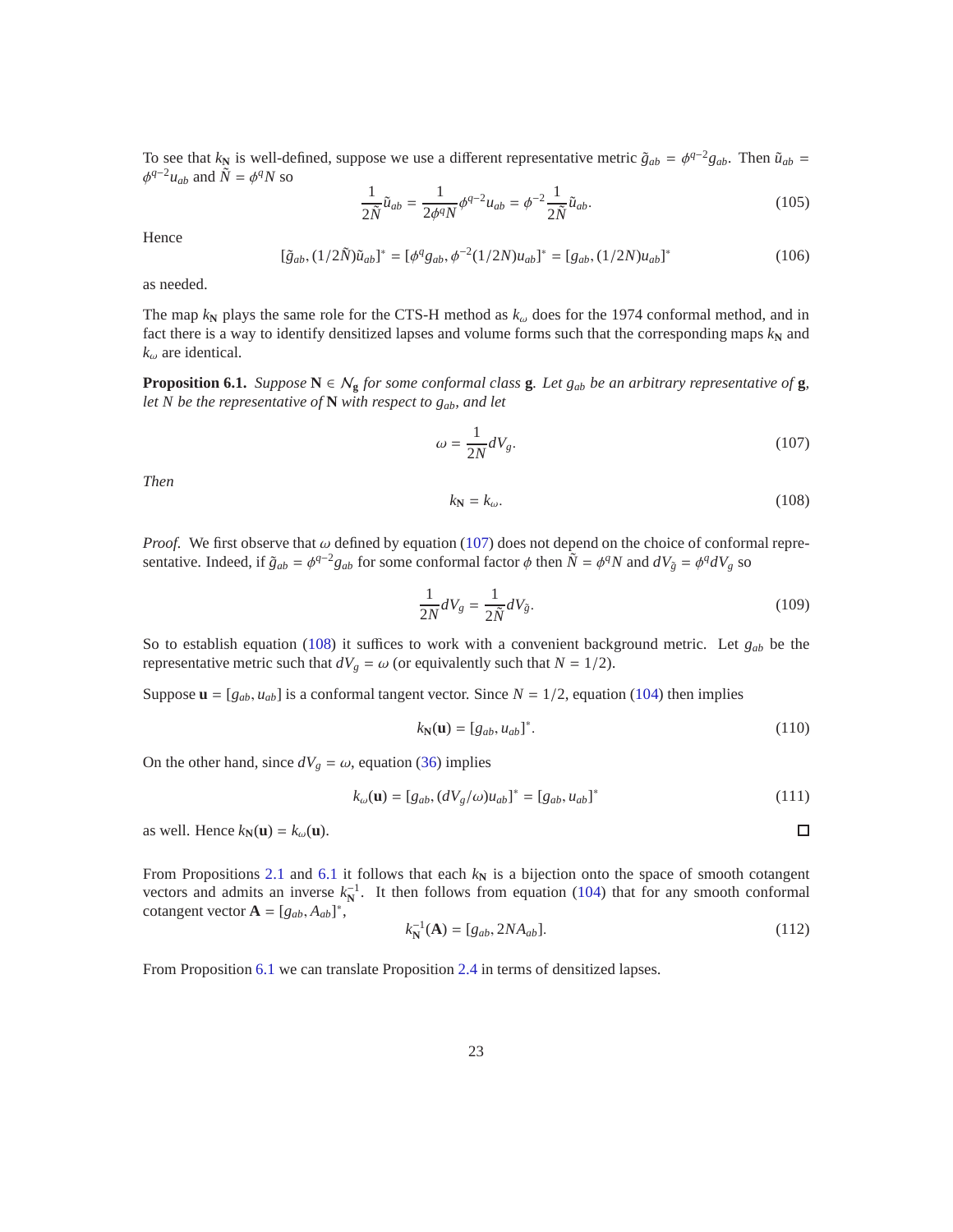To see that $k_{\mathbf{N}}$ is well-defined, suppose we use a different representative metric $\tilde{g}_{ab} = \phi^{q-2} g_{ab}$. Then $\tilde{u}_{ab} = \phi^{q-2} u_{ab}$ and $\tilde{N} = \phi^q N$ so

$$\frac{1}{2\tilde{N}} \tilde{u}_{ab} = \frac{1}{2\phi^q N} \phi^{q-2} u_{ab} = \phi^{-2} \frac{1}{2\tilde{N}} \tilde{u}_{ab}. \tag{105}$$

Hence

$$[\tilde{g}_{ab}, (1/2\tilde{N})\tilde{u}_{ab}]^* = [\phi^q g_{ab}, \phi^{-2}(1/2N)u_{ab}]^* = [g_{ab}, (1/2N)u_{ab}]^* \tag{106}$$

as needed.

The map $k_{\mathbf{N}}$ plays the same role for the CTS-H method as $k_\omega$ does for the 1974 conformal method, and in fact there is a way to identify densitized lapses and volume forms such that the corresponding maps $k_{\mathbf{N}}$ and $k_\omega$ are identical.

**Proposition 6.1.** *Suppose $\mathbf{N} \in \mathcal{N}_{\mathbf{g}}$ for some conformal class $\mathbf{g}$. Let $g_{ab}$ be an arbitrary representative of $\mathbf{g}$, let $N$ be the representative of $\mathbf{N}$ with respect to $g_{ab}$, and let*

$$\omega = \frac{1}{2N} dV_g. \tag{107}$$

*Then*

$$k_{\mathbf{N}} = k_\omega. \tag{108}$$

*Proof.* We first observe that $\omega$ defined by equation (107) does not depend on the choice of conformal representative. Indeed, if $\tilde{g}_{ab} = \phi^{q-2} g_{ab}$ for some conformal factor $\phi$ then $\tilde{N} = \phi^q N$ and $dV_{\tilde{g}} = \phi^q dV_g$ so

$$\frac{1}{2N} dV_g = \frac{1}{2\tilde{N}} dV_{\tilde{g}}. \tag{109}$$

So to establish equation (108) it suffices to work with a convenient background metric. Let $g_{ab}$ be the representative metric such that $dV_g = \omega$ (or equivalently such that $N = 1/2$).

Suppose $\mathbf{u} = [g_{ab}, u_{ab}]$ is a conformal tangent vector. Since $N = 1/2$, equation (104) then implies

$$k_{\mathbf{N}}(\mathbf{u}) = [g_{ab}, u_{ab}]^*. \tag{110}$$

On the other hand, since $dV_g = \omega$, equation (36) implies

$$k_\omega(\mathbf{u}) = [g_{ab}, (dV_g/\omega)u_{ab}]^* = [g_{ab}, u_{ab}]^* \tag{111}$$

as well. Hence $k_{\mathbf{N}}(\mathbf{u}) = k_\omega(\mathbf{u})$. ☐

From Propositions 2.1 and 6.1 it follows that each $k_{\mathbf{N}}$ is a bijection onto the space of smooth cotangent vectors and admits an inverse $k_{\mathbf{N}}^{-1}$. It then follows from equation (104) that for any smooth conformal cotangent vector $\mathbf{A} = [g_{ab}, A_{ab}]^*$,

$$k_{\mathbf{N}}^{-1}(\mathbf{A}) = [g_{ab}, 2NA_{ab}]. \tag{112}$$

From Proposition 6.1 we can translate Proposition 2.4 in terms of densitized lapses.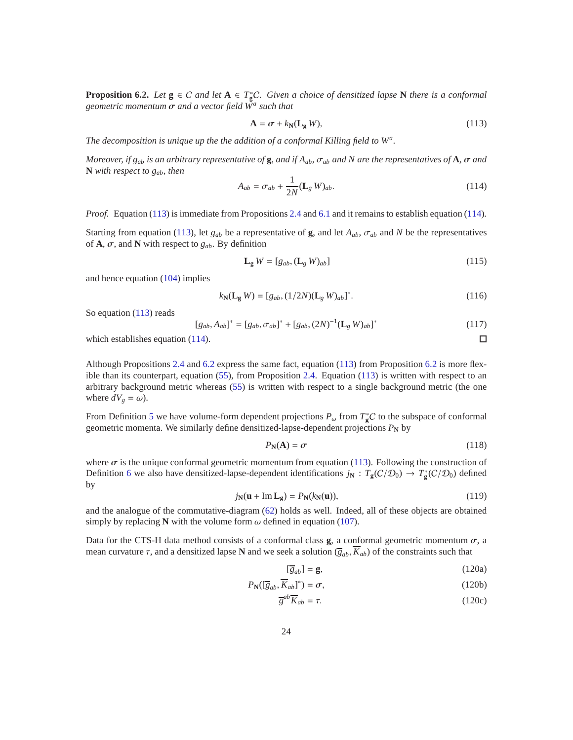**Proposition 6.2.** *Let $\mathbf{g} \in \mathcal{C}$ and let $\mathbf{A} \in T^*_{\mathbf{g}}\mathcal{C}$. Given a choice of densitized lapse $\mathbf{N}$ there is a conformal geometric momentum $\boldsymbol{\sigma}$ and a vector field $W^a$ such that*

$$\mathbf{A} = \boldsymbol{\sigma} + k_{\mathbf{N}}(\mathbf{L_g}\, W), \tag{113}$$

*The decomposition is unique up the the addition of a conformal Killing field to $W^a$.*

*Moreover, if $g_{ab}$ is an arbitrary representative of $\mathbf{g}$, and if $A_{ab}$, $\sigma_{ab}$ and $N$ are the representatives of $\mathbf{A}$, $\boldsymbol{\sigma}$ and $\mathbf{N}$ with respect to $g_{ab}$, then*

$$A_{ab} = \sigma_{ab} + \frac{1}{2N}(\mathbf{L}_g\, W)_{ab}. \tag{114}$$

*Proof.* Equation (113) is immediate from Propositions 2.4 and 6.1 and it remains to establish equation (114).

Starting from equation (113), let $g_{ab}$ be a representative of $\mathbf{g}$, and let $A_{ab}$, $\sigma_{ab}$ and $N$ be the representatives of $\mathbf{A}$, $\boldsymbol{\sigma}$, and $\mathbf{N}$ with respect to $g_{ab}$. By definition

$$\mathbf{L_g}\, W = [g_{ab}, (\mathbf{L}_g\, W)_{ab}] \tag{115}$$

and hence equation (104) implies

$$k_{\mathbf{N}}(\mathbf{L_g}\, W) = [g_{ab}, (1/2N)(\mathbf{L}_g\, W)_{ab}]^*. \tag{116}$$

So equation (113) reads

$$[g_{ab}, A_{ab}]^* = [g_{ab}, \sigma_{ab}]^* + [g_{ab}, (2N)^{-1}(\mathbf{L}_g\, W)_{ab}]^* \tag{117}$$

which establishes equation (114). □

Although Propositions 2.4 and 6.2 express the same fact, equation (113) from Proposition 6.2 is more flexible than its counterpart, equation (55), from Proposition 2.4. Equation (113) is written with respect to an arbitrary background metric whereas (55) is written with respect to a single background metric (the one where $dV_g = \omega$).

From Definition 5 we have volume-form dependent projections $P_\omega$ from $T^*_{\mathbf{g}}\mathcal{C}$ to the subspace of conformal geometric momenta. We similarly define densitized-lapse-dependent projections $P_{\mathbf{N}}$ by

$$P_{\mathbf{N}}(\mathbf{A}) = \boldsymbol{\sigma} \tag{118}$$

where $\boldsymbol{\sigma}$ is the unique conformal geometric momentum from equation (113). Following the construction of Definition 6 we also have densitized-lapse-dependent identifications $j_{\mathbf{N}} : T_{\mathbf{g}}(\mathcal{C}/\mathcal{D}_0) \to T^*_{\mathbf{g}}(\mathcal{C}/\mathcal{D}_0)$ defined by

$$j_{\mathbf{N}}(\mathbf{u} + \operatorname{Im} \mathbf{L_g}) = P_{\mathbf{N}}(k_{\mathbf{N}}(\mathbf{u})), \tag{119}$$

and the analogue of the commutative-diagram (62) holds as well. Indeed, all of these objects are obtained simply by replacing $\mathbf{N}$ with the volume form $\omega$ defined in equation (107).

Data for the CTS-H data method consists of a conformal class $\mathbf{g}$, a conformal geometric momentum $\boldsymbol{\sigma}$, a mean curvature $\tau$, and a densitized lapse $\mathbf{N}$ and we seek a solution $(\overline{g}_{ab}, \overline{K}_{ab})$ of the constraints such that

$$[\overline{g}_{ab}] = \mathbf{g}, \tag{120a}$$

$$P_{\mathbf{N}}([\overline{g}_{ab}, \overline{K}_{ab}]^*) = \boldsymbol{\sigma}, \tag{120b}$$

$$\overline{g}^{ab}\overline{K}_{ab} = \tau. \tag{120c}$$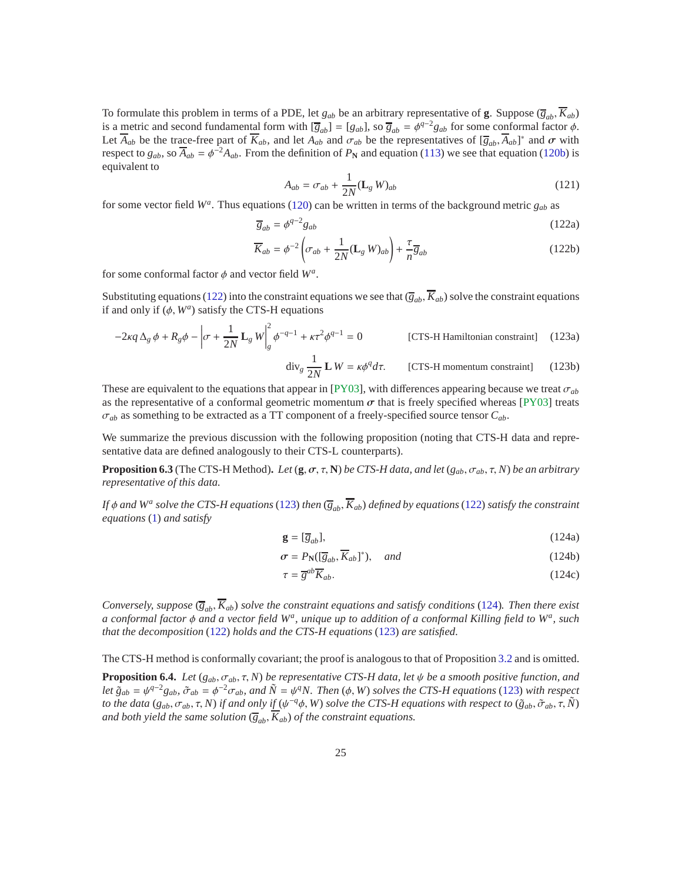To formulate this problem in terms of a PDE, let $g_{ab}$ be an arbitrary representative of $\mathbf{g}$. Suppose $(\overline{g}_{ab}, \overline{K}_{ab})$ is a metric and second fundamental form with $[\overline{g}_{ab}] = [g_{ab}]$, so $\overline{g}_{ab} = \phi^{q-2} g_{ab}$ for some conformal factor $\phi$. Let $\overline{A}_{ab}$ be the trace-free part of $\overline{K}_{ab}$, and let $A_{ab}$ and $\sigma_{ab}$ be the representatives of $[\overline{g}_{ab}, \overline{A}_{ab}]^*$ and $\boldsymbol{\sigma}$ with respect to $g_{ab}$, so $\overline{A}_{ab} = \phi^{-2} A_{ab}$. From the definition of $P_{\mathbf{N}}$ and equation (113) we see that equation (120b) is equivalent to

$$A_{ab} = \sigma_{ab} + \frac{1}{2N} (\mathbf{L}_g W)_{ab} \tag{121}$$

for some vector field $W^a$. Thus equations (120) can be written in terms of the background metric $g_{ab}$ as

$$\overline{g}_{ab} = \phi^{q-2} g_{ab} \tag{122a}$$

$$\overline{K}_{ab} = \phi^{-2} \left( \sigma_{ab} + \frac{1}{2N} (\mathbf{L}_g W)_{ab} \right) + \frac{\tau}{n} \overline{g}_{ab} \tag{122b}$$

for some conformal factor $\phi$ and vector field $W^a$.

Substituting equations (122) into the constraint equations we see that $(\overline{g}_{ab}, \overline{K}_{ab})$ solve the constraint equations if and only if $(\phi, W^a)$ satisfy the CTS-H equations

$$-2\kappa q \, \Delta_g \phi + R_g \phi - \left| \sigma + \frac{1}{2N} \mathbf{L}_g W \right|_g^2 \phi^{-q-1} + \kappa \tau^2 \phi^{q-1} = 0 \qquad \text{[CTS-H Hamiltonian constraint]} \tag{123a}$$

$$\operatorname{div}_g \frac{1}{2N} \mathbf{L} \, W = \kappa \phi^q d\tau. \qquad \text{[CTS-H momentum constraint]} \tag{123b}$$

These are equivalent to the equations that appear in [PY03], with differences appearing because we treat $\sigma_{ab}$ as the representative of a conformal geometric momentum $\boldsymbol{\sigma}$ that is freely specified whereas [PY03] treats $\sigma_{ab}$ as something to be extracted as a TT component of a freely-specified source tensor $C_{ab}$.

We summarize the previous discussion with the following proposition (noting that CTS-H data and representative data are defined analogously to their CTS-L counterparts).

**Proposition 6.3** (The CTS-H Method)**.** *Let $(\mathbf{g}, \boldsymbol{\sigma}, \tau, \mathbf{N})$ be CTS-H data, and let $(g_{ab}, \sigma_{ab}, \tau, N)$ be an arbitrary representative of this data.*

*If $\phi$ and $W^a$ solve the CTS-H equations (123) then $(\overline{g}_{ab}, \overline{K}_{ab})$ defined by equations (122) satisfy the constraint equations (1) and satisfy*

$$\mathbf{g} = [\overline{g}_{ab}], \tag{124a}$$

$$\boldsymbol{\sigma} = P_{\mathbf{N}}([\overline{g}_{ab}, \overline{K}_{ab}]^*), \quad \text{and} \tag{124b}$$

$$\tau = \overline{g}^{ab} \overline{K}_{ab}. \tag{124c}$$

*Conversely, suppose $(\overline{g}_{ab}, \overline{K}_{ab})$ solve the constraint equations and satisfy conditions (124). Then there exist a conformal factor $\phi$ and a vector field $W^a$, unique up to addition of a conformal Killing field to $W^a$, such that the decomposition (122) holds and the CTS-H equations (123) are satisfied.*

The CTS-H method is conformally covariant; the proof is analogous to that of Proposition 3.2 and is omitted.

**Proposition 6.4.** *Let $(g_{ab}, \sigma_{ab}, \tau, N)$ be representative CTS-H data, let $\psi$ be a smooth positive function, and let $\tilde{g}_{ab} = \psi^{q-2} g_{ab}$, $\tilde{\sigma}_{ab} = \phi^{-2} \sigma_{ab}$, and $\tilde{N} = \psi^q N$. Then $(\phi, W)$ solves the CTS-H equations (123) with respect to the data $(g_{ab}, \sigma_{ab}, \tau, N)$ if and only if $(\psi^{-q}\phi, W)$ solve the CTS-H equations with respect to $(\tilde{g}_{ab}, \tilde{\sigma}_{ab}, \tau, \tilde{N})$ and both yield the same solution $(\overline{g}_{ab}, \overline{K}_{ab})$ of the constraint equations.*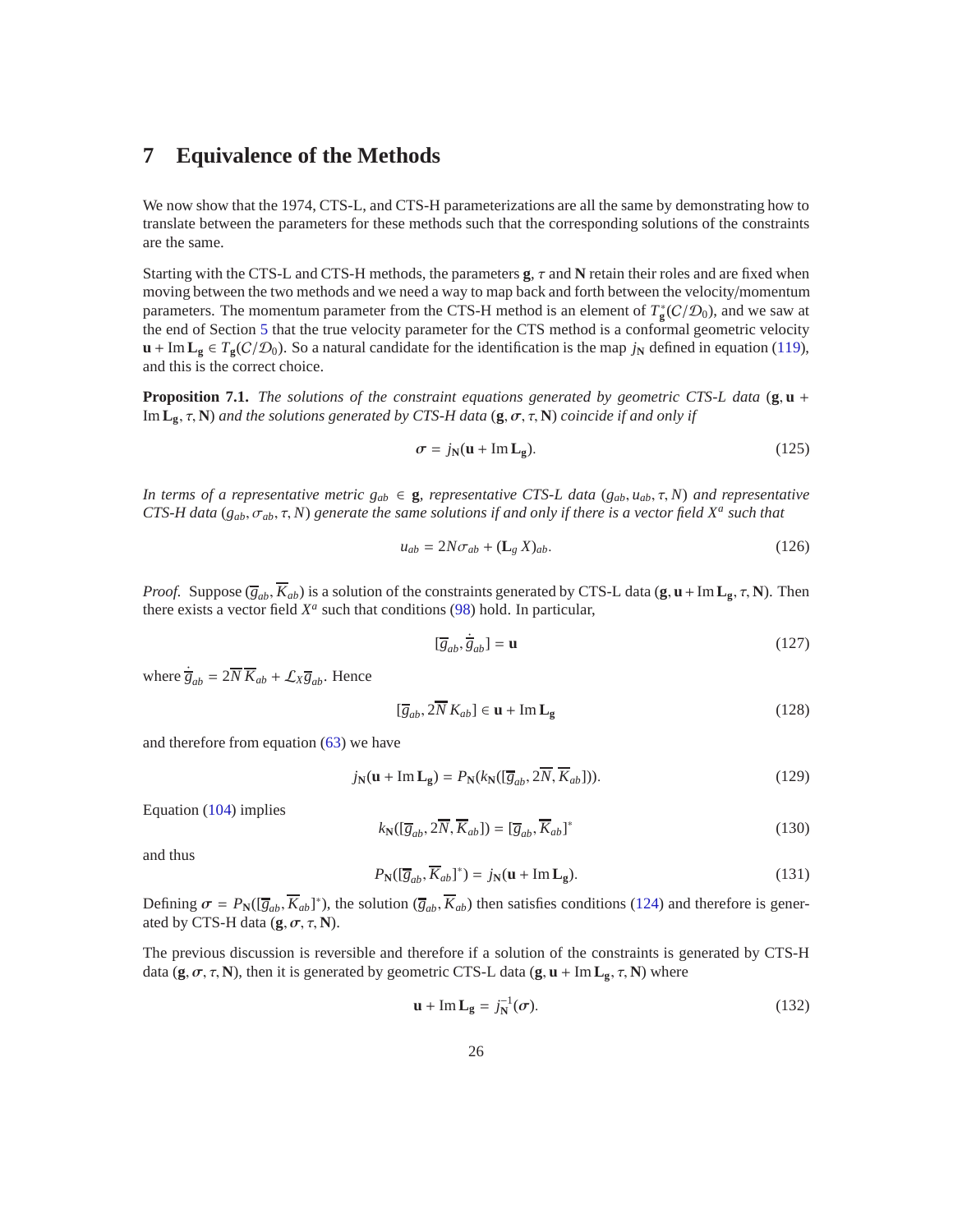# 7 Equivalence of the Methods

We now show that the 1974, CTS-L, and CTS-H parameterizations are all the same by demonstrating how to translate between the parameters for these methods such that the corresponding solutions of the constraints are the same.

Starting with the CTS-L and CTS-H methods, the parameters $\mathbf{g}$, $\tau$ and $\mathbf{N}$ retain their roles and are fixed when moving between the two methods and we need a way to map back and forth between the velocity/momentum parameters. The momentum parameter from the CTS-H method is an element of $T^*_{\mathbf{g}}(C/\mathcal{D}_0)$, and we saw at the end of Section 5 that the true velocity parameter for the CTS method is a conformal geometric velocity $\mathbf{u} + \operatorname{Im} \mathbf{L_g} \in T_{\mathbf{g}}(C/\mathcal{D}_0)$. So a natural candidate for the identification is the map $j_{\mathbf{N}}$ defined in equation (119), and this is the correct choice.

**Proposition 7.1.** *The solutions of the constraint equations generated by geometric CTS-L data* $(\mathbf{g}, \mathbf{u} + \operatorname{Im} \mathbf{L_g}, \tau, \mathbf{N})$ *and the solutions generated by CTS-H data* $(\mathbf{g}, \boldsymbol{\sigma}, \tau, \mathbf{N})$ *coincide if and only if*

$$\boldsymbol{\sigma} = j_{\mathbf{N}}(\mathbf{u} + \operatorname{Im} \mathbf{L_g}). \tag{125}$$

*In terms of a representative metric $g_{ab} \in \mathbf{g}$, representative CTS-L data $(g_{ab}, u_{ab}, \tau, N)$ and representative CTS-H data $(g_{ab}, \sigma_{ab}, \tau, N)$ generate the same solutions if and only if there is a vector field $X^a$ such that*

$$u_{ab} = 2N\sigma_{ab} + (\mathbf{L}_g\, X)_{ab}. \tag{126}$$

*Proof.* Suppose $(\overline{g}_{ab}, \overline{K}_{ab})$ is a solution of the constraints generated by CTS-L data $(\mathbf{g}, \mathbf{u} + \operatorname{Im} \mathbf{L_g}, \tau, \mathbf{N})$. Then there exists a vector field $X^a$ such that conditions (98) hold. In particular,

$$[\overline{g}_{ab}, \dot{\overline{g}}_{ab}] = \mathbf{u} \tag{127}$$

where $\dot{\overline{g}}_{ab} = 2\overline{N}\,\overline{K}_{ab} + \mathcal{L}_X \overline{g}_{ab}$. Hence

$$[\overline{g}_{ab}, 2\overline{N}\, K_{ab}] \in \mathbf{u} + \operatorname{Im} \mathbf{L_g} \tag{128}$$

and therefore from equation (63) we have

$$j_{\mathbf{N}}(\mathbf{u} + \operatorname{Im} \mathbf{L_g}) = P_{\mathbf{N}}(k_{\mathbf{N}}([\overline{g}_{ab}, 2\overline{N}, \overline{K}_{ab}])). \tag{129}$$

Equation (104) implies

$$k_{\mathbf{N}}([\overline{g}_{ab}, 2\overline{N}, \overline{K}_{ab}]) = [\overline{g}_{ab}, \overline{K}_{ab}]^* \tag{130}$$

and thus

$$P_{\mathbf{N}}([\overline{g}_{ab}, \overline{K}_{ab}]^*) = j_{\mathbf{N}}(\mathbf{u} + \operatorname{Im} \mathbf{L_g}). \tag{131}$$

Defining $\boldsymbol{\sigma} = P_{\mathbf{N}}([\overline{g}_{ab}, \overline{K}_{ab}]^*)$, the solution $(\overline{g}_{ab}, \overline{K}_{ab})$ then satisfies conditions (124) and therefore is generated by CTS-H data $(\mathbf{g}, \boldsymbol{\sigma}, \tau, \mathbf{N})$.

The previous discussion is reversible and therefore if a solution of the constraints is generated by CTS-H data $(\mathbf{g}, \boldsymbol{\sigma}, \tau, \mathbf{N})$, then it is generated by geometric CTS-L data $(\mathbf{g}, \mathbf{u} + \operatorname{Im} \mathbf{L_g}, \tau, \mathbf{N})$ where

$$\mathbf{u} + \operatorname{Im} \mathbf{L_g} = j_{\mathbf{N}}^{-1}(\boldsymbol{\sigma}). \tag{132}$$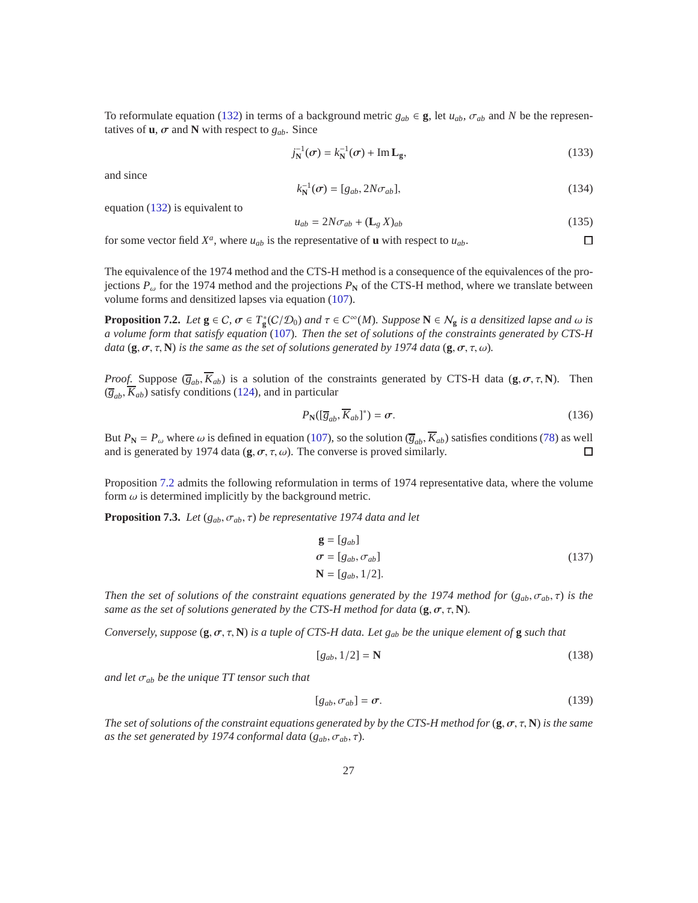To reformulate equation (132) in terms of a background metric $g_{ab} \in \mathbf{g}$, let $u_{ab}$, $\sigma_{ab}$ and $N$ be the representatives of $\mathbf{u}$, $\boldsymbol{\sigma}$ and $\mathbf{N}$ with respect to $g_{ab}$. Since

$$j_{\mathbf{N}}^{-1}(\boldsymbol{\sigma}) = k_{\mathbf{N}}^{-1}(\boldsymbol{\sigma}) + \operatorname{Im} \mathbf{L}_{\mathbf{g}}, \tag{133}$$

and since

$$k_{\mathbf{N}}^{-1}(\boldsymbol{\sigma}) = [g_{ab}, 2N\sigma_{ab}], \tag{134}$$

equation (132) is equivalent to

$$u_{ab} = 2N\sigma_{ab} + (\mathbf{L}_g\, X)_{ab} \tag{135}$$

for some vector field $X^a$, where $u_{ab}$ is the representative of $\mathbf{u}$ with respect to $u_{ab}$. □

The equivalence of the 1974 method and the CTS-H method is a consequence of the equivalences of the projections $P_\omega$ for the 1974 method and the projections $P_{\mathbf{N}}$ of the CTS-H method, where we translate between volume forms and densitized lapses via equation (107).

**Proposition 7.2.** *Let $\mathbf{g} \in C$, $\boldsymbol{\sigma} \in T^*_{\mathbf{g}}(C/\mathcal{D}_0)$ and $\tau \in C^\infty(M)$. Suppose $\mathbf{N} \in \mathcal{N}_{\mathbf{g}}$ is a densitized lapse and $\omega$ is a volume form that satisfy equation (107). Then the set of solutions of the constraints generated by CTS-H data $(\mathbf{g}, \boldsymbol{\sigma}, \tau, \mathbf{N})$ is the same as the set of solutions generated by 1974 data $(\mathbf{g}, \boldsymbol{\sigma}, \tau, \omega)$.*

*Proof.* Suppose $(\overline{g}_{ab}, \overline{K}_{ab})$ is a solution of the constraints generated by CTS-H data $(\mathbf{g}, \boldsymbol{\sigma}, \tau, \mathbf{N})$. Then $(\overline{g}_{ab}, \overline{K}_{ab})$ satisfy conditions (124), and in particular

$$P_{\mathbf{N}}([\overline{g}_{ab}, \overline{K}_{ab}]^*) = \boldsymbol{\sigma}. \tag{136}$$

But $P_{\mathbf{N}} = P_\omega$ where $\omega$ is defined in equation (107), so the solution $(\overline{g}_{ab}, \overline{K}_{ab})$ satisfies conditions (78) as well and is generated by 1974 data $(\mathbf{g}, \boldsymbol{\sigma}, \tau, \omega)$. The converse is proved similarly. □

Proposition 7.2 admits the following reformulation in terms of 1974 representative data, where the volume form $\omega$ is determined implicitly by the background metric.

**Proposition 7.3.** *Let $(g_{ab}, \sigma_{ab}, \tau)$ be representative 1974 data and let*

$$\begin{aligned} \mathbf{g} &= [g_{ab}] \\ \boldsymbol{\sigma} &= [g_{ab}, \sigma_{ab}] \\ \mathbf{N} &= [g_{ab}, 1/2]. \end{aligned} \tag{137}$$

*Then the set of solutions of the constraint equations generated by the 1974 method for $(g_{ab}, \sigma_{ab}, \tau)$ is the same as the set of solutions generated by the CTS-H method for data $(\mathbf{g}, \boldsymbol{\sigma}, \tau, \mathbf{N})$.*

*Conversely, suppose $(\mathbf{g}, \boldsymbol{\sigma}, \tau, \mathbf{N})$ is a tuple of CTS-H data. Let $g_{ab}$ be the unique element of $\mathbf{g}$ such that*

$$[g_{ab}, 1/2] = \mathbf{N} \tag{138}$$

*and let $\sigma_{ab}$ be the unique TT tensor such that*

$$[g_{ab}, \sigma_{ab}] = \boldsymbol{\sigma}. \tag{139}$$

*The set of solutions of the constraint equations generated by by the CTS-H method for $(\mathbf{g}, \boldsymbol{\sigma}, \tau, \mathbf{N})$ is the same as the set generated by 1974 conformal data $(g_{ab}, \sigma_{ab}, \tau)$.*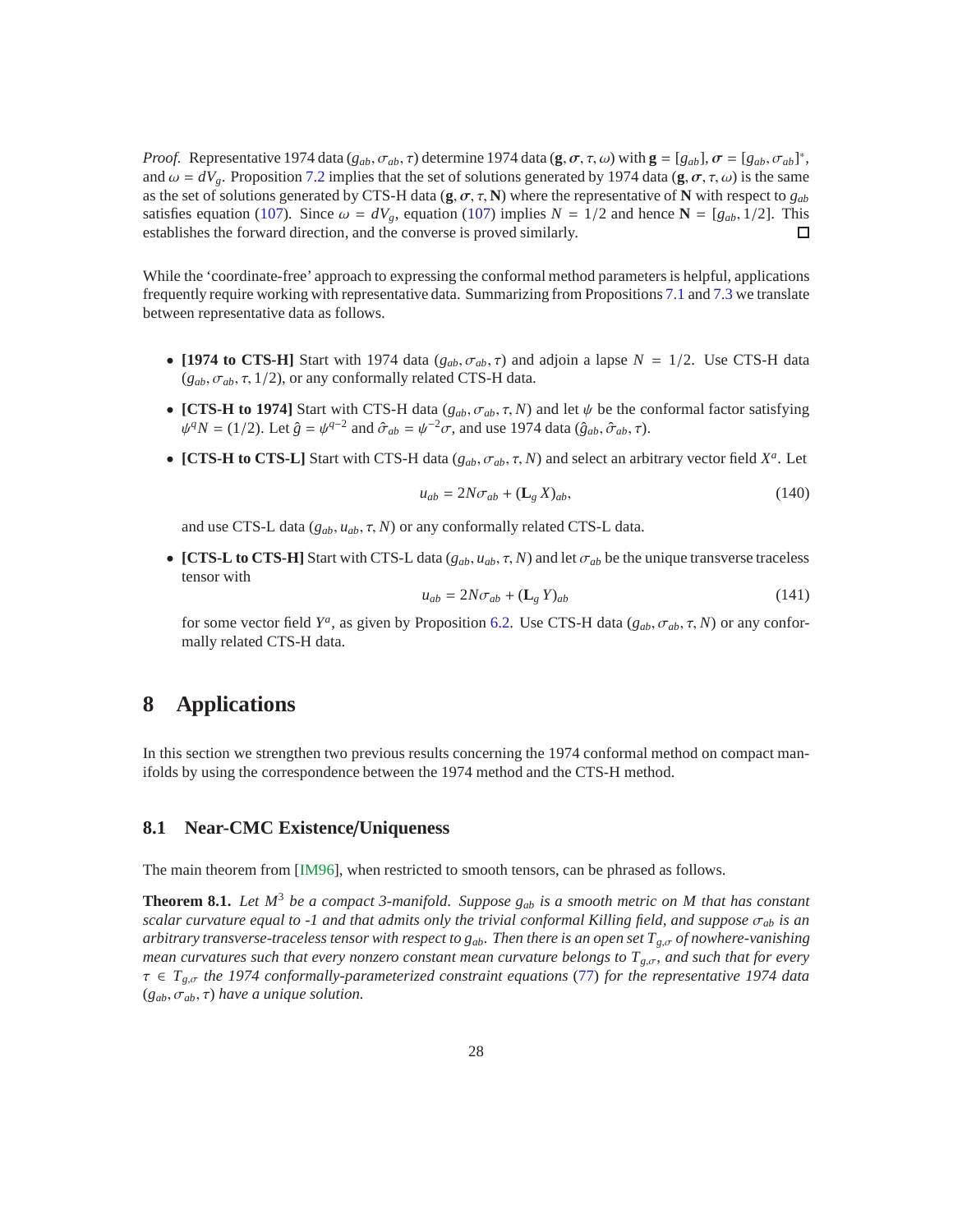*Proof.* Representative 1974 data $(g_{ab}, \sigma_{ab}, \tau)$ determine 1974 data $(\mathbf{g}, \boldsymbol{\sigma}, \tau, \omega)$ with $\mathbf{g} = [g_{ab}]$, $\boldsymbol{\sigma} = [g_{ab}, \sigma_{ab}]^*$, and $\omega = dV_g$. Proposition 7.2 implies that the set of solutions generated by 1974 data $(\mathbf{g}, \boldsymbol{\sigma}, \tau, \omega)$ is the same as the set of solutions generated by CTS-H data $(\mathbf{g}, \boldsymbol{\sigma}, \tau, \mathbf{N})$ where the representative of $\mathbf{N}$ with respect to $g_{ab}$ satisfies equation (107). Since $\omega = dV_g$, equation (107) implies $N = 1/2$ and hence $\mathbf{N} = [g_{ab}, 1/2]$. This establishes the forward direction, and the converse is proved similarly. □

While the 'coordinate-free' approach to expressing the conformal method parameters is helpful, applications frequently require working with representative data. Summarizing from Propositions 7.1 and 7.3 we translate between representative data as follows.

- **[1974 to CTS-H]** Start with 1974 data $(g_{ab}, \sigma_{ab}, \tau)$ and adjoin a lapse $N = 1/2$. Use CTS-H data $(g_{ab}, \sigma_{ab}, \tau, 1/2)$, or any conformally related CTS-H data.
- **[CTS-H to 1974]** Start with CTS-H data $(g_{ab}, \sigma_{ab}, \tau, N)$ and let $\psi$ be the conformal factor satisfying $\psi^q N = (1/2)$. Let $\hat{g} = \psi^{q-2}$ and $\hat{\sigma}_{ab} = \psi^{-2}\sigma$, and use 1974 data $(\hat{g}_{ab}, \hat{\sigma}_{ab}, \tau)$.
- **[CTS-H to CTS-L]** Start with CTS-H data $(g_{ab}, \sigma_{ab}, \tau, N)$ and select an arbitrary vector field $X^a$. Let
$$u_{ab} = 2N\sigma_{ab} + (\mathbf{L}_g X)_{ab}, \tag{140}$$
and use CTS-L data $(g_{ab}, u_{ab}, \tau, N)$ or any conformally related CTS-L data.
- **[CTS-L to CTS-H]** Start with CTS-L data $(g_{ab}, u_{ab}, \tau, N)$ and let $\sigma_{ab}$ be the unique transverse traceless tensor with
$$u_{ab} = 2N\sigma_{ab} + (\mathbf{L}_g Y)_{ab} \tag{141}$$
for some vector field $Y^a$, as given by Proposition 6.2. Use CTS-H data $(g_{ab}, \sigma_{ab}, \tau, N)$ or any conformally related CTS-H data.

# 8 Applications

In this section we strengthen two previous results concerning the 1974 conformal method on compact manifolds by using the correspondence between the 1974 method and the CTS-H method.

## 8.1 Near-CMC Existence/Uniqueness

The main theorem from [IM96], when restricted to smooth tensors, can be phrased as follows.

**Theorem 8.1.** *Let $M^3$ be a compact 3-manifold. Suppose $g_{ab}$ is a smooth metric on $M$ that has constant scalar curvature equal to -1 and that admits only the trivial conformal Killing field, and suppose $\sigma_{ab}$ is an arbitrary transverse-traceless tensor with respect to $g_{ab}$. Then there is an open set $T_{g,\sigma}$ of nowhere-vanishing mean curvatures such that every nonzero constant mean curvature belongs to $T_{g,\sigma}$, and such that for every $\tau \in T_{g,\sigma}$ the 1974 conformally-parameterized constraint equations (77) for the representative 1974 data $(g_{ab}, \sigma_{ab}, \tau)$ have a unique solution.*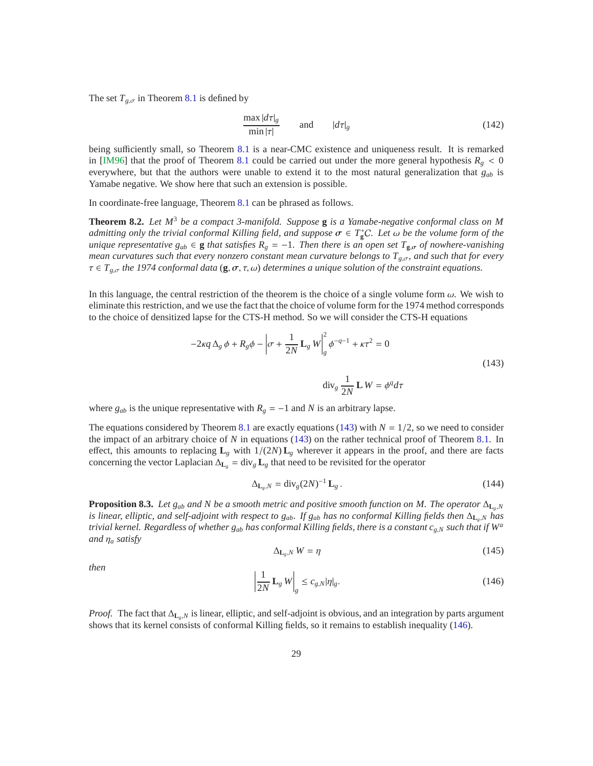The set $T_{g,\sigma}$ in Theorem 8.1 is defined by

$$\frac{\max |d\tau|_g}{\min |\tau|} \qquad \text{and} \qquad |d\tau|_g \tag{142}$$

being sufficiently small, so Theorem 8.1 is a near-CMC existence and uniqueness result. It is remarked in [IM96] that the proof of Theorem 8.1 could be carried out under the more general hypothesis $R_g < 0$ everywhere, but that the authors were unable to extend it to the most natural generalization that $g_{ab}$ is Yamabe negative. We show here that such an extension is possible.

In coordinate-free language, Theorem 8.1 can be phrased as follows.

**Theorem 8.2.** *Let $M^3$ be a compact 3-manifold. Suppose $\mathbf{g}$ is a Yamabe-negative conformal class on $M$ admitting only the trivial conformal Killing field, and suppose $\boldsymbol{\sigma} \in T^*_{\mathbf{g}}\mathcal{C}$. Let $\omega$ be the volume form of the unique representative $g_{ab} \in \mathbf{g}$ that satisfies $R_g = -1$. Then there is an open set $T_{\mathbf{g},\boldsymbol{\sigma}}$ of nowhere-vanishing mean curvatures such that every nonzero constant mean curvature belongs to $T_{g,\sigma}$, and such that for every $\tau \in T_{g,\sigma}$ the 1974 conformal data $(\mathbf{g}, \boldsymbol{\sigma}, \tau, \omega)$ determines a unique solution of the constraint equations.*

In this language, the central restriction of the theorem is the choice of a single volume form $\omega$. We wish to eliminate this restriction, and we use the fact that the choice of volume form for the 1974 method corresponds to the choice of densitized lapse for the CTS-H method. So we will consider the CTS-H equations

$$\begin{gathered}
-2\kappa q\,\Delta_g\,\phi + R_g\phi - \left|\sigma + \frac{1}{2N}\,\mathbf{L}_g\,W\right|_g^2 \phi^{-q-1} + \kappa\tau^2 = 0 \\
\operatorname{div}_g \frac{1}{2N}\,\mathbf{L}\,W = \phi^q d\tau
\end{gathered} \tag{143}$$

where $g_{ab}$ is the unique representative with $R_g = -1$ and $N$ is an arbitrary lapse.

The equations considered by Theorem 8.1 are exactly equations (143) with $N = 1/2$, so we need to consider the impact of an arbitrary choice of $N$ in equations (143) on the rather technical proof of Theorem 8.1. In effect, this amounts to replacing $\mathbf{L}_g$ with $1/(2N)\,\mathbf{L}_g$ wherever it appears in the proof, and there are facts concerning the vector Laplacian $\Delta_{\mathbf{L}_g} = \operatorname{div}_g \mathbf{L}_g$ that need to be revisited for the operator

$$\Delta_{\mathbf{L}_g,N} = \operatorname{div}_g (2N)^{-1}\,\mathbf{L}_g\,. \tag{144}$$

**Proposition 8.3.** *Let $g_{ab}$ and $N$ be a smooth metric and positive smooth function on $M$. The operator $\Delta_{\mathbf{L}_g,N}$ is linear, elliptic, and self-adjoint with respect to $g_{ab}$. If $g_{ab}$ has no conformal Killing fields then $\Delta_{\mathbf{L}_g,N}$ has trivial kernel. Regardless of whether $g_{ab}$ has conformal Killing fields, there is a constant $c_{g,N}$ such that if $W^a$ and $\eta_a$ satisfy*

$$\Delta_{\mathbf{L}_g,N}\,W = \eta \tag{145}$$

*then*

$$\left|\frac{1}{2N}\,\mathbf{L}_g\,W\right|_g \leq c_{g,N}|\eta|_g. \tag{146}$$

*Proof.* The fact that $\Delta_{\mathbf{L}_g,N}$ is linear, elliptic, and self-adjoint is obvious, and an integration by parts argument shows that its kernel consists of conformal Killing fields, so it remains to establish inequality (146).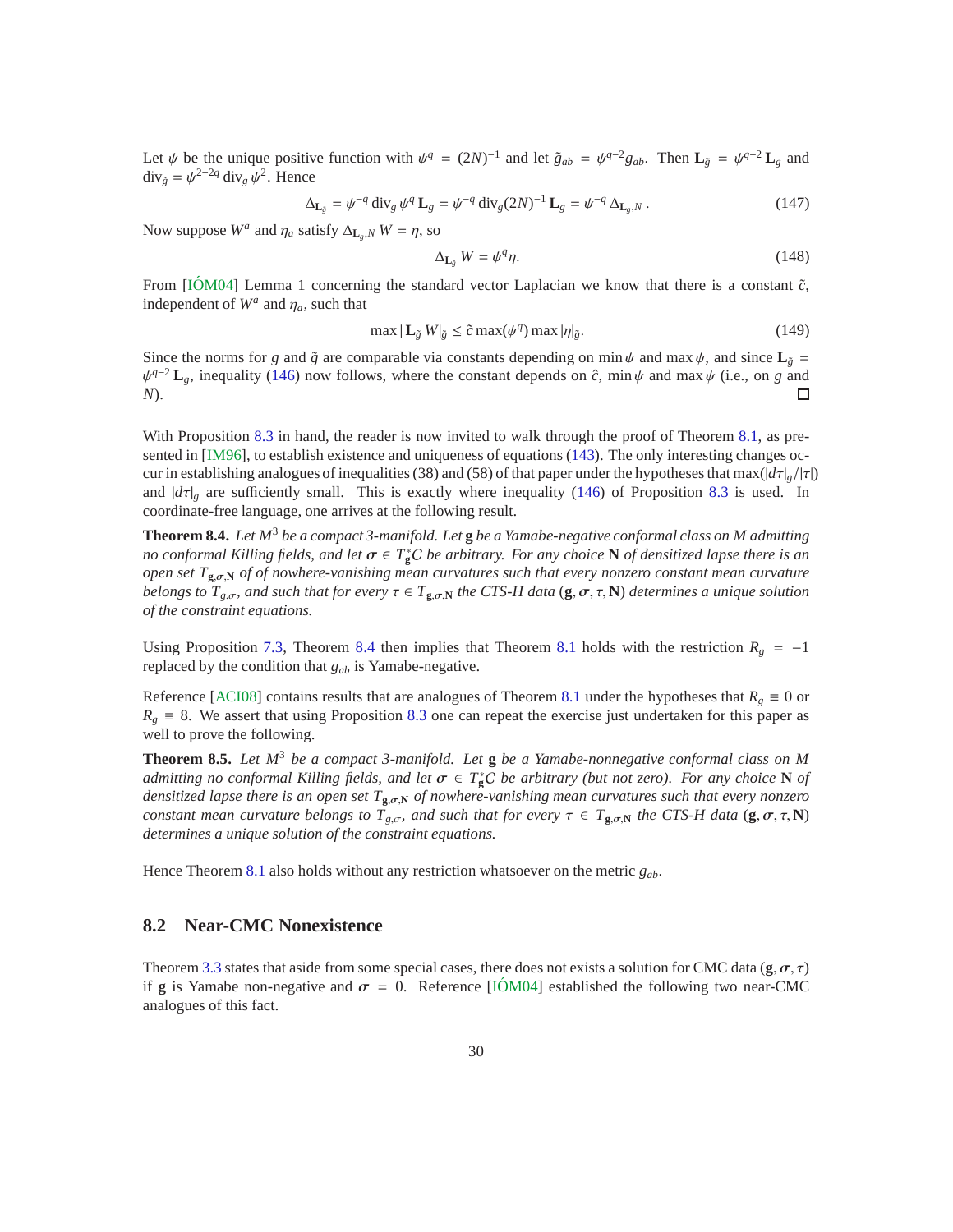Let $\psi$ be the unique positive function with $\psi^q = (2N)^{-1}$ and let $\tilde{g}_{ab} = \psi^{q-2} g_{ab}$. Then $\mathbf{L}_{\tilde{g}} = \psi^{q-2}\,\mathbf{L}_g$ and $\operatorname{div}_{\tilde{g}} = \psi^{2-2q}\operatorname{div}_g \psi^2$. Hence

$$\Delta_{\mathbf{L}_{\tilde{g}}} = \psi^{-q}\operatorname{div}_g \psi^q\,\mathbf{L}_g = \psi^{-q}\operatorname{div}_g (2N)^{-1}\,\mathbf{L}_g = \psi^{-q}\,\Delta_{\mathbf{L}_g,N}\,. \tag{147}$$

Now suppose $W^a$ and $\eta_a$ satisfy $\Delta_{\mathbf{L}_g,N} W = \eta$, so

$$\Delta_{\mathbf{L}_{\tilde{g}}} W = \psi^q \eta. \tag{148}$$

From [IÓM04] Lemma 1 concerning the standard vector Laplacian we know that there is a constant $\tilde{c}$, independent of $W^a$ and $\eta_a$, such that

$$\max |\mathbf{L}_{\tilde{g}} W|_{\tilde{g}} \le \tilde{c}\max(\psi^q)\max|\eta|_{\tilde{g}}. \tag{149}$$

Since the norms for $g$ and $\tilde{g}$ are comparable via constants depending on $\min\psi$ and $\max\psi$, and since $\mathbf{L}_{\tilde{g}} = \psi^{q-2}\,\mathbf{L}_g$, inequality (146) now follows, where the constant depends on $\hat{c}$, $\min\psi$ and $\max\psi$ (i.e., on $g$ and $N$). □

With Proposition 8.3 in hand, the reader is now invited to walk through the proof of Theorem 8.1, as presented in [IM96], to establish existence and uniqueness of equations (143). The only interesting changes occur in establishing analogues of inequalities (38) and (58) of that paper under the hypotheses that $\max(|d\tau|_g/|\tau|)$ and $|d\tau|_g$ are sufficiently small. This is exactly where inequality (146) of Proposition 8.3 is used. In coordinate-free language, one arrives at the following result.

**Theorem 8.4.** *Let $M^3$ be a compact 3-manifold. Let $\mathbf{g}$ be a Yamabe-negative conformal class on $M$ admitting no conformal Killing fields, and let $\boldsymbol{\sigma} \in T^*_{\mathbf{g}}C$ be arbitrary. For any choice $\mathbf{N}$ of densitized lapse there is an open set $T_{\mathbf{g},\boldsymbol{\sigma},\mathbf{N}}$ of of nowhere-vanishing mean curvatures such that every nonzero constant mean curvature belongs to $T_{g,\sigma}$, and such that for every $\tau \in T_{\mathbf{g},\boldsymbol{\sigma},\mathbf{N}}$ the CTS-H data $(\mathbf{g},\boldsymbol{\sigma},\tau,\mathbf{N})$ determines a unique solution of the constraint equations.*

Using Proposition 7.3, Theorem 8.4 then implies that Theorem 8.1 holds with the restriction $R_g = -1$ replaced by the condition that $g_{ab}$ is Yamabe-negative.

Reference [ACI08] contains results that are analogues of Theorem 8.1 under the hypotheses that $R_g \equiv 0$ or $R_g \equiv 8$. We assert that using Proposition 8.3 one can repeat the exercise just undertaken for this paper as well to prove the following.

**Theorem 8.5.** *Let $M^3$ be a compact 3-manifold. Let $\mathbf{g}$ be a Yamabe-nonnegative conformal class on $M$ admitting no conformal Killing fields, and let $\boldsymbol{\sigma} \in T^*_{\mathbf{g}}C$ be arbitrary (but not zero). For any choice $\mathbf{N}$ of densitized lapse there is an open set $T_{\mathbf{g},\boldsymbol{\sigma},\mathbf{N}}$ of nowhere-vanishing mean curvatures such that every nonzero constant mean curvature belongs to $T_{g,\sigma}$, and such that for every $\tau \in T_{\mathbf{g},\boldsymbol{\sigma},\mathbf{N}}$ the CTS-H data $(\mathbf{g},\boldsymbol{\sigma},\tau,\mathbf{N})$ determines a unique solution of the constraint equations.*

Hence Theorem 8.1 also holds without any restriction whatsoever on the metric $g_{ab}$.

## 8.2 Near-CMC Nonexistence

Theorem 3.3 states that aside from some special cases, there does not exists a solution for CMC data $(\mathbf{g},\boldsymbol{\sigma},\tau)$ if $\mathbf{g}$ is Yamabe non-negative and $\boldsymbol{\sigma} = 0$. Reference [IÓM04] established the following two near-CMC analogues of this fact.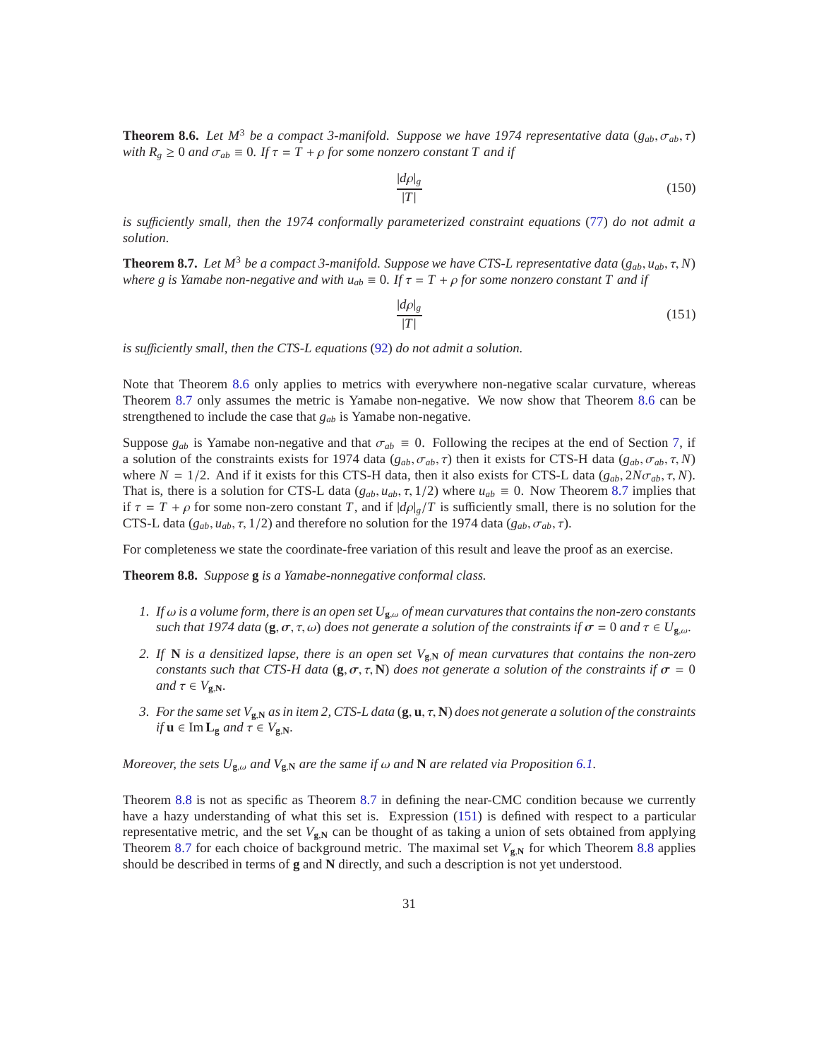**Theorem 8.6.** *Let $M^3$ be a compact 3-manifold. Suppose we have 1974 representative data $(g_{ab}, \sigma_{ab}, \tau)$ with $R_g \geq 0$ and $\sigma_{ab} \equiv 0$. If $\tau = T + \rho$ for some nonzero constant $T$ and if*

$$\frac{|d\rho|_g}{|T|} \tag{150}$$

*is sufficiently small, then the 1974 conformally parameterized constraint equations (77) do not admit a solution.*

**Theorem 8.7.** *Let $M^3$ be a compact 3-manifold. Suppose we have CTS-L representative data $(g_{ab}, u_{ab}, \tau, N)$ where $g$ is Yamabe non-negative and with $u_{ab} \equiv 0$. If $\tau = T + \rho$ for some nonzero constant $T$ and if*

$$\frac{|d\rho|_g}{|T|} \tag{151}$$

*is sufficiently small, then the CTS-L equations (92) do not admit a solution.*

Note that Theorem 8.6 only applies to metrics with everywhere non-negative scalar curvature, whereas Theorem 8.7 only assumes the metric is Yamabe non-negative. We now show that Theorem 8.6 can be strengthened to include the case that $g_{ab}$ is Yamabe non-negative.

Suppose $g_{ab}$ is Yamabe non-negative and that $\sigma_{ab} \equiv 0$. Following the recipes at the end of Section 7, if a solution of the constraints exists for 1974 data $(g_{ab}, \sigma_{ab}, \tau)$ then it exists for CTS-H data $(g_{ab}, \sigma_{ab}, \tau, N)$ where $N = 1/2$. And if it exists for this CTS-H data, then it also exists for CTS-L data $(g_{ab}, 2N\sigma_{ab}, \tau, N)$. That is, there is a solution for CTS-L data $(g_{ab}, u_{ab}, \tau, 1/2)$ where $u_{ab} \equiv 0$. Now Theorem 8.7 implies that if $\tau = T + \rho$ for some non-zero constant $T$, and if $|d\rho|_g/T$ is sufficiently small, there is no solution for the CTS-L data $(g_{ab}, u_{ab}, \tau, 1/2)$ and therefore no solution for the 1974 data $(g_{ab}, \sigma_{ab}, \tau)$.

For completeness we state the coordinate-free variation of this result and leave the proof as an exercise.

**Theorem 8.8.** *Suppose $\mathbf{g}$ is a Yamabe-nonnegative conformal class.*

1. *If $\omega$ is a volume form, there is an open set $U_{\mathbf{g},\omega}$ of mean curvatures that contains the non-zero constants such that 1974 data $(\mathbf{g}, \boldsymbol{\sigma}, \tau, \omega)$ does not generate a solution of the constraints if $\boldsymbol{\sigma} = 0$ and $\tau \in U_{\mathbf{g},\omega}$.*
2. *If $\mathbf{N}$ is a densitized lapse, there is an open set $V_{\mathbf{g},\mathbf{N}}$ of mean curvatures that contains the non-zero constants such that CTS-H data $(\mathbf{g}, \boldsymbol{\sigma}, \tau, \mathbf{N})$ does not generate a solution of the constraints if $\boldsymbol{\sigma} = 0$ and $\tau \in V_{\mathbf{g},\mathbf{N}}$.*
3. *For the same set $V_{\mathbf{g},\mathbf{N}}$ as in item 2, CTS-L data $(\mathbf{g}, \mathbf{u}, \tau, \mathbf{N})$ does not generate a solution of the constraints if $\mathbf{u} \in \operatorname{Im} \mathbf{L_g}$ and $\tau \in V_{\mathbf{g},\mathbf{N}}$.*

*Moreover, the sets $U_{\mathbf{g},\omega}$ and $V_{\mathbf{g},\mathbf{N}}$ are the same if $\omega$ and $\mathbf{N}$ are related via Proposition 6.1.*

Theorem 8.8 is not as specific as Theorem 8.7 in defining the near-CMC condition because we currently have a hazy understanding of what this set is. Expression (151) is defined with respect to a particular representative metric, and the set $V_{\mathbf{g},\mathbf{N}}$ can be thought of as taking a union of sets obtained from applying Theorem 8.7 for each choice of background metric. The maximal set $V_{\mathbf{g},\mathbf{N}}$ for which Theorem 8.8 applies should be described in terms of $\mathbf{g}$ and $\mathbf{N}$ directly, and such a description is not yet understood.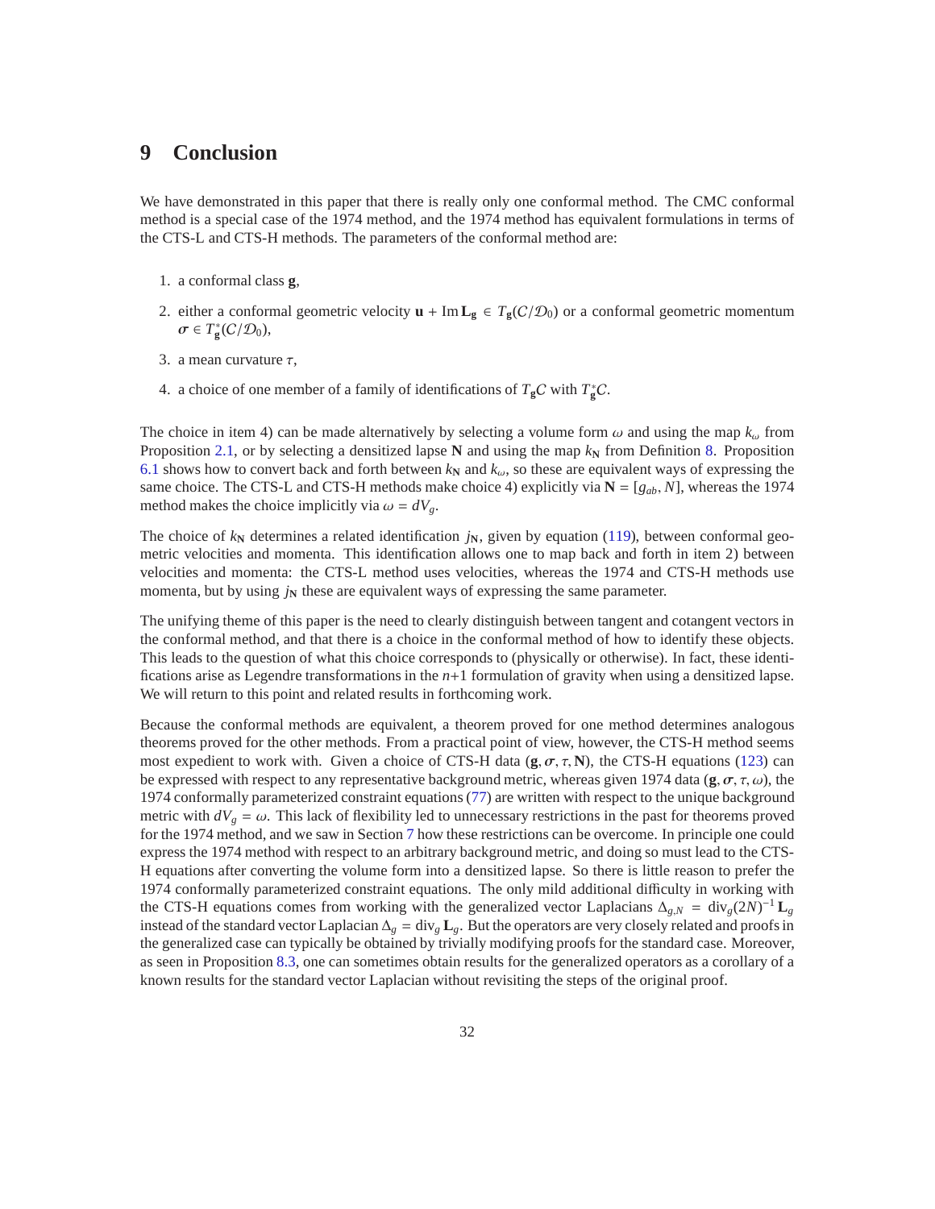# 9 Conclusion

We have demonstrated in this paper that there is really only one conformal method. The CMC conformal method is a special case of the 1974 method, and the 1974 method has equivalent formulations in terms of the CTS-L and CTS-H methods. The parameters of the conformal method are:

1. a conformal class $\mathbf{g}$,
2. either a conformal geometric velocity $\mathbf{u} + \operatorname{Im} \mathbf{L_g} \in T_{\mathbf{g}}(C/\mathcal{D}_0)$ or a conformal geometric momentum $\boldsymbol{\sigma} \in T^*_{\mathbf{g}}(C/\mathcal{D}_0)$,
3. a mean curvature $\tau$,
4. a choice of one member of a family of identifications of $T_{\mathbf{g}}C$ with $T^*_{\mathbf{g}}C$.

The choice in item 4) can be made alternatively by selecting a volume form $\omega$ and using the map $k_\omega$ from Proposition 2.1, or by selecting a densitized lapse $\mathbf{N}$ and using the map $k_{\mathbf{N}}$ from Definition 8. Proposition 6.1 shows how to convert back and forth between $k_{\mathbf{N}}$ and $k_\omega$, so these are equivalent ways of expressing the same choice. The CTS-L and CTS-H methods make choice 4) explicitly via $\mathbf{N} = [g_{ab}, N]$, whereas the 1974 method makes the choice implicitly via $\omega = dV_g$.

The choice of $k_{\mathbf{N}}$ determines a related identification $j_{\mathbf{N}}$, given by equation (119), between conformal geometric velocities and momenta. This identification allows one to map back and forth in item 2) between velocities and momenta: the CTS-L method uses velocities, whereas the 1974 and CTS-H methods use momenta, but by using $j_{\mathbf{N}}$ these are equivalent ways of expressing the same parameter.

The unifying theme of this paper is the need to clearly distinguish between tangent and cotangent vectors in the conformal method, and that there is a choice in the conformal method of how to identify these objects. This leads to the question of what this choice corresponds to (physically or otherwise). In fact, these identifications arise as Legendre transformations in the $n$+1 formulation of gravity when using a densitized lapse. We will return to this point and related results in forthcoming work.

Because the conformal methods are equivalent, a theorem proved for one method determines analogous theorems proved for the other methods. From a practical point of view, however, the CTS-H method seems most expedient to work with. Given a choice of CTS-H data $(\mathbf{g}, \boldsymbol{\sigma}, \tau, \mathbf{N})$, the CTS-H equations (123) can be expressed with respect to any representative background metric, whereas given 1974 data $(\mathbf{g}, \boldsymbol{\sigma}, \tau, \omega)$, the 1974 conformally parameterized constraint equations (77) are written with respect to the unique background metric with $dV_g = \omega$. This lack of flexibility led to unnecessary restrictions in the past for theorems proved for the 1974 method, and we saw in Section 7 how these restrictions can be overcome. In principle one could express the 1974 method with respect to an arbitrary background metric, and doing so must lead to the CTS-H equations after converting the volume form into a densitized lapse. So there is little reason to prefer the 1974 conformally parameterized constraint equations. The only mild additional difficulty in working with the CTS-H equations comes from working with the generalized vector Laplacians $\Delta_{g,N} = \operatorname{div}_g (2N)^{-1} \mathbf{L}_g$ instead of the standard vector Laplacian $\Delta_g = \operatorname{div}_g \mathbf{L}_g$. But the operators are very closely related and proofs in the generalized case can typically be obtained by trivially modifying proofs for the standard case. Moreover, as seen in Proposition 8.3, one can sometimes obtain results for the generalized operators as a corollary of a known results for the standard vector Laplacian without revisiting the steps of the original proof.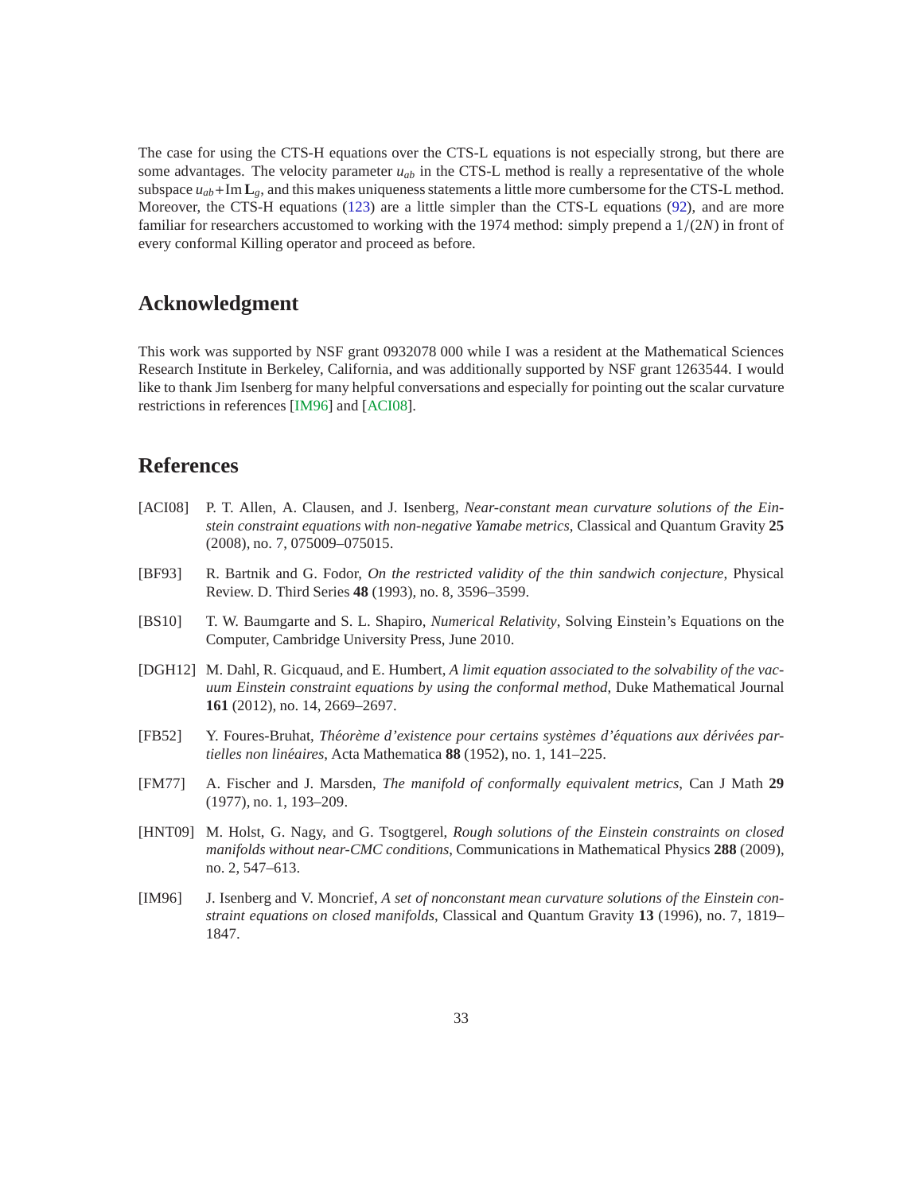The case for using the CTS-H equations over the CTS-L equations is not especially strong, but there are some advantages. The velocity parameter $u_{ab}$ in the CTS-L method is really a representative of the whole subspace $u_{ab} + \operatorname{Im} \mathbf{L}_g$, and this makes uniqueness statements a little more cumbersome for the CTS-L method. Moreover, the CTS-H equations (123) are a little simpler than the CTS-L equations (92), and are more familiar for researchers accustomed to working with the 1974 method: simply prepend a $1/(2N)$ in front of every conformal Killing operator and proceed as before.

## Acknowledgment

This work was supported by NSF grant 0932078 000 while I was a resident at the Mathematical Sciences Research Institute in Berkeley, California, and was additionally supported by NSF grant 1263544. I would like to thank Jim Isenberg for many helpful conversations and especially for pointing out the scalar curvature restrictions in references [IM96] and [ACI08].

## References

[ACI08] P. T. Allen, A. Clausen, and J. Isenberg, *Near-constant mean curvature solutions of the Einstein constraint equations with non-negative Yamabe metrics*, Classical and Quantum Gravity **25** (2008), no. 7, 075009–075015.

[BF93] R. Bartnik and G. Fodor, *On the restricted validity of the thin sandwich conjecture*, Physical Review. D. Third Series **48** (1993), no. 8, 3596–3599.

[BS10] T. W. Baumgarte and S. L. Shapiro, *Numerical Relativity*, Solving Einstein's Equations on the Computer, Cambridge University Press, June 2010.

[DGH12] M. Dahl, R. Gicquaud, and E. Humbert, *A limit equation associated to the solvability of the vacuum Einstein constraint equations by using the conformal method*, Duke Mathematical Journal **161** (2012), no. 14, 2669–2697.

[FB52] Y. Foures-Bruhat, *Théorème d'existence pour certains systèmes d'équations aux dérivées partielles non linéaires*, Acta Mathematica **88** (1952), no. 1, 141–225.

[FM77] A. Fischer and J. Marsden, *The manifold of conformally equivalent metrics*, Can J Math **29** (1977), no. 1, 193–209.

[HNT09] M. Holst, G. Nagy, and G. Tsogtgerel, *Rough solutions of the Einstein constraints on closed manifolds without near-CMC conditions*, Communications in Mathematical Physics **288** (2009), no. 2, 547–613.

[IM96] J. Isenberg and V. Moncrief, *A set of nonconstant mean curvature solutions of the Einstein constraint equations on closed manifolds*, Classical and Quantum Gravity **13** (1996), no. 7, 1819–1847.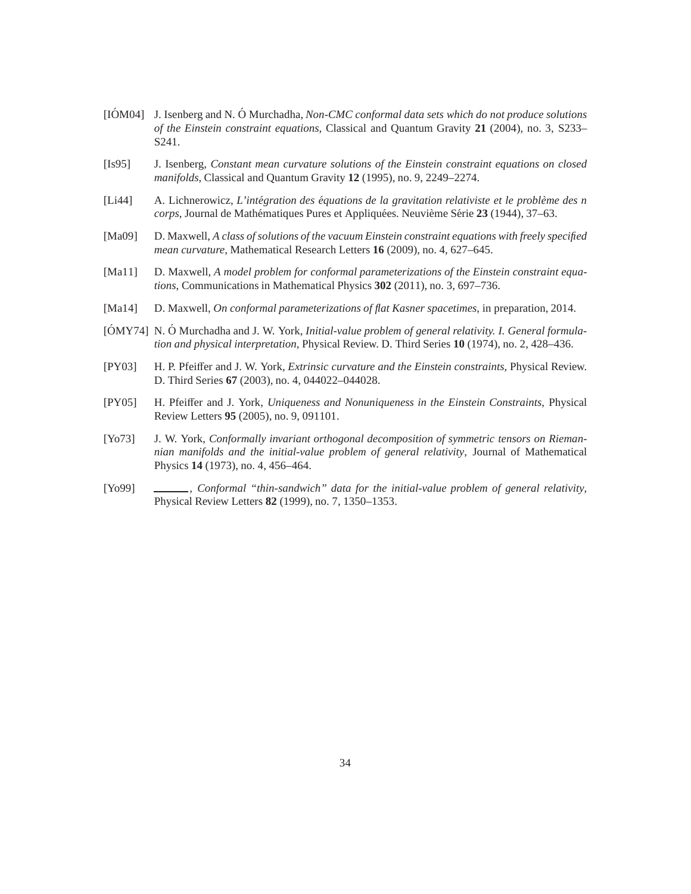[IÓM04] J. Isenberg and N. Ó Murchadha, *Non-CMC conformal data sets which do not produce solutions of the Einstein constraint equations*, Classical and Quantum Gravity **21** (2004), no. 3, S233–S241.

[Is95] J. Isenberg, *Constant mean curvature solutions of the Einstein constraint equations on closed manifolds*, Classical and Quantum Gravity **12** (1995), no. 9, 2249–2274.

[Li44] A. Lichnerowicz, *L'intégration des équations de la gravitation relativiste et le problème des n corps*, Journal de Mathématiques Pures et Appliquées. Neuvième Série **23** (1944), 37–63.

[Ma09] D. Maxwell, *A class of solutions of the vacuum Einstein constraint equations with freely specified mean curvature*, Mathematical Research Letters **16** (2009), no. 4, 627–645.

[Ma11] D. Maxwell, *A model problem for conformal parameterizations of the Einstein constraint equations*, Communications in Mathematical Physics **302** (2011), no. 3, 697–736.

[Ma14] D. Maxwell, *On conformal parameterizations of flat Kasner spacetimes*, in preparation, 2014.

[ÓMY74] N. Ó Murchadha and J. W. York, *Initial-value problem of general relativity. I. General formulation and physical interpretation*, Physical Review. D. Third Series **10** (1974), no. 2, 428–436.

[PY03] H. P. Pfeiffer and J. W. York, *Extrinsic curvature and the Einstein constraints*, Physical Review. D. Third Series **67** (2003), no. 4, 044022–044028.

[PY05] H. Pfeiffer and J. York, *Uniqueness and Nonuniqueness in the Einstein Constraints*, Physical Review Letters **95** (2005), no. 9, 091101.

[Yo73] J. W. York, *Conformally invariant orthogonal decomposition of symmetric tensors on Riemannian manifolds and the initial-value problem of general relativity*, Journal of Mathematical Physics **14** (1973), no. 4, 456–464.

[Yo99] ______, *Conformal "thin-sandwich" data for the initial-value problem of general relativity*, Physical Review Letters **82** (1999), no. 7, 1350–1353.